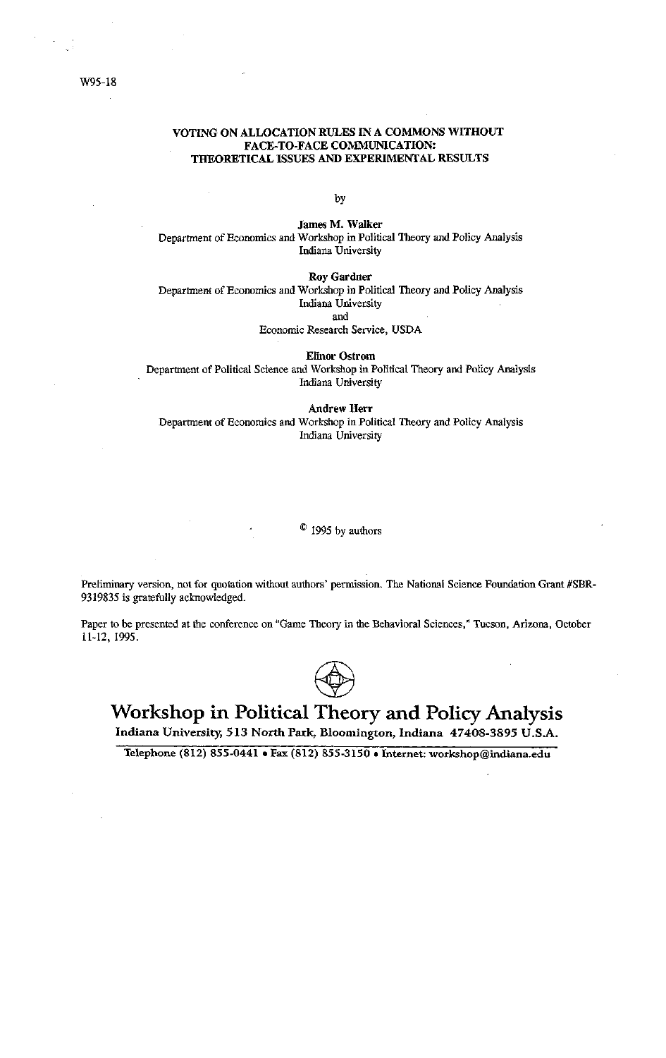W95-18

# VOTING ON ALLOCATION RULES IN A COMMONS WITHOUT FACE-TO-FACE COMMUNICATION: THEORETICAL ISSUES AND EXPERIMENTAL RESULTS

by

**James M. Walker**
Department of Economics and Workshop in Political Theory and Policy Analysis
Indiana University

**Roy Gardner**
Department of Economics and Workshop in Political Theory and Policy Analysis
Indiana University
and
Economic Research Service, USDA

**Elinor Ostrom**
Department of Political Science and Workshop in Political Theory and Policy Analysis
Indiana University

**Andrew Herr**
Department of Economics and Workshop in Political Theory and Policy Analysis
Indiana University

© 1995 by authors

Preliminary version, not for quotation without authors' permission. The National Science Foundation Grant #SBR-9319835 is gratefully acknowledged.

Paper to be presented at the conference on "Game Theory in the Behavioral Sciences," Tucson, Arizona, October 11-12, 1995.

**Workshop in Political Theory and Policy Analysis**
Indiana University, 513 North Park, Bloomington, Indiana 47408-3895 U.S.A.
Telephone (812) 855-0441 • Fax (812) 855-3150 • Internet: workshop@indiana.edu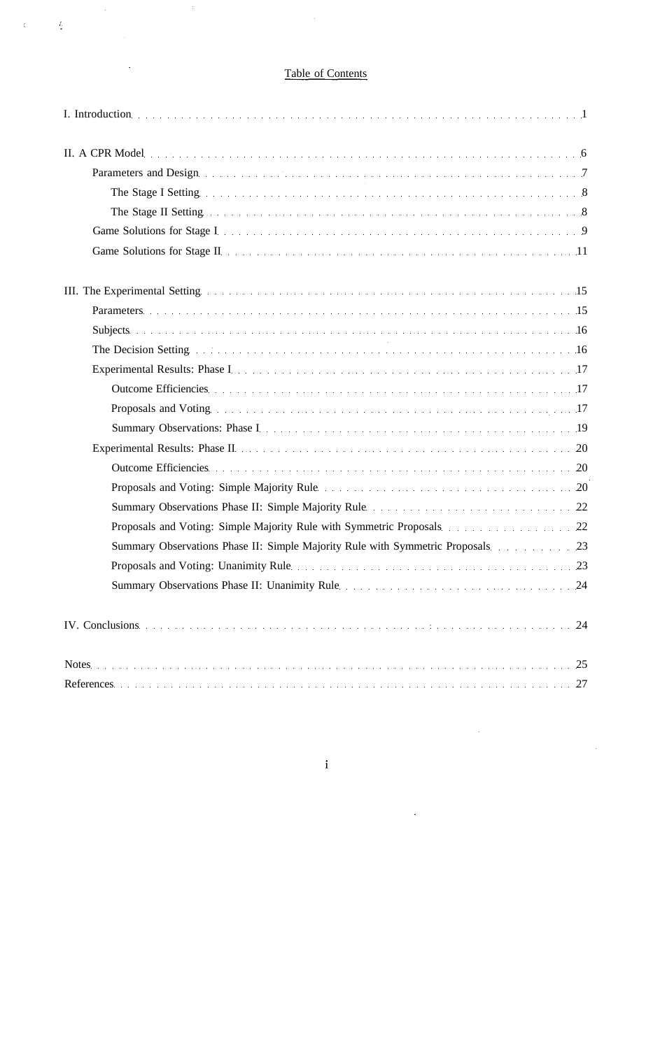# Table of Contents

I. Introduction . . . . . 1

II. A CPR Model . . . . . 6
- Parameters and Design . . . . . 7
  - The Stage I Setting . . . . . 8
  - The Stage II Setting . . . . . 8
- Game Solutions for Stage I . . . . . 9
- Game Solutions for Stage II . . . . . 11

III. The Experimental Setting . . . . . 15
- Parameters . . . . . 15
- Subjects . . . . . 16
- The Decision Setting . . . . . 16
- Experimental Results: Phase I . . . . . 17
  - Outcome Efficiencies . . . . . 17
  - Proposals and Voting . . . . . 17
  - Summary Observations: Phase I . . . . . 19
- Experimental Results: Phase II . . . . . 20
  - Outcome Efficiencies . . . . . 20
  - Proposals and Voting: Simple Majority Rule . . . . . 20
  - Summary Observations Phase II: Simple Majority Rule . . . . . 22
  - Proposals and Voting: Simple Majority Rule with Symmetric Proposals . . . . . 22
  - Summary Observations Phase II: Simple Majority Rule with Symmetric Proposals . . . . . 23
  - Proposals and Voting: Unanimity Rule . . . . . 23
  - Summary Observations Phase II: Unanimity Rule . . . . . 24

IV. Conclusions . . . . . 24

Notes . . . . . 25

References . . . . . 27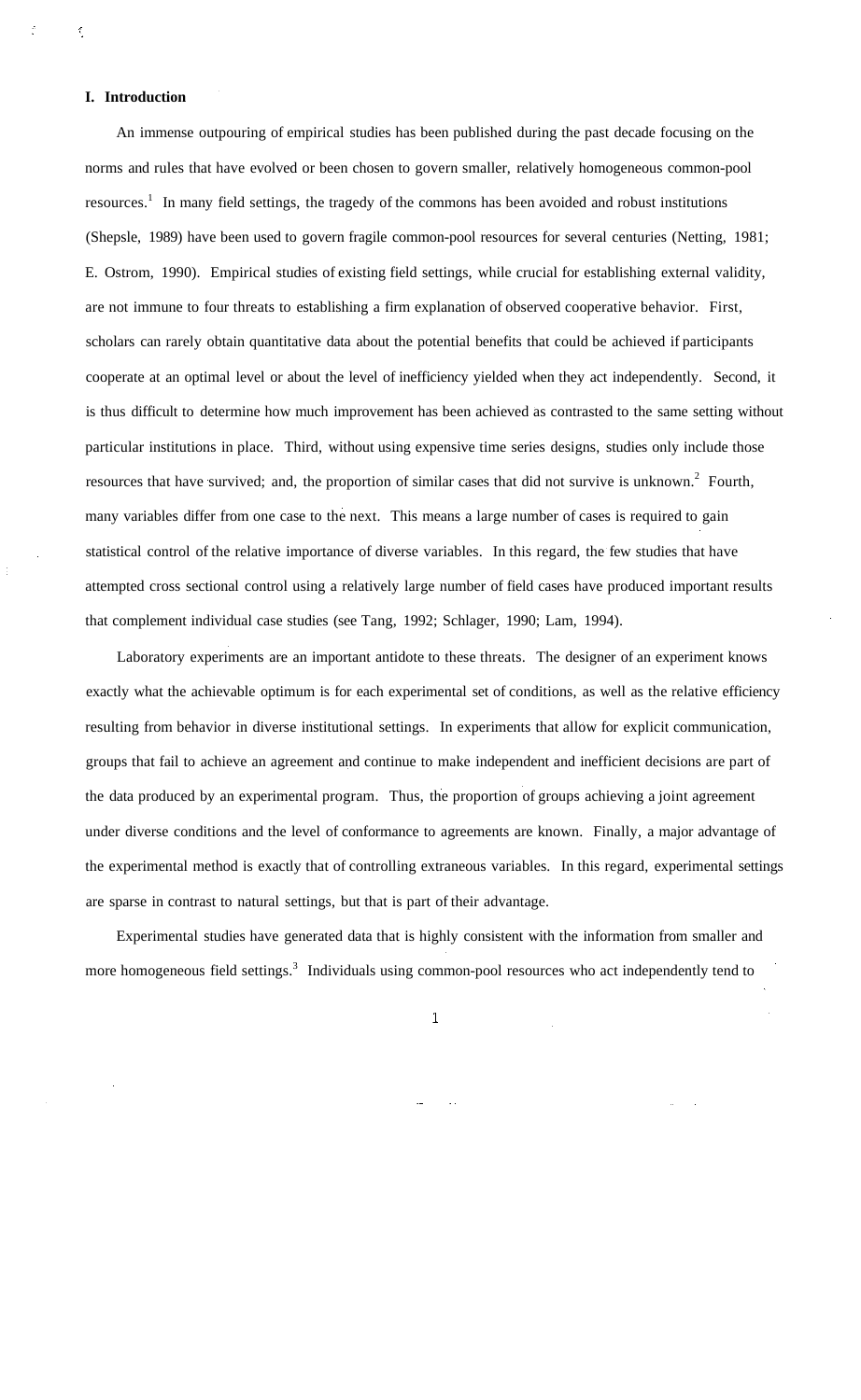## I. Introduction

An immense outpouring of empirical studies has been published during the past decade focusing on the norms and rules that have evolved or been chosen to govern smaller, relatively homogeneous common-pool resources.[1] In many field settings, the tragedy of the commons has been avoided and robust institutions (Shepsle, 1989) have been used to govern fragile common-pool resources for several centuries (Netting, 1981; E. Ostrom, 1990). Empirical studies of existing field settings, while crucial for establishing external validity, are not immune to four threats to establishing a firm explanation of observed cooperative behavior. First, scholars can rarely obtain quantitative data about the potential benefits that could be achieved if participants cooperate at an optimal level or about the level of inefficiency yielded when they act independently. Second, it is thus difficult to determine how much improvement has been achieved as contrasted to the same setting without particular institutions in place. Third, without using expensive time series designs, studies only include those resources that have survived; and, the proportion of similar cases that did not survive is unknown.[2] Fourth, many variables differ from one case to the next. This means a large number of cases is required to gain statistical control of the relative importance of diverse variables. In this regard, the few studies that have attempted cross sectional control using a relatively large number of field cases have produced important results that complement individual case studies (see Tang, 1992; Schlager, 1990; Lam, 1994).

Laboratory experiments are an important antidote to these threats. The designer of an experiment knows exactly what the achievable optimum is for each experimental set of conditions, as well as the relative efficiency resulting from behavior in diverse institutional settings. In experiments that allow for explicit communication, groups that fail to achieve an agreement and continue to make independent and inefficient decisions are part of the data produced by an experimental program. Thus, the proportion of groups achieving a joint agreement under diverse conditions and the level of conformance to agreements are known. Finally, a major advantage of the experimental method is exactly that of controlling extraneous variables. In this regard, experimental settings are sparse in contrast to natural settings, but that is part of their advantage.

Experimental studies have generated data that is highly consistent with the information from smaller and more homogeneous field settings.[3] Individuals using common-pool resources who act independently tend to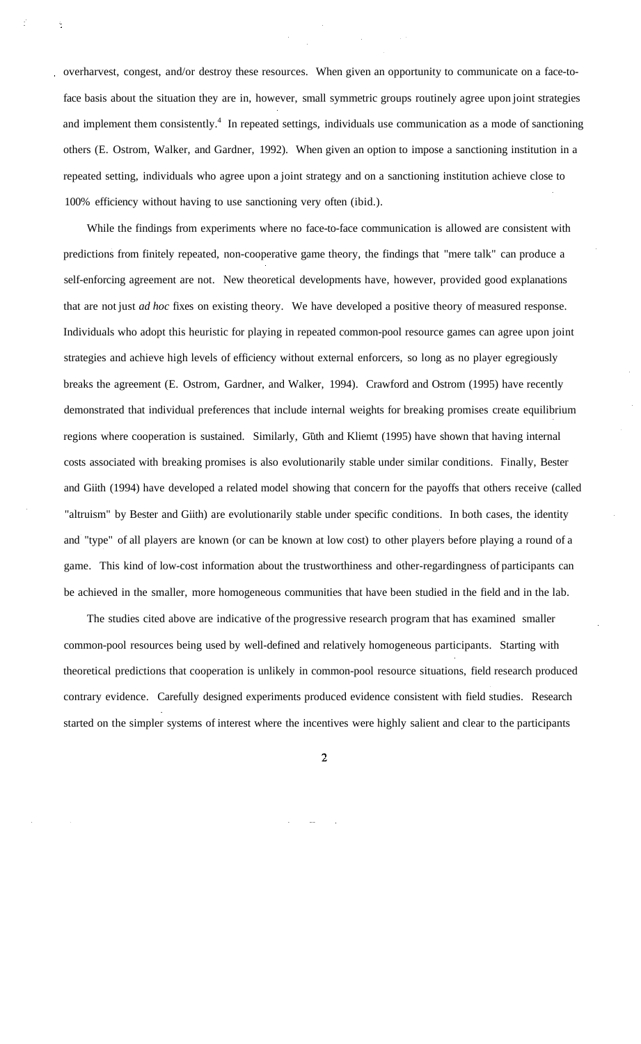overharvest, congest, and/or destroy these resources. When given an opportunity to communicate on a face-to-face basis about the situation they are in, however, small symmetric groups routinely agree upon joint strategies and implement them consistently.[4] In repeated settings, individuals use communication as a mode of sanctioning others (E. Ostrom, Walker, and Gardner, 1992). When given an option to impose a sanctioning institution in a repeated setting, individuals who agree upon a joint strategy and on a sanctioning institution achieve close to 100% efficiency without having to use sanctioning very often (ibid.).

While the findings from experiments where no face-to-face communication is allowed are consistent with predictions from finitely repeated, non-cooperative game theory, the findings that "mere talk" can produce a self-enforcing agreement are not. New theoretical developments have, however, provided good explanations that are not just *ad hoc* fixes on existing theory. We have developed a positive theory of measured response. Individuals who adopt this heuristic for playing in repeated common-pool resource games can agree upon joint strategies and achieve high levels of efficiency without external enforcers, so long as no player egregiously breaks the agreement (E. Ostrom, Gardner, and Walker, 1994). Crawford and Ostrom (1995) have recently demonstrated that individual preferences that include internal weights for breaking promises create equilibrium regions where cooperation is sustained. Similarly, Güth and Kliemt (1995) have shown that having internal costs associated with breaking promises is also evolutionarily stable under similar conditions. Finally, Bester and Güth (1994) have developed a related model showing that concern for the payoffs that others receive (called "altruism" by Bester and Güth) are evolutionarily stable under specific conditions. In both cases, the identity and "type" of all players are known (or can be known at low cost) to other players before playing a round of a game. This kind of low-cost information about the trustworthiness and other-regardingness of participants can be achieved in the smaller, more homogeneous communities that have been studied in the field and in the lab.

The studies cited above are indicative of the progressive research program that has examined smaller common-pool resources being used by well-defined and relatively homogeneous participants. Starting with theoretical predictions that cooperation is unlikely in common-pool resource situations, field research produced contrary evidence. Carefully designed experiments produced evidence consistent with field studies. Research started on the simpler systems of interest where the incentives were highly salient and clear to the participants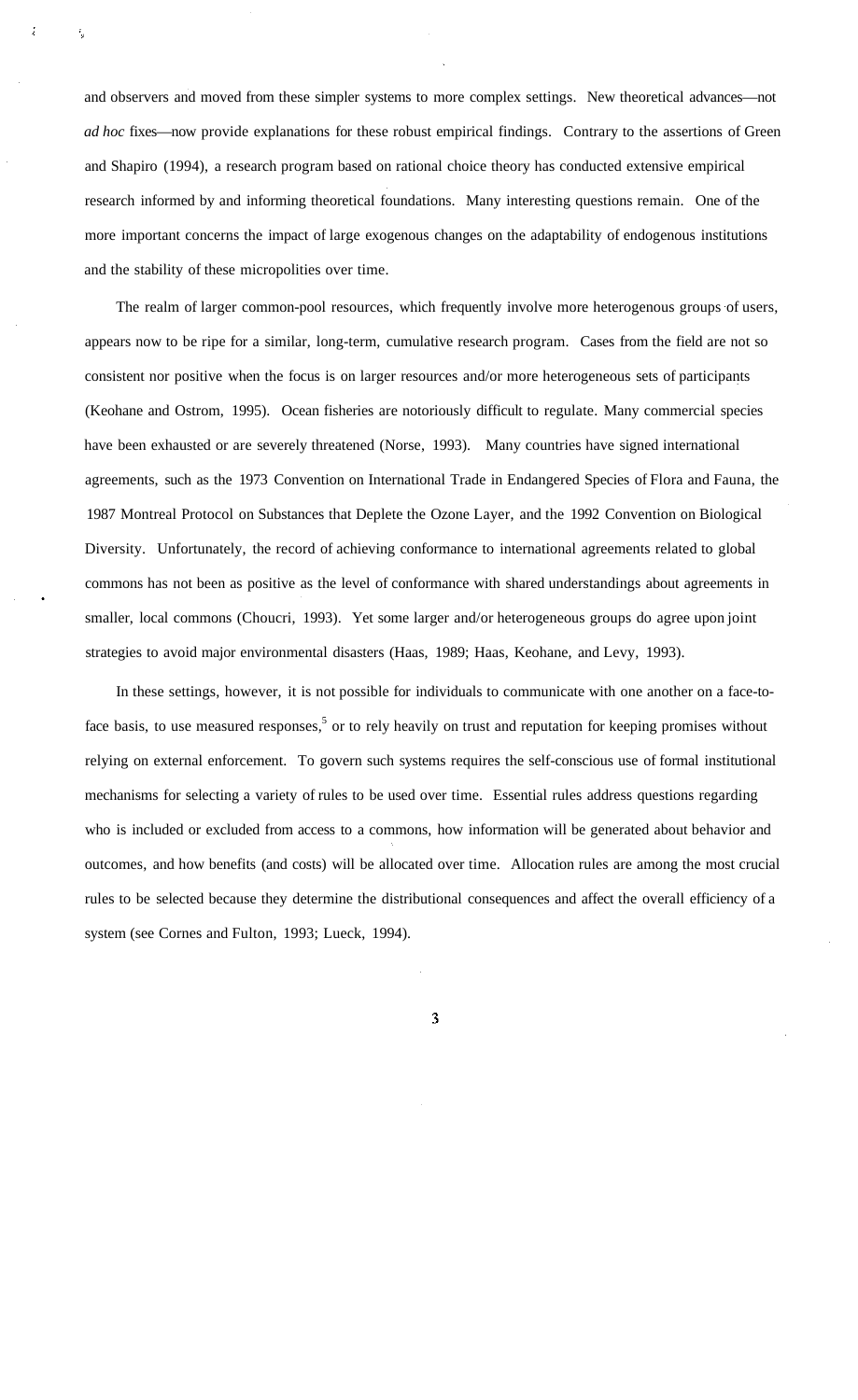and observers and moved from these simpler systems to more complex settings. New theoretical advances—not *ad hoc* fixes—now provide explanations for these robust empirical findings. Contrary to the assertions of Green and Shapiro (1994), a research program based on rational choice theory has conducted extensive empirical research informed by and informing theoretical foundations. Many interesting questions remain. One of the more important concerns the impact of large exogenous changes on the adaptability of endogenous institutions and the stability of these micropolities over time.

The realm of larger common-pool resources, which frequently involve more heterogenous groups of users, appears now to be ripe for a similar, long-term, cumulative research program. Cases from the field are not so consistent nor positive when the focus is on larger resources and/or more heterogeneous sets of participants (Keohane and Ostrom, 1995). Ocean fisheries are notoriously difficult to regulate. Many commercial species have been exhausted or are severely threatened (Norse, 1993). Many countries have signed international agreements, such as the 1973 Convention on International Trade in Endangered Species of Flora and Fauna, the 1987 Montreal Protocol on Substances that Deplete the Ozone Layer, and the 1992 Convention on Biological Diversity. Unfortunately, the record of achieving conformance to international agreements related to global commons has not been as positive as the level of conformance with shared understandings about agreements in smaller, local commons (Choucri, 1993). Yet some larger and/or heterogeneous groups do agree upon joint strategies to avoid major environmental disasters (Haas, 1989; Haas, Keohane, and Levy, 1993).

In these settings, however, it is not possible for individuals to communicate with one another on a face-to-face basis, to use measured responses,[5] or to rely heavily on trust and reputation for keeping promises without relying on external enforcement. To govern such systems requires the self-conscious use of formal institutional mechanisms for selecting a variety of rules to be used over time. Essential rules address questions regarding who is included or excluded from access to a commons, how information will be generated about behavior and outcomes, and how benefits (and costs) will be allocated over time. Allocation rules are among the most crucial rules to be selected because they determine the distributional consequences and affect the overall efficiency of a system (see Cornes and Fulton, 1993; Lueck, 1994).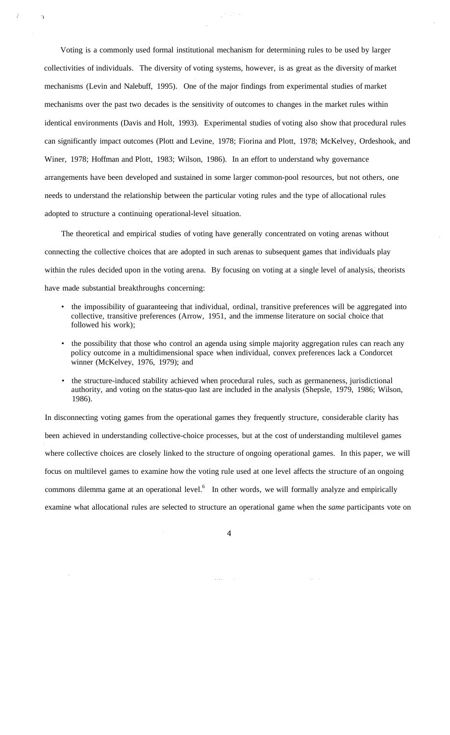Voting is a commonly used formal institutional mechanism for determining rules to be used by larger collectivities of individuals. The diversity of voting systems, however, is as great as the diversity of market mechanisms (Levin and Nalebuff, 1995). One of the major findings from experimental studies of market mechanisms over the past two decades is the sensitivity of outcomes to changes in the market rules within identical environments (Davis and Holt, 1993). Experimental studies of voting also show that procedural rules can significantly impact outcomes (Plott and Levine, 1978; Fiorina and Plott, 1978; McKelvey, Ordeshook, and Winer, 1978; Hoffman and Plott, 1983; Wilson, 1986). In an effort to understand why governance arrangements have been developed and sustained in some larger common-pool resources, but not others, one needs to understand the relationship between the particular voting rules and the type of allocational rules adopted to structure a continuing operational-level situation.

The theoretical and empirical studies of voting have generally concentrated on voting arenas without connecting the collective choices that are adopted in such arenas to subsequent games that individuals play within the rules decided upon in the voting arena. By focusing on voting at a single level of analysis, theorists have made substantial breakthroughs concerning:

- the impossibility of guaranteeing that individual, ordinal, transitive preferences will be aggregated into collective, transitive preferences (Arrow, 1951, and the immense literature on social choice that followed his work);
- the possibility that those who control an agenda using simple majority aggregation rules can reach any policy outcome in a multidimensional space when individual, convex preferences lack a Condorcet winner (McKelvey, 1976, 1979); and
- the structure-induced stability achieved when procedural rules, such as germaneness, jurisdictional authority, and voting on the status-quo last are included in the analysis (Shepsle, 1979, 1986; Wilson, 1986).

In disconnecting voting games from the operational games they frequently structure, considerable clarity has been achieved in understanding collective-choice processes, but at the cost of understanding multilevel games where collective choices are closely linked to the structure of ongoing operational games. In this paper, we will focus on multilevel games to examine how the voting rule used at one level affects the structure of an ongoing commons dilemma game at an operational level.[6] In other words, we will formally analyze and empirically examine what allocational rules are selected to structure an operational game when the *same* participants vote on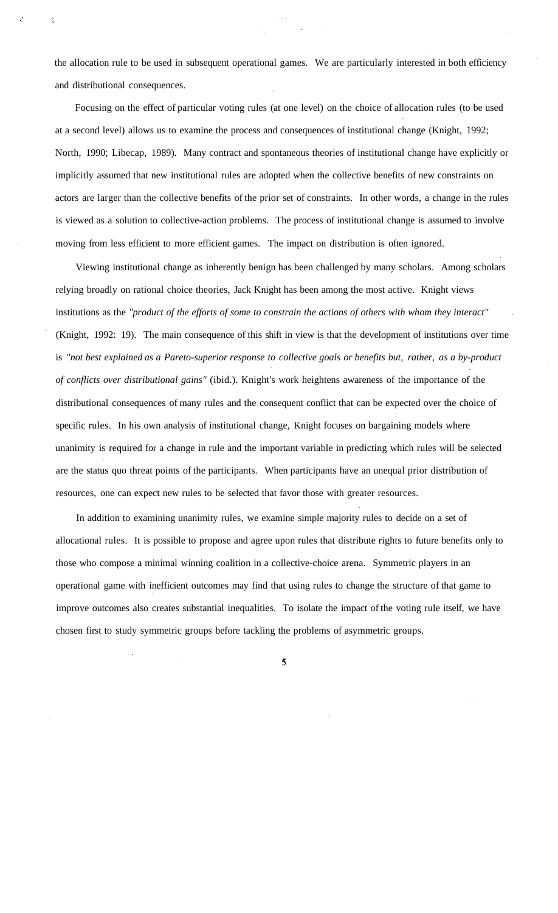the allocation rule to be used in subsequent operational games. We are particularly interested in both efficiency and distributional consequences.

Focusing on the effect of particular voting rules (at one level) on the choice of allocation rules (to be used at a second level) allows us to examine the process and consequences of institutional change (Knight, 1992; North, 1990; Libecap, 1989). Many contract and spontaneous theories of institutional change have explicitly or implicitly assumed that new institutional rules are adopted when the collective benefits of new constraints on actors are larger than the collective benefits of the prior set of constraints. In other words, a change in the rules is viewed as a solution to collective-action problems. The process of institutional change is assumed to involve moving from less efficient to more efficient games. The impact on distribution is often ignored.

Viewing institutional change as inherently benign has been challenged by many scholars. Among scholars relying broadly on rational choice theories, Jack Knight has been among the most active. Knight views institutions as the *"product of the efforts of some to constrain the actions of others with whom they interact"* (Knight, 1992: 19). The main consequence of this shift in view is that the development of institutions over time is *"not best explained as a Pareto-superior response to collective goals or benefits but, rather, as a by-product of conflicts over distributional gains"* (ibid.). Knight's work heightens awareness of the importance of the distributional consequences of many rules and the consequent conflict that can be expected over the choice of specific rules. In his own analysis of institutional change, Knight focuses on bargaining models where unanimity is required for a change in rule and the important variable in predicting which rules will be selected are the status quo threat points of the participants. When participants have an unequal prior distribution of resources, one can expect new rules to be selected that favor those with greater resources.

In addition to examining unanimity rules, we examine simple majority rules to decide on a set of allocational rules. It is possible to propose and agree upon rules that distribute rights to future benefits only to those who compose a minimal winning coalition in a collective-choice arena. Symmetric players in an operational game with inefficient outcomes may find that using rules to change the structure of that game to improve outcomes also creates substantial inequalities. To isolate the impact of the voting rule itself, we have chosen first to study symmetric groups before tackling the problems of asymmetric groups.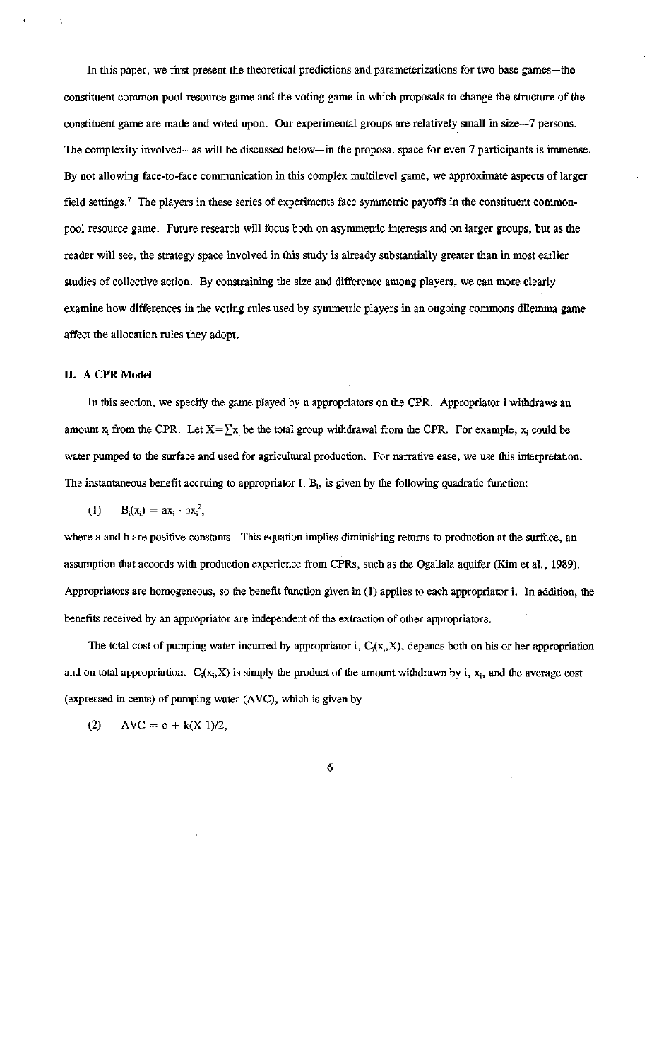In this paper, we first present the theoretical predictions and parameterizations for two base games—the constituent common-pool resource game and the voting game in which proposals to change the structure of the constituent game are made and voted upon. Our experimental groups are relatively small in size—7 persons. The complexity involved—as will be discussed below—in the proposal space for even 7 participants is immense. By not allowing face-to-face communication in this complex multilevel game, we approximate aspects of larger field settings.[7] The players in these series of experiments face symmetric payoffs in the constituent common-pool resource game. Future research will focus both on asymmetric interests and on larger groups, but as the reader will see, the strategy space involved in this study is already substantially greater than in most earlier studies of collective action. By constraining the size and difference among players, we can more clearly examine how differences in the voting rules used by symmetric players in an ongoing commons dilemma game affect the allocation rules they adopt.

## II. A CPR Model

In this section, we specify the game played by n appropriators on the CPR. Appropriator i withdraws an amount $x_i$ from the CPR. Let $X=\sum x_i$ be the total group withdrawal from the CPR. For example, $x_i$ could be water pumped to the surface and used for agricultural production. For narrative ease, we use this interpretation. The instantaneous benefit accruing to appropriator I, $B_i$, is given by the following quadratic function:

$$(1) \qquad B_i(x_i) = ax_i - bx_i^2,$$

where a and b are positive constants. This equation implies diminishing returns to production at the surface, an assumption that accords with production experience from CPRs, such as the Ogallala aquifer (Kim et al., 1989). Appropriators are homogeneous, so the benefit function given in (1) applies to each appropriator i. In addition, the benefits received by an appropriator are independent of the extraction of other appropriators.

The total cost of pumping water incurred by appropriator i, $C_i(x_i,X)$, depends both on his or her appropriation and on total appropriation. $C_i(x_i,X)$ is simply the product of the amount withdrawn by i, $x_i$, and the average cost (expressed in cents) of pumping water (AVC), which is given by

$$(2) \qquad AVC = c + k(X-1)/2,$$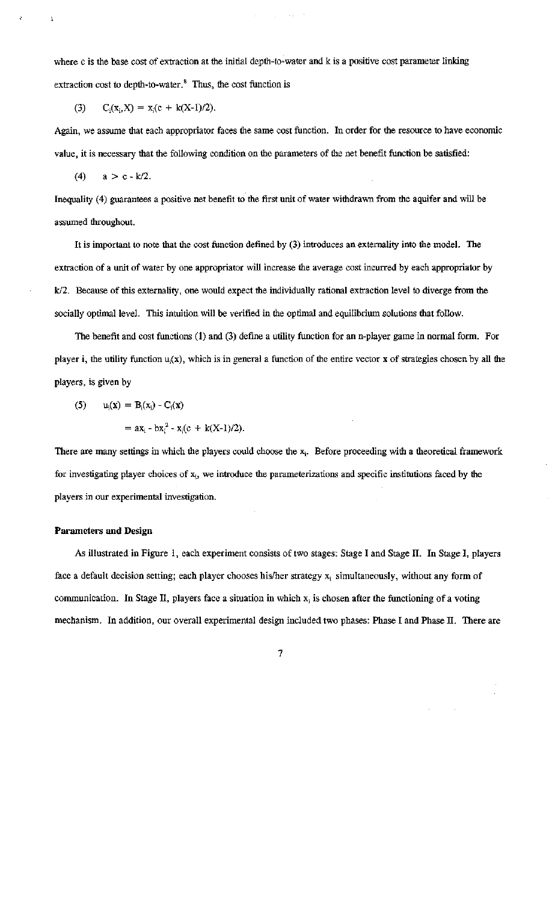where c is the base cost of extraction at the initial depth-to-water and k is a positive cost parameter linking extraction cost to depth-to-water.[8] Thus, the cost function is

$$(3) \qquad C_i(x_i, X) = x_i(c + k(X-1)/2).$$

Again, we assume that each appropriator faces the same cost function. In order for the resource to have economic value, it is necessary that the following condition on the parameters of the net benefit function be satisfied:

$$(4) \qquad a > c - k/2.$$

Inequality (4) guarantees a positive net benefit to the first unit of water withdrawn from the aquifer and will be assumed throughout.

It is important to note that the cost function defined by (3) introduces an externality into the model. The extraction of a unit of water by one appropriator will increase the average cost incurred by each appropriator by k/2. Because of this externality, one would expect the individually rational extraction level to diverge from the socially optimal level. This intuition will be verified in the optimal and equilibrium solutions that follow.

The benefit and cost functions (1) and (3) define a utility function for an n-player game in normal form. For player **i**, the utility function $u_i(\mathbf{x})$, which is in general a function of the entire vector **x** of strategies chosen by all the players, is given by

$$(5) \qquad u_i(\mathbf{x}) = B_i(x_i) - C_i(\mathbf{x})$$
$$= ax_i - bx_i^2 - x_i(c + k(X-1)/2).$$

There are many settings in which the players could choose the $x_i$. Before proceeding with a theoretical framework for investigating player choices of $x_i$, we introduce the parameterizations and specific institutions faced by the players in our experimental investigation.

**Parameters and Design**

As illustrated in Figure 1, each experiment consists of two stages: Stage I and Stage II. In Stage I, players face a default decision setting; each player chooses his/her strategy $x_i$ simultaneously, without any form of communication. In Stage II, players face a situation in which $x_i$ is chosen after the functioning of a voting mechanism. In addition, our overall experimental design included two phases: Phase I and Phase II. There are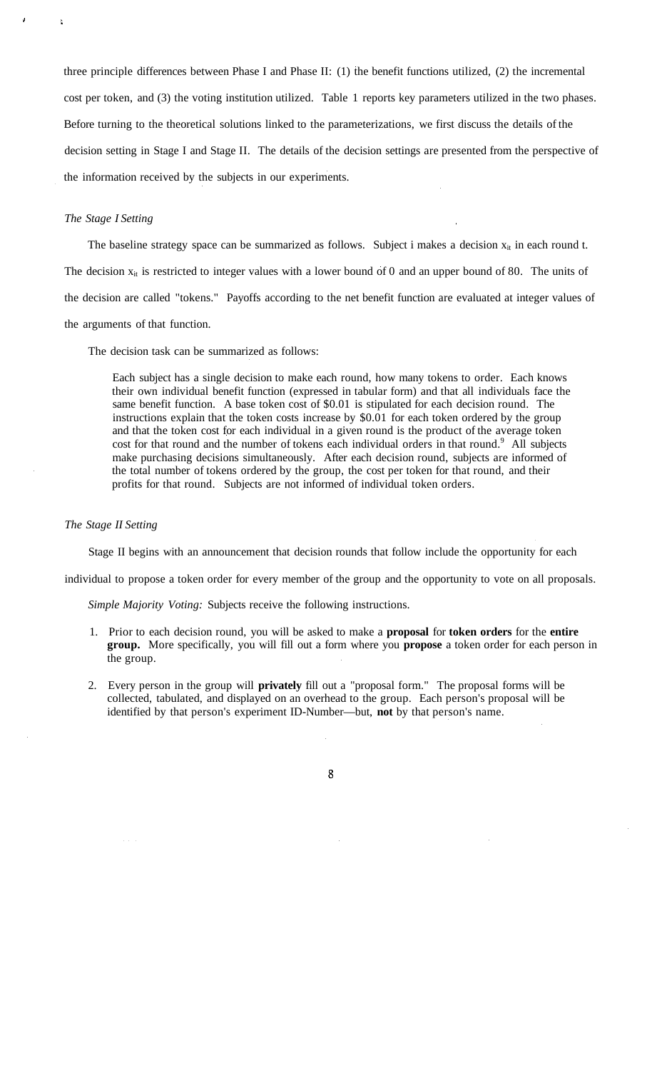three principle differences between Phase I and Phase II: (1) the benefit functions utilized, (2) the incremental cost per token, and (3) the voting institution utilized. Table 1 reports key parameters utilized in the two phases. Before turning to the theoretical solutions linked to the parameterizations, we first discuss the details of the decision setting in Stage I and Stage II. The details of the decision settings are presented from the perspective of the information received by the subjects in our experiments.

*The Stage I Setting*

The baseline strategy space can be summarized as follows. Subject i makes a decision $x_{it}$ in each round t. The decision $x_{it}$ is restricted to integer values with a lower bound of 0 and an upper bound of 80. The units of the decision are called "tokens." Payoffs according to the net benefit function are evaluated at integer values of the arguments of that function.

The decision task can be summarized as follows:

> Each subject has a single decision to make each round, how many tokens to order. Each knows their own individual benefit function (expressed in tabular form) and that all individuals face the same benefit function. A base token cost of $0.01 is stipulated for each decision round. The instructions explain that the token costs increase by $0.01 for each token ordered by the group and that the token cost for each individual in a given round is the product of the average token cost for that round and the number of tokens each individual orders in that round.[9] All subjects make purchasing decisions simultaneously. After each decision round, subjects are informed of the total number of tokens ordered by the group, the cost per token for that round, and their profits for that round. Subjects are not informed of individual token orders.

*The Stage II Setting*

Stage II begins with an announcement that decision rounds that follow include the opportunity for each individual to propose a token order for every member of the group and the opportunity to vote on all proposals.

*Simple Majority Voting:* Subjects receive the following instructions.

1. Prior to each decision round, you will be asked to make a **proposal** for **token orders** for the **entire group.** More specifically, you will fill out a form where you **propose** a token order for each person in the group.

2. Every person in the group will **privately** fill out a "proposal form." The proposal forms will be collected, tabulated, and displayed on an overhead to the group. Each person's proposal will be identified by that person's experiment ID-Number—but, **not** by that person's name.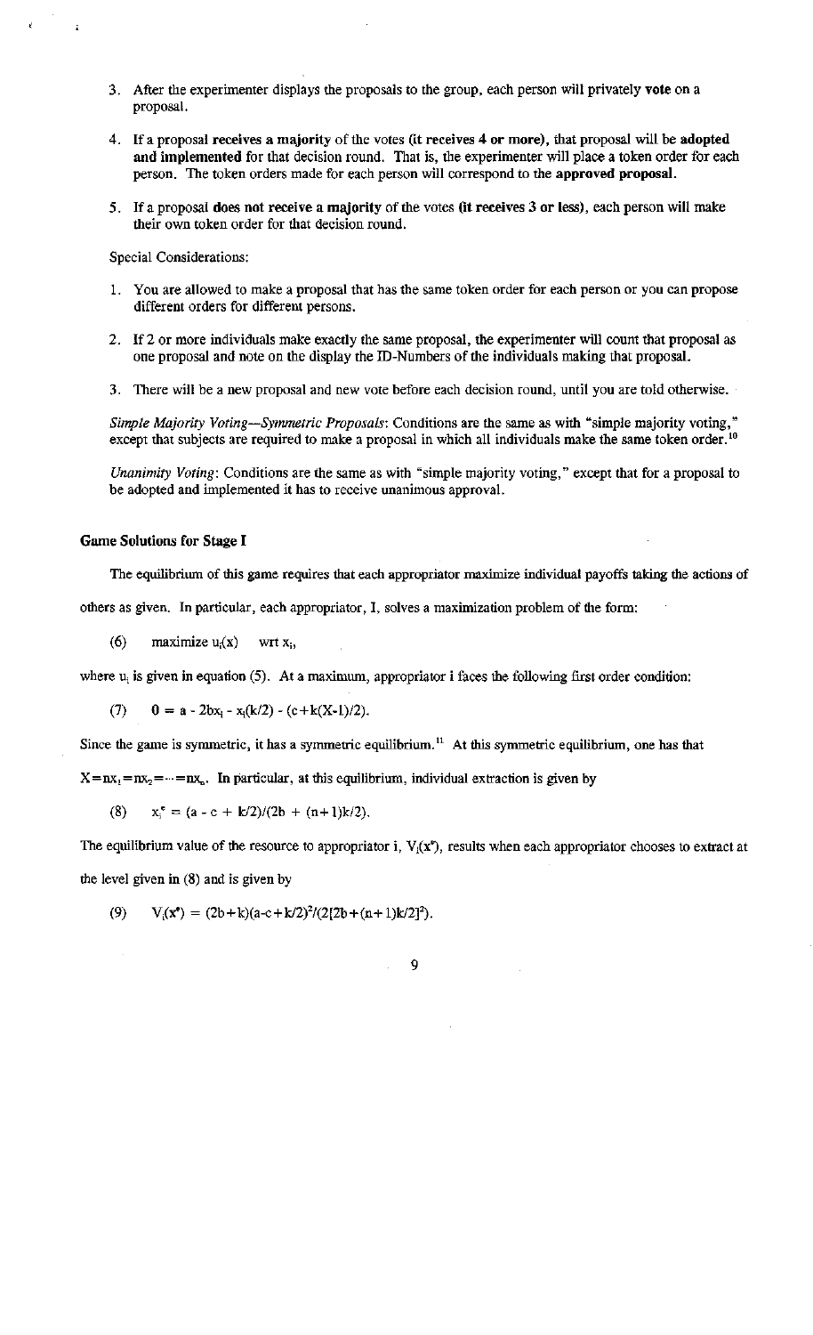3. After the experimenter displays the proposals to the group, each person will privately **vote** on a proposal.

4. If a proposal **receives a majority** of the votes **(it receives 4 or more)**, that proposal will be **adopted and implemented** for that decision round. That is, the experimenter will place a token order for each person. The token orders made for each person will correspond to the **approved proposal**.

5. If a proposal **does not receive a majority** of the votes **(it receives 3 or less)**, each person will make their own token order for that decision round.

Special Considerations:

1. You are allowed to make a proposal that has the same token order for each person or you can propose different orders for different persons.

2. If 2 or more individuals make exactly the same proposal, the experimenter will count that proposal as one proposal and note on the display the ID-Numbers of the individuals making that proposal.

3. There will be a new proposal and new vote before each decision round, until you are told otherwise.

*Simple Majority Voting—Symmetric Proposals*: Conditions are the same as with "simple majority voting," except that subjects are required to make a proposal in which all individuals make the same token order.[10]

*Unanimity Voting*: Conditions are the same as with "simple majority voting," except that for a proposal to be adopted and implemented it has to receive unanimous approval.

### Game Solutions for Stage I

The equilibrium of this game requires that each appropriator maximize individual payoffs taking the actions of others as given. In particular, each appropriator, I, solves a maximization problem of the form:

$$(6) \qquad \text{maximize } u_i(x) \quad \text{wrt } x_i,$$

where $u_i$ is given in equation (5). At a maximum, appropriator i faces the following first order condition:

$$(7) \qquad 0 = a - 2bx_i - x_i(k/2) - (c+k(X-1)/2).$$

Since the game is symmetric, it has a symmetric equilibrium.[11] At this symmetric equilibrium, one has that $X=nx_1=nx_2=\cdots=nx_n$. In particular, at this equilibrium, individual extraction is given by

$$(8) \qquad x_i^e = (a - c + k/2)/(2b + (n+1)k/2).$$

The equilibrium value of the resource to appropriator i, $V_i(x^e)$, results when each appropriator chooses to extract at the level given in (8) and is given by

$$(9) \qquad V_i(x^e) = (2b+k)(a-c+k/2)^2/(2[2b+(n+1)k/2]^2).$$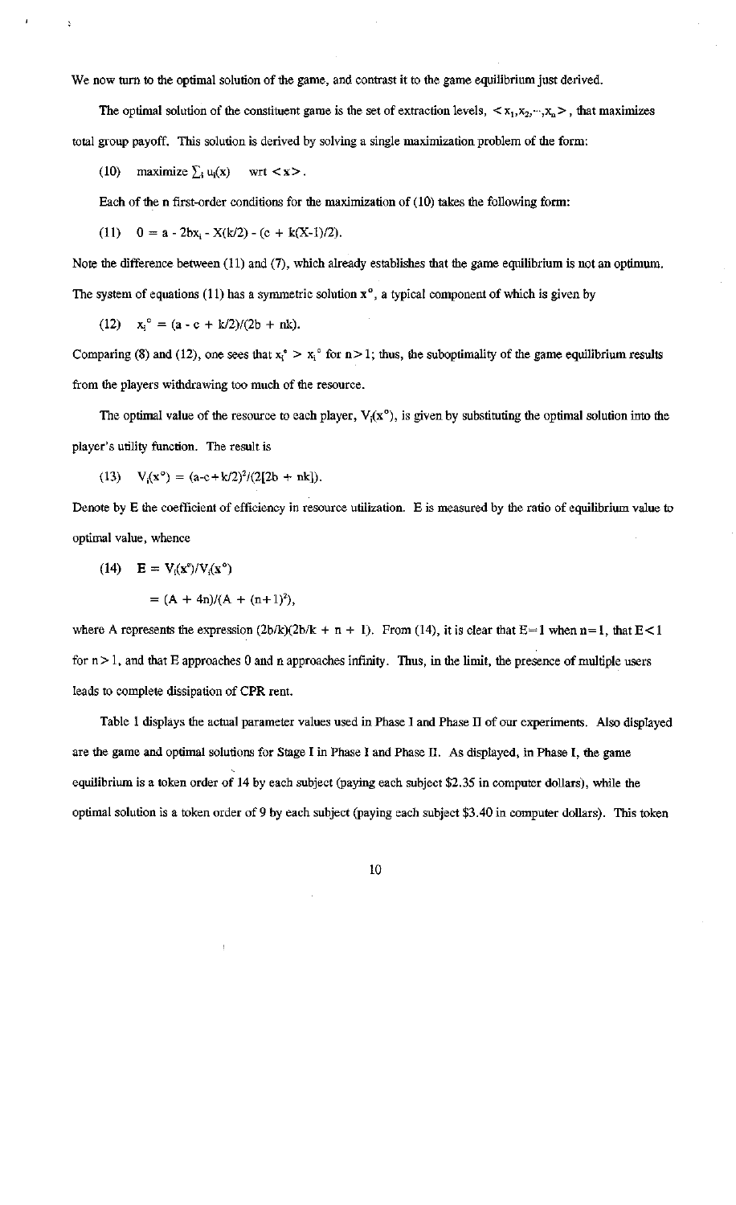We now turn to the optimal solution of the game, and contrast it to the game equilibrium just derived.

The optimal solution of the constituent game is the set of extraction levels, $<x_1, x_2, \cdots, x_n>$, that maximizes total group payoff. This solution is derived by solving a single maximization problem of the form:

$$\text{(10)} \quad \text{maximize } \textstyle\sum_i u_i(x) \quad \text{wrt } <x>.$$

Each of the n first-order conditions for the maximization of (10) takes the following form:

$$\text{(11)} \quad 0 = a - 2bx_i - X(k/2) - (c + k(X-1)/2).$$

Note the difference between (11) and (7), which already establishes that the game equilibrium is not an optimum. The system of equations (11) has a symmetric solution $x^{o}$, a typical component of which is given by

$$\text{(12)} \quad x_i^{o} = (a - c + k/2)/(2b + nk).$$

Comparing (8) and (12), one sees that $x_i^{e} > x_i^{o}$ for $n > 1$; thus, the suboptimality of the game equilibrium results from the players withdrawing too much of the resource.

The optimal value of the resource to each player, $V_i(x^{o})$, is given by substituting the optimal solution into the player's utility function. The result is

$$\text{(13)} \quad V_i(x^{o}) = (a-c+k/2)^2/(2[2b + nk]).$$

Denote by E the coefficient of efficiency in resource utilization. E is measured by the ratio of equilibrium value to optimal value, whence

$$\text{(14)} \quad E = V_i(x^{e})/V_i(x^{o}) = (A + 4n)/(A + (n+1)^2),$$

where A represents the expression $(2b/k)(2b/k + n + 1)$. From (14), it is clear that $E=1$ when $n=1$, that $E<1$ for $n>1$, and that E approaches 0 and n approaches infinity. Thus, in the limit, the presence of multiple users leads to complete dissipation of CPR rent.

Table 1 displays the actual parameter values used in Phase I and Phase II of our experiments. Also displayed are the game and optimal solutions for Stage I in Phase I and Phase II. As displayed, in Phase I, the game equilibrium is a token order of 14 by each subject (paying each subject \$2.35 in computer dollars), while the optimal solution is a token order of 9 by each subject (paying each subject \$3.40 in computer dollars). This token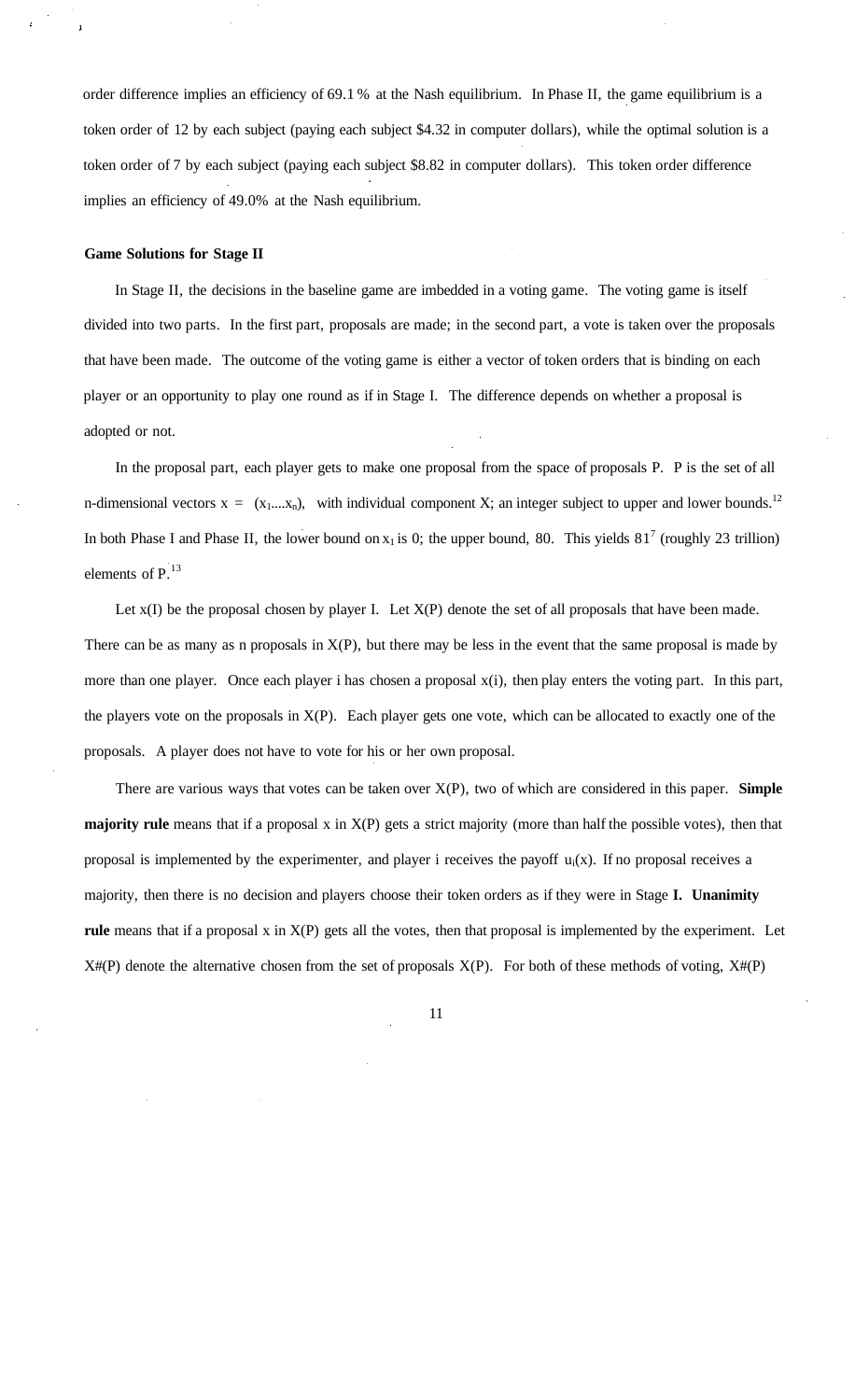order difference implies an efficiency of 69.1 % at the Nash equilibrium. In Phase II, the game equilibrium is a token order of 12 by each subject (paying each subject $4.32 in computer dollars), while the optimal solution is a token order of 7 by each subject (paying each subject $8.82 in computer dollars). This token order difference implies an efficiency of 49.0% at the Nash equilibrium.

### Game Solutions for Stage II

In Stage II, the decisions in the baseline game are imbedded in a voting game. The voting game is itself divided into two parts. In the first part, proposals are made; in the second part, a vote is taken over the proposals that have been made. The outcome of the voting game is either a vector of token orders that is binding on each player or an opportunity to play one round as if in Stage I. The difference depends on whether a proposal is adopted or not.

In the proposal part, each player gets to make one proposal from the space of proposals P. P is the set of all n-dimensional vectors $x = (x_1....x_n)$, with individual component X; an integer subject to upper and lower bounds.[12] In both Phase I and Phase II, the lower bound on $x_1$ is 0; the upper bound, 80. This yields $81^7$ (roughly 23 trillion) elements of P.[13]

Let x(I) be the proposal chosen by player I. Let X(P) denote the set of all proposals that have been made. There can be as many as n proposals in X(P), but there may be less in the event that the same proposal is made by more than one player. Once each player i has chosen a proposal x(i), then play enters the voting part. In this part, the players vote on the proposals in X(P). Each player gets one vote, which can be allocated to exactly one of the proposals. A player does not have to vote for his or her own proposal.

There are various ways that votes can be taken over X(P), two of which are considered in this paper. **Simple majority rule** means that if a proposal x in X(P) gets a strict majority (more than half the possible votes), then that proposal is implemented by the experimenter, and player i receives the payoff $u_i(x)$. If no proposal receives a majority, then there is no decision and players choose their token orders as if they were in Stage **I. Unanimity rule** means that if a proposal x in X(P) gets all the votes, then that proposal is implemented by the experiment. Let X#(P) denote the alternative chosen from the set of proposals X(P). For both of these methods of voting, X#(P)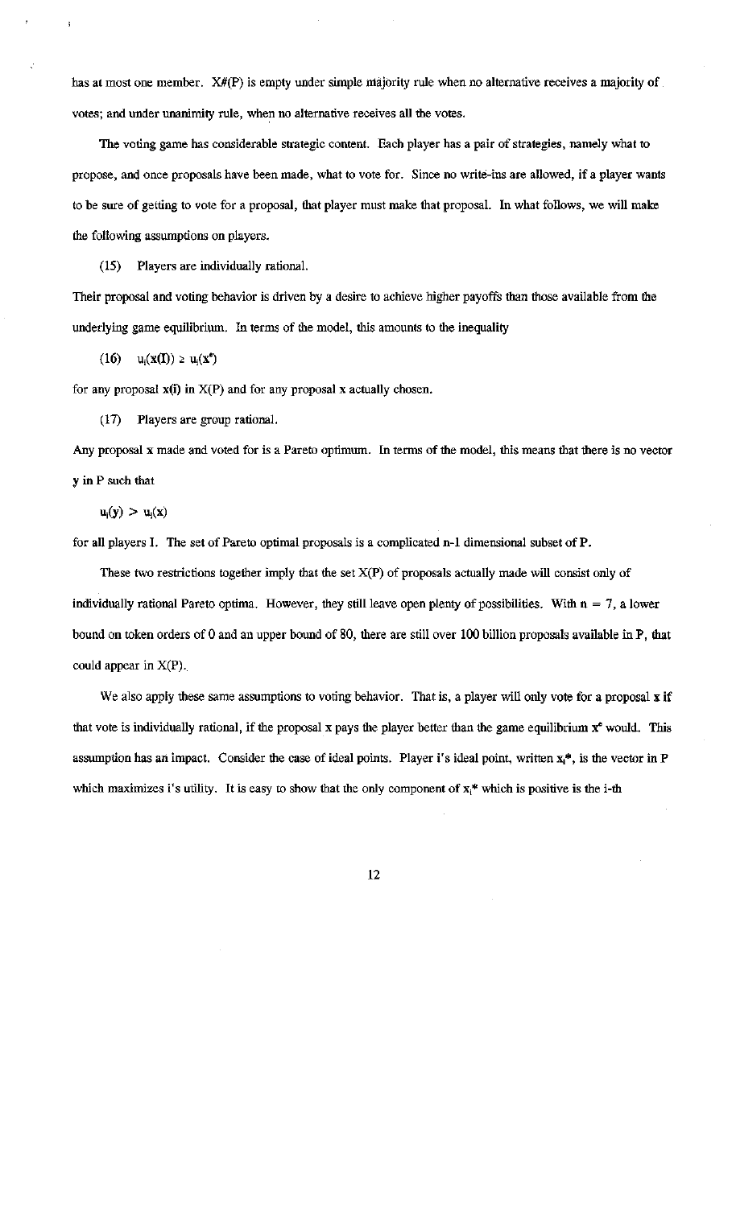has at most one member. $X\#(P)$ is empty under simple majority rule when no alternative receives a majority of votes; and under unanimity rule, when no alternative receives all the votes.

The voting game has considerable strategic content. Each player has a pair of strategies, namely what to propose, and once proposals have been made, what to vote for. Since no write-ins are allowed, if a player wants to be sure of getting to vote for a proposal, that player must make that proposal. In what follows, we will make the following assumptions on players.

(15) Players are individually rational.

Their proposal and voting behavior is driven by a desire to achieve higher payoffs than those available from the underlying game equilibrium. In terms of the model, this amounts to the inequality

(16) $u_i(x(I)) \geq u_i(x^e)$

for any proposal $x(i)$ in $X(P)$ and for any proposal $x$ actually chosen.

(17) Players are group rational.

Any proposal $x$ made and voted for is a Pareto optimum. In terms of the model, this means that there is no vector $y$ in P such that

$u_i(y) > u_i(x)$

for all players I. The set of Pareto optimal proposals is a complicated n-1 dimensional subset of P.

These two restrictions together imply that the set $X(P)$ of proposals actually made will consist only of individually rational Pareto optima. However, they still leave open plenty of possibilities. With $n = 7$, a lower bound on token orders of 0 and an upper bound of 80, there are still over 100 billion proposals available in P, that could appear in $X(P)$.

We also apply these same assumptions to voting behavior. That is, a player will only vote for a proposal $x$ if that vote is individually rational, if the proposal $x$ pays the player better than the game equilibrium $x^e$ would. This assumption has an impact. Consider the case of ideal points. Player i's ideal point, written $x_i^*$, is the vector in P which maximizes i's utility. It is easy to show that the only component of $x_i^*$ which is positive is the i-th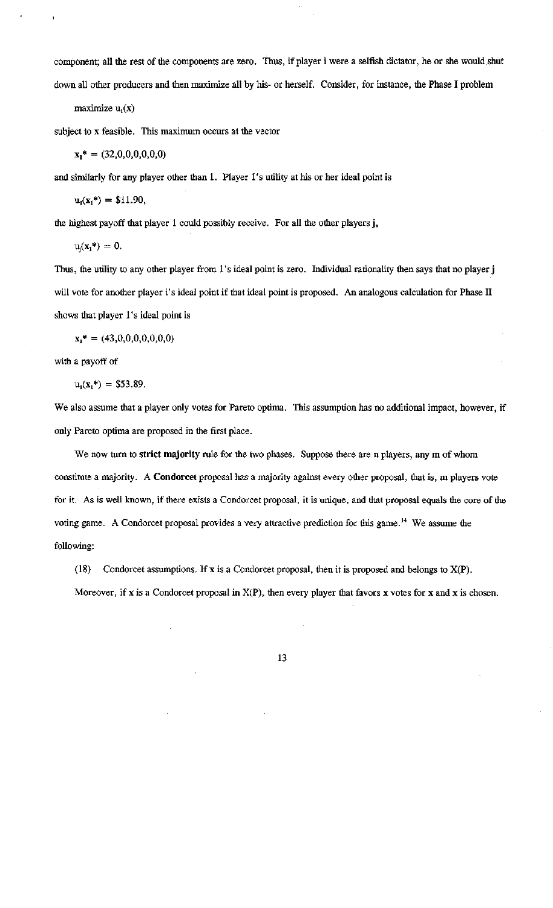component; all the rest of the components are zero. Thus, if player i were a selfish dictator, he or she would shut down all other producers and then maximize all by his- or herself. Consider, for instance, the Phase I problem

$$\text{maximize } u_1(x)$$

subject to x feasible. This maximum occurs at the vector

$$x_1^* = (32,0,0,0,0,0,0)$$

and similarly for any player other than 1. Player 1's utility at his or her ideal point is

$$u_1(x_1^*) = \$11.90,$$

the highest payoff that player 1 could possibly receive. For all the other players **j**,

$$u_j(x_1^*) = 0.$$

Thus, the utility to any other player from 1's ideal point is zero. Individual rationality then says that no player **j** will vote for another player i's ideal point if that ideal point is proposed. An analogous calculation for Phase II shows that player 1's ideal point is

$$x_1^* = (43,0,0,0,0,0,0,0)$$

with a payoff of

$$u_1(x_1^*) = \$53.89.$$

We also assume that a player only votes for Pareto optima. This assumption has no additional impact, however, if only Pareto optima are proposed in the first place.

We now turn to **strict majority** rule for the two phases. Suppose there are n players, any m of whom constitute a majority. A **Condorcet** proposal has a majority against every other proposal, that is, m players vote for it. As is well known, if there exists a Condorcet proposal, it is unique, and that proposal equals the core of the voting game. A Condorcet proposal provides a very attractive prediction for this game.[14] We assume the following:

(18) Condorcet assumptions. If x is a Condorcet proposal, then it is proposed and belongs to X(P). Moreover, if x is a Condorcet proposal in X(P), then every player that favors x votes for x and x is chosen.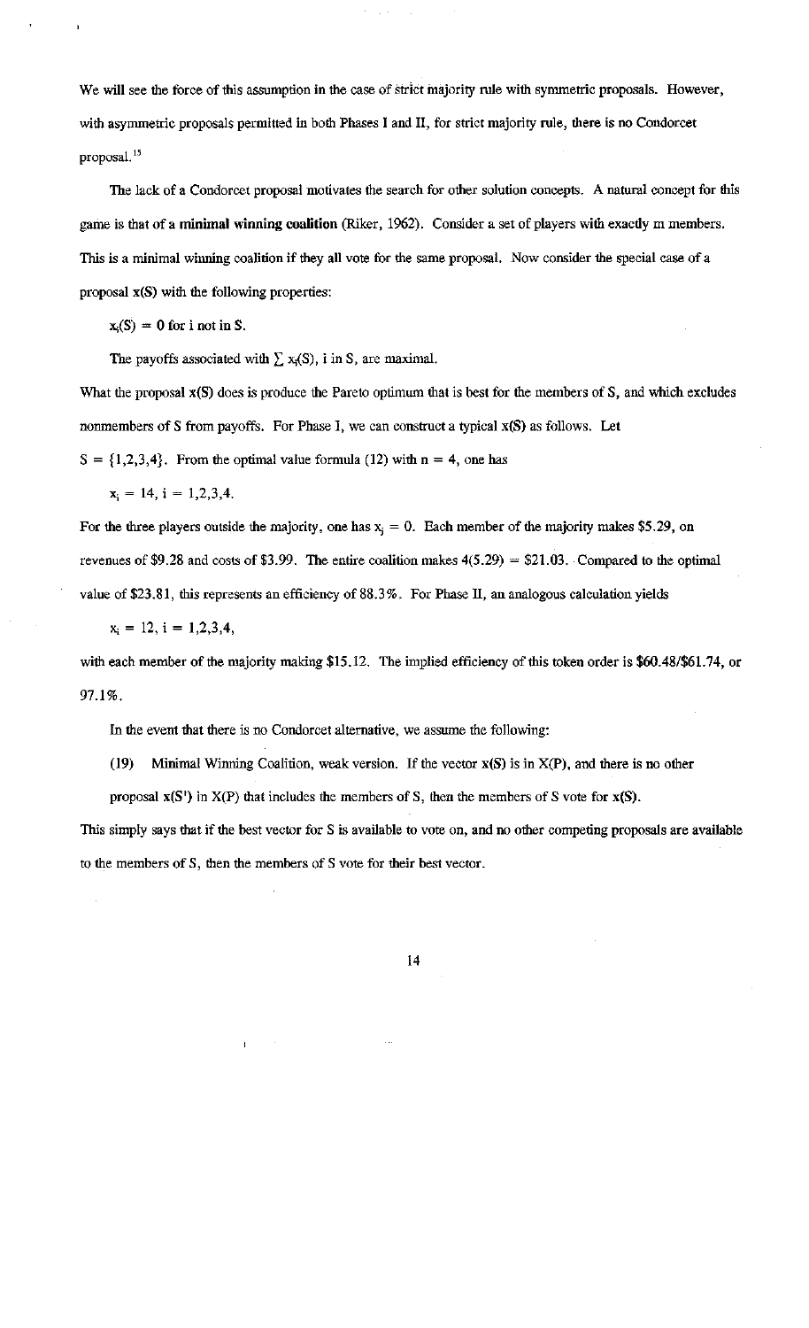We will see the force of this assumption in the case of strict majority rule with symmetric proposals. However, with asymmetric proposals permitted in both Phases I and II, for strict majority rule, there is no Condorcet proposal.[15]

The lack of a Condorcet proposal motivates the search for other solution concepts. A natural concept for this game is that of a **minimal winning coalition** (Riker, 1962). Consider a set of players with exactly m members. This is a minimal winning coalition if they all vote for the same proposal. Now consider the special case of a proposal **x(S)** with the following properties:

$x_i(S) = 0$ for i not in S.

The payoffs associated with $\sum x_i(S)$, i in S, are maximal.

What the proposal **x(S)** does is produce the Pareto optimum that is best for the members of S, and which excludes nonmembers of S from payoffs. For Phase I, we can construct a typical x(S) as follows. Let $S = \{1,2,3,4\}$. From the optimal value formula (12) with n = 4, one has

$x_i = 14, i = 1,2,3,4.$

For the three players outside the majority, one has $x_j = 0$. Each member of the majority makes \$5.29, on revenues of \$9.28 and costs of \$3.99. The entire coalition makes 4(5.29) = \$21.03. Compared to the optimal value of \$23.81, this represents an efficiency of 88.3%. For Phase II, an analogous calculation yields

$x_i = 12, i = 1,2,3,4,$

with each member of the majority making \$15.12. The implied efficiency of this token order is \$60.48/\$61.74, or 97.1%.

In the event that there is no Condorcet alternative, we assume the following:

(19) Minimal Winning Coalition, weak version. If the vector **x(S)** is in **X(P)**, and there is no other proposal **x(S')** in X(P) that includes the members of S, then the members of S vote for **x(S)**.

This simply says that if the best vector for S is available to vote on, and no other competing proposals are available to the members of S, then the members of S vote for their best vector.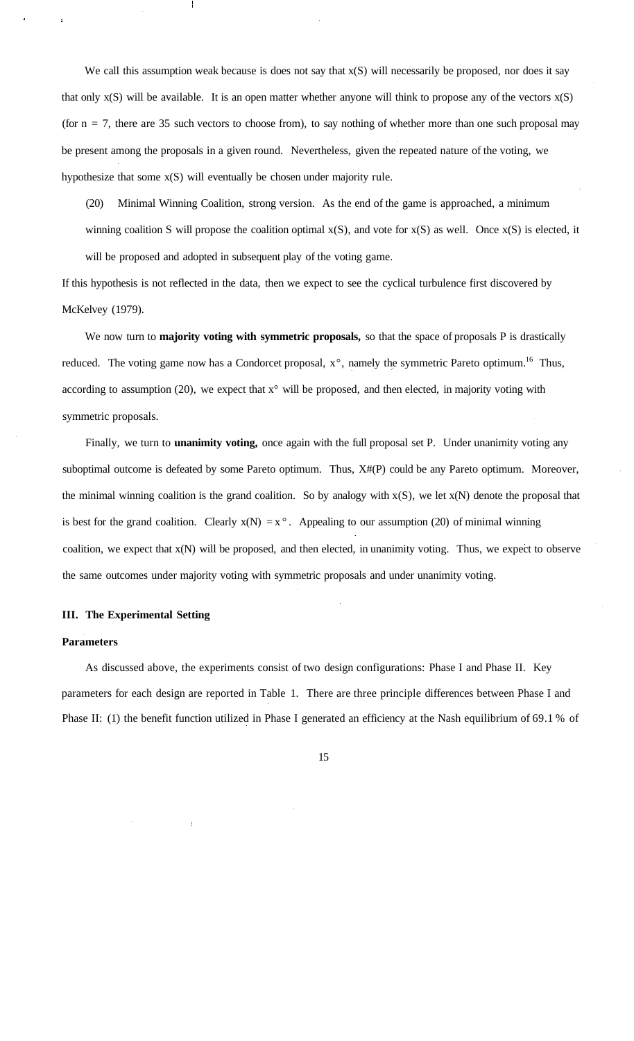We call this assumption weak because is does not say that $x(S)$ will necessarily be proposed, nor does it say that only $x(S)$ will be available. It is an open matter whether anyone will think to propose any of the vectors $x(S)$ (for $n = 7$, there are 35 such vectors to choose from), to say nothing of whether more than one such proposal may be present among the proposals in a given round. Nevertheless, given the repeated nature of the voting, we hypothesize that some $x(S)$ will eventually be chosen under majority rule.

(20) Minimal Winning Coalition, strong version. As the end of the game is approached, a minimum winning coalition S will propose the coalition optimal $x(S)$, and vote for $x(S)$ as well. Once $x(S)$ is elected, it will be proposed and adopted in subsequent play of the voting game.

If this hypothesis is not reflected in the data, then we expect to see the cyclical turbulence first discovered by McKelvey (1979).

We now turn to **majority voting with symmetric proposals,** so that the space of proposals P is drastically reduced. The voting game now has a Condorcet proposal, $x^{\circ}$, namely the symmetric Pareto optimum.[16] Thus, according to assumption (20), we expect that $x^{\circ}$ will be proposed, and then elected, in majority voting with symmetric proposals.

Finally, we turn to **unanimity voting,** once again with the full proposal set P. Under unanimity voting any suboptimal outcome is defeated by some Pareto optimum. Thus, $X\#(P)$ could be any Pareto optimum. Moreover, the minimal winning coalition is the grand coalition. So by analogy with $x(S)$, we let $x(N)$ denote the proposal that is best for the grand coalition. Clearly $x(N) = x^{\circ}$. Appealing to our assumption (20) of minimal winning coalition, we expect that $x(N)$ will be proposed, and then elected, in unanimity voting. Thus, we expect to observe the same outcomes under majority voting with symmetric proposals and under unanimity voting.

### III. The Experimental Setting

#### Parameters

As discussed above, the experiments consist of two design configurations: Phase I and Phase II. Key parameters for each design are reported in Table 1. There are three principle differences between Phase I and Phase II: (1) the benefit function utilized in Phase I generated an efficiency at the Nash equilibrium of 69.1 % of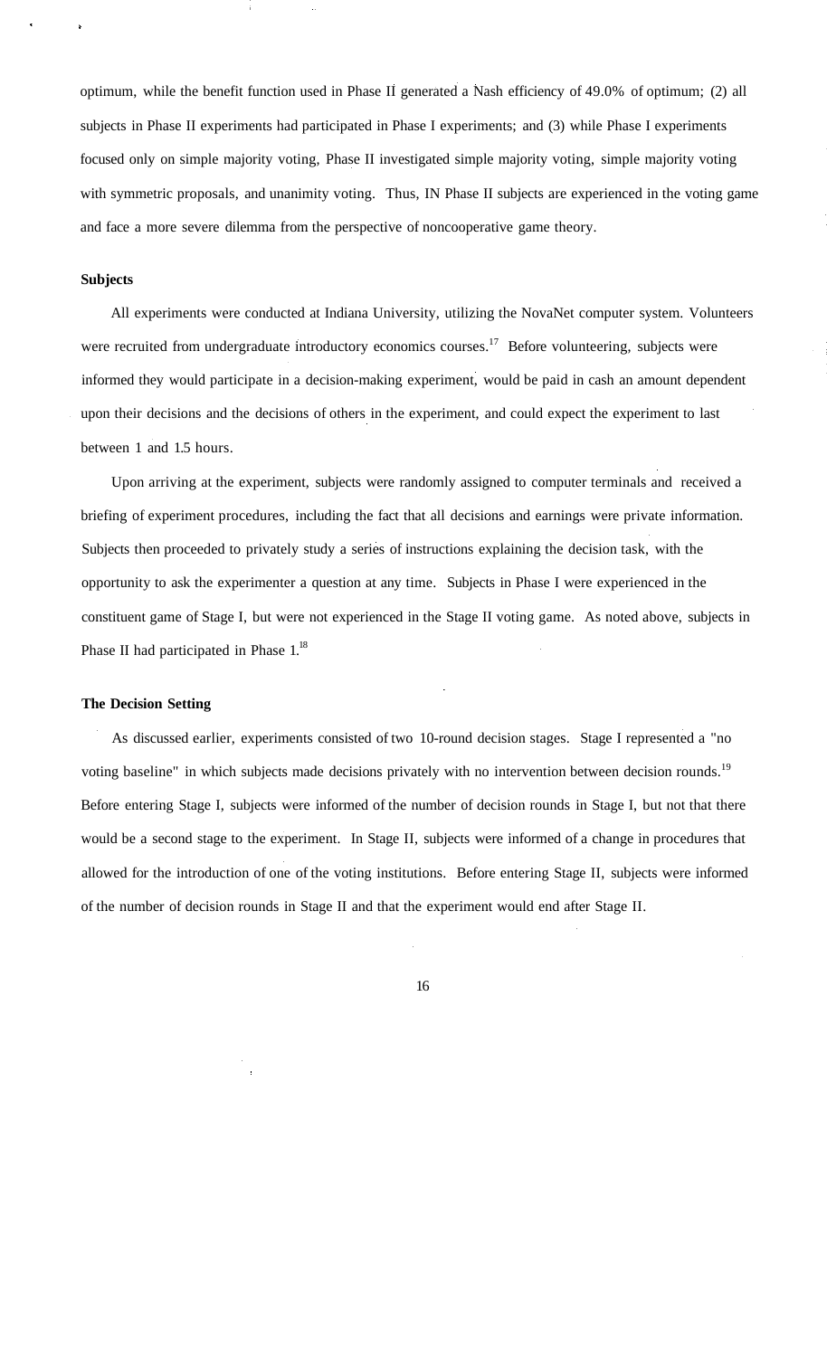optimum, while the benefit function used in Phase II generated a Nash efficiency of 49.0% of optimum; (2) all subjects in Phase II experiments had participated in Phase I experiments; and (3) while Phase I experiments focused only on simple majority voting, Phase II investigated simple majority voting, simple majority voting with symmetric proposals, and unanimity voting. Thus, IN Phase II subjects are experienced in the voting game and face a more severe dilemma from the perspective of noncooperative game theory.

**Subjects**

All experiments were conducted at Indiana University, utilizing the NovaNet computer system. Volunteers were recruited from undergraduate introductory economics courses.[17] Before volunteering, subjects were informed they would participate in a decision-making experiment, would be paid in cash an amount dependent upon their decisions and the decisions of others in the experiment, and could expect the experiment to last between 1 and 1.5 hours.

Upon arriving at the experiment, subjects were randomly assigned to computer terminals and received a briefing of experiment procedures, including the fact that all decisions and earnings were private information. Subjects then proceeded to privately study a series of instructions explaining the decision task, with the opportunity to ask the experimenter a question at any time. Subjects in Phase I were experienced in the constituent game of Stage I, but were not experienced in the Stage II voting game. As noted above, subjects in Phase II had participated in Phase 1.[18]

**The Decision Setting**

As discussed earlier, experiments consisted of two 10-round decision stages. Stage I represented a "no voting baseline" in which subjects made decisions privately with no intervention between decision rounds.[19] Before entering Stage I, subjects were informed of the number of decision rounds in Stage I, but not that there would be a second stage to the experiment. In Stage II, subjects were informed of a change in procedures that allowed for the introduction of one of the voting institutions. Before entering Stage II, subjects were informed of the number of decision rounds in Stage II and that the experiment would end after Stage II.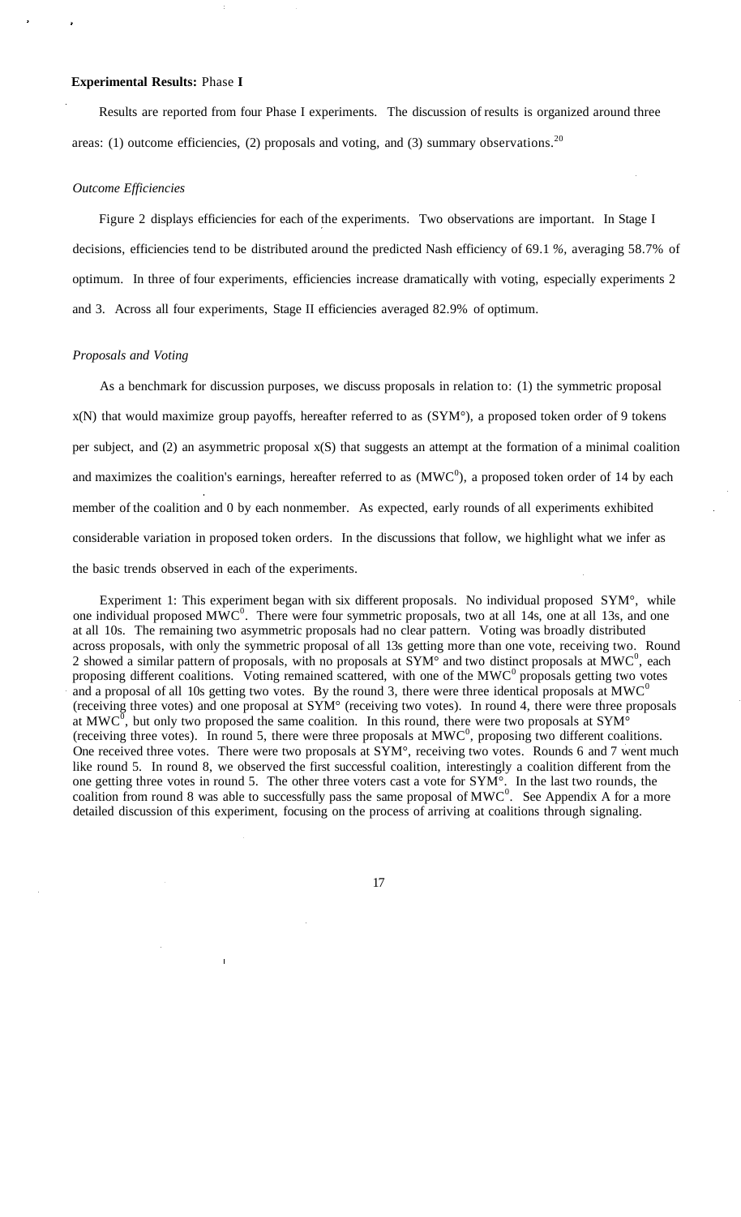**Experimental Results:** Phase **I**

Results are reported from four Phase I experiments. The discussion of results is organized around three areas: (1) outcome efficiencies, (2) proposals and voting, and (3) summary observations.[20]

*Outcome Efficiencies*

Figure 2 displays efficiencies for each of the experiments. Two observations are important. In Stage I decisions, efficiencies tend to be distributed around the predicted Nash efficiency of 69.1 %, averaging 58.7% of optimum. In three of four experiments, efficiencies increase dramatically with voting, especially experiments 2 and 3. Across all four experiments, Stage II efficiencies averaged 82.9% of optimum.

*Proposals and Voting*

As a benchmark for discussion purposes, we discuss proposals in relation to: (1) the symmetric proposal x(N) that would maximize group payoffs, hereafter referred to as (SYM°), a proposed token order of 9 tokens per subject, and (2) an asymmetric proposal x(S) that suggests an attempt at the formation of a minimal coalition and maximizes the coalition's earnings, hereafter referred to as ($MWC^0$), a proposed token order of 14 by each member of the coalition and 0 by each nonmember. As expected, early rounds of all experiments exhibited considerable variation in proposed token orders. In the discussions that follow, we highlight what we infer as the basic trends observed in each of the experiments.

Experiment 1: This experiment began with six different proposals. No individual proposed SYM°, while one individual proposed $MWC^0$. There were four symmetric proposals, two at all 14s, one at all 13s, and one at all 10s. The remaining two asymmetric proposals had no clear pattern. Voting was broadly distributed across proposals, with only the symmetric proposal of all 13s getting more than one vote, receiving two. Round 2 showed a similar pattern of proposals, with no proposals at SYM° and two distinct proposals at $MWC^0$, each proposing different coalitions. Voting remained scattered, with one of the $MWC^0$ proposals getting two votes and a proposal of all 10s getting two votes. By the round 3, there were three identical proposals at $MWC^0$ (receiving three votes) and one proposal at SYM° (receiving two votes). In round 4, there were three proposals at $MWC^0$, but only two proposed the same coalition. In this round, there were two proposals at SYM° (receiving three votes). In round 5, there were three proposals at $MWC^0$, proposing two different coalitions. One received three votes. There were two proposals at SYM°, receiving two votes. Rounds 6 and 7 went much like round 5. In round 8, we observed the first successful coalition, interestingly a coalition different from the one getting three votes in round 5. The other three voters cast a vote for SYM°. In the last two rounds, the coalition from round 8 was able to successfully pass the same proposal of $MWC^0$. See Appendix A for a more detailed discussion of this experiment, focusing on the process of arriving at coalitions through signaling.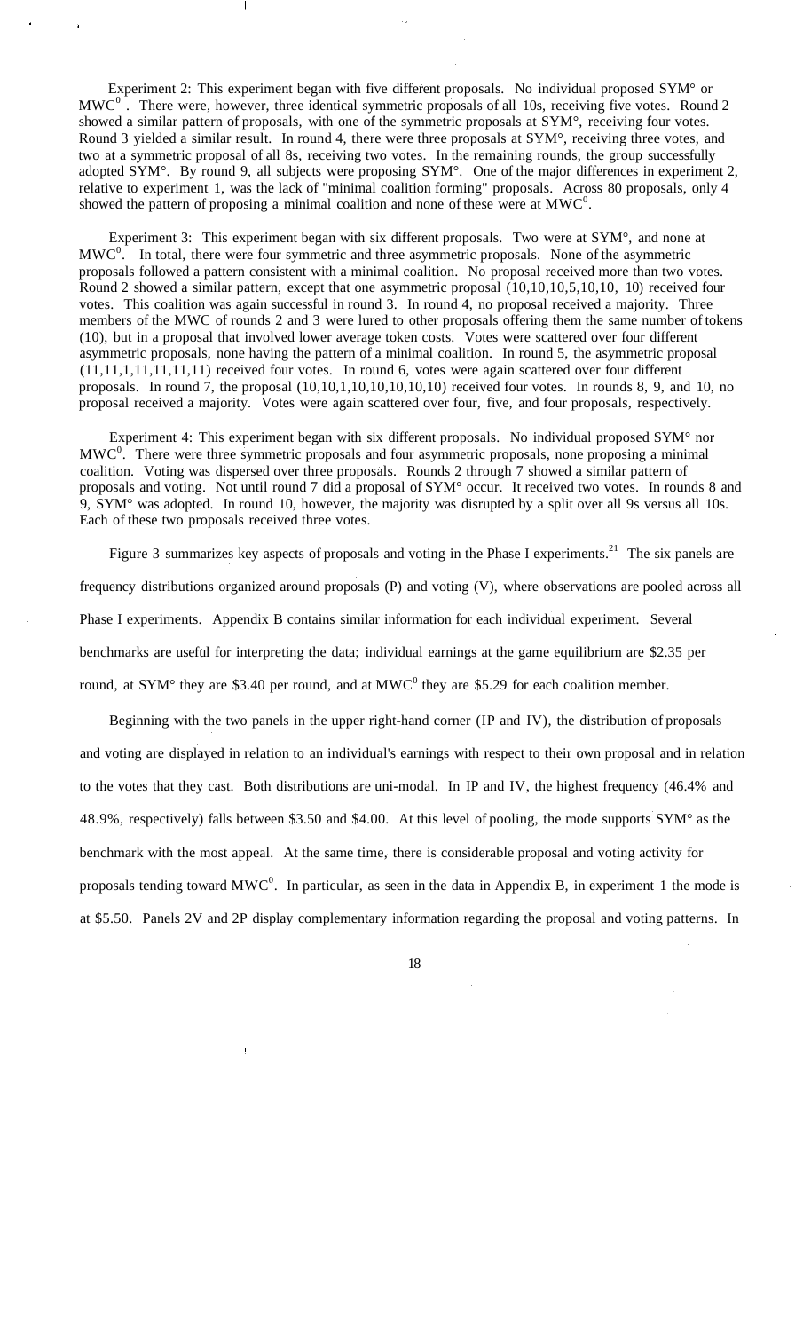Experiment 2: This experiment began with five different proposals. No individual proposed SYM° or $MWC^0$. There were, however, three identical symmetric proposals of all 10s, receiving five votes. Round 2 showed a similar pattern of proposals, with one of the symmetric proposals at SYM°, receiving four votes. Round 3 yielded a similar result. In round 4, there were three proposals at SYM°, receiving three votes, and two at a symmetric proposal of all 8s, receiving two votes. In the remaining rounds, the group successfully adopted SYM°. By round 9, all subjects were proposing SYM°. One of the major differences in experiment 2, relative to experiment 1, was the lack of "minimal coalition forming" proposals. Across 80 proposals, only 4 showed the pattern of proposing a minimal coalition and none of these were at $MWC^0$.

Experiment 3: This experiment began with six different proposals. Two were at SYM°, and none at $MWC^0$. In total, there were four symmetric and three asymmetric proposals. None of the asymmetric proposals followed a pattern consistent with a minimal coalition. No proposal received more than two votes. Round 2 showed a similar pattern, except that one asymmetric proposal (10,10,10,5,10,10, 10) received four votes. This coalition was again successful in round 3. In round 4, no proposal received a majority. Three members of the MWC of rounds 2 and 3 were lured to other proposals offering them the same number of tokens (10), but in a proposal that involved lower average token costs. Votes were scattered over four different asymmetric proposals, none having the pattern of a minimal coalition. In round 5, the asymmetric proposal (11,11,1,11,11,11,11) received four votes. In round 6, votes were again scattered over four different proposals. In round 7, the proposal (10,10,1,10,10,10,10,10) received four votes. In rounds 8, 9, and 10, no proposal received a majority. Votes were again scattered over four, five, and four proposals, respectively.

Experiment 4: This experiment began with six different proposals. No individual proposed SYM° nor $MWC^0$. There were three symmetric proposals and four asymmetric proposals, none proposing a minimal coalition. Voting was dispersed over three proposals. Rounds 2 through 7 showed a similar pattern of proposals and voting. Not until round 7 did a proposal of SYM° occur. It received two votes. In rounds 8 and 9, SYM° was adopted. In round 10, however, the majority was disrupted by a split over all 9s versus all 10s. Each of these two proposals received three votes.

Figure 3 summarizes key aspects of proposals and voting in the Phase I experiments.[21] The six panels are frequency distributions organized around proposals (P) and voting (V), where observations are pooled across all Phase I experiments. Appendix B contains similar information for each individual experiment. Several benchmarks are useful for interpreting the data; individual earnings at the game equilibrium are \$2.35 per round, at SYM° they are \$3.40 per round, and at $MWC^0$ they are \$5.29 for each coalition member.

Beginning with the two panels in the upper right-hand corner (IP and IV), the distribution of proposals and voting are displayed in relation to an individual's earnings with respect to their own proposal and in relation to the votes that they cast. Both distributions are uni-modal. In IP and IV, the highest frequency (46.4% and 48.9%, respectively) falls between \$3.50 and \$4.00. At this level of pooling, the mode supports SYM° as the benchmark with the most appeal. At the same time, there is considerable proposal and voting activity for proposals tending toward $MWC^0$. In particular, as seen in the data in Appendix B, in experiment 1 the mode is at \$5.50. Panels 2V and 2P display complementary information regarding the proposal and voting patterns. In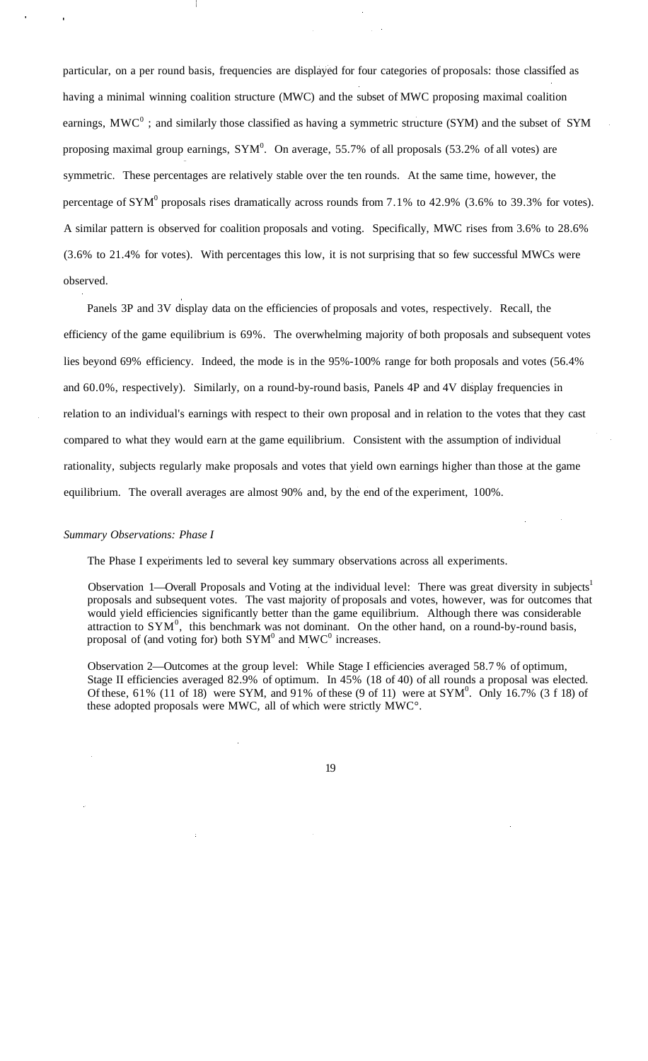particular, on a per round basis, frequencies are displayed for four categories of proposals: those classified as having a minimal winning coalition structure (MWC) and the subset of MWC proposing maximal coalition earnings, $MWC^0$ ; and similarly those classified as having a symmetric structure (SYM) and the subset of SYM proposing maximal group earnings, $SYM^0$. On average, 55.7% of all proposals (53.2% of all votes) are symmetric. These percentages are relatively stable over the ten rounds. At the same time, however, the percentage of $SYM^0$ proposals rises dramatically across rounds from 7.1% to 42.9% (3.6% to 39.3% for votes). A similar pattern is observed for coalition proposals and voting. Specifically, MWC rises from 3.6% to 28.6% (3.6% to 21.4% for votes). With percentages this low, it is not surprising that so few successful MWCs were observed.

Panels 3P and 3V display data on the efficiencies of proposals and votes, respectively. Recall, the efficiency of the game equilibrium is 69%. The overwhelming majority of both proposals and subsequent votes lies beyond 69% efficiency. Indeed, the mode is in the 95%-100% range for both proposals and votes (56.4% and 60.0%, respectively). Similarly, on a round-by-round basis, Panels 4P and 4V display frequencies in relation to an individual's earnings with respect to their own proposal and in relation to the votes that they cast compared to what they would earn at the game equilibrium. Consistent with the assumption of individual rationality, subjects regularly make proposals and votes that yield own earnings higher than those at the game equilibrium. The overall averages are almost 90% and, by the end of the experiment, 100%.

*Summary Observations: Phase I*

The Phase I experiments led to several key summary observations across all experiments.

Observation 1—Overall Proposals and Voting at the individual level: There was great diversity in subjects' proposals and subsequent votes. The vast majority of proposals and votes, however, was for outcomes that would yield efficiencies significantly better than the game equilibrium. Although there was considerable attraction to $SYM^0$, this benchmark was not dominant. On the other hand, on a round-by-round basis, proposal of (and voting for) both $SYM^0$ and $MWC^0$ increases.

Observation 2—Outcomes at the group level: While Stage I efficiencies averaged 58.7 % of optimum, Stage II efficiencies averaged 82.9% of optimum. In 45% (18 of 40) of all rounds a proposal was elected. Of these, 61% (11 of 18) were SYM, and 91% of these (9 of 11) were at $SYM^0$. Only 16.7% (3 f 18) of these adopted proposals were MWC, all of which were strictly $MWC^0$.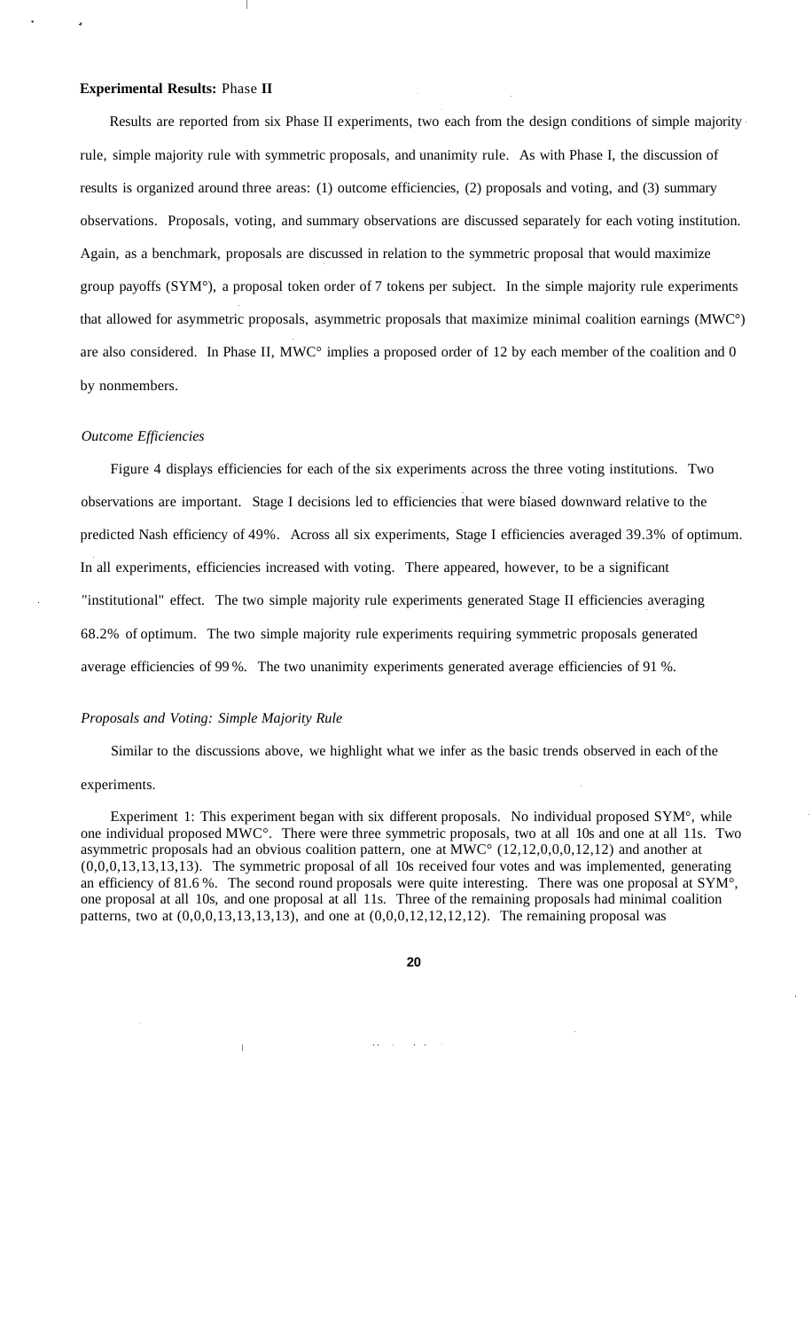**Experimental Results:** Phase **II**

Results are reported from six Phase II experiments, two each from the design conditions of simple majority rule, simple majority rule with symmetric proposals, and unanimity rule. As with Phase I, the discussion of results is organized around three areas: (1) outcome efficiencies, (2) proposals and voting, and (3) summary observations. Proposals, voting, and summary observations are discussed separately for each voting institution. Again, as a benchmark, proposals are discussed in relation to the symmetric proposal that would maximize group payoffs (SYM°), a proposal token order of 7 tokens per subject. In the simple majority rule experiments that allowed for asymmetric proposals, asymmetric proposals that maximize minimal coalition earnings (MWC°) are also considered. In Phase II, MWC° implies a proposed order of 12 by each member of the coalition and 0 by nonmembers.

*Outcome Efficiencies*

Figure 4 displays efficiencies for each of the six experiments across the three voting institutions. Two observations are important. Stage I decisions led to efficiencies that were biased downward relative to the predicted Nash efficiency of 49%. Across all six experiments, Stage I efficiencies averaged 39.3% of optimum. In all experiments, efficiencies increased with voting. There appeared, however, to be a significant "institutional" effect. The two simple majority rule experiments generated Stage II efficiencies averaging 68.2% of optimum. The two simple majority rule experiments requiring symmetric proposals generated average efficiencies of 99 %. The two unanimity experiments generated average efficiencies of 91 %.

*Proposals and Voting: Simple Majority Rule*

Similar to the discussions above, we highlight what we infer as the basic trends observed in each of the experiments.

Experiment 1: This experiment began with six different proposals. No individual proposed SYM°, while one individual proposed MWC°. There were three symmetric proposals, two at all 10s and one at all 11s. Two asymmetric proposals had an obvious coalition pattern, one at MWC° (12,12,0,0,0,12,12) and another at (0,0,0,13,13,13,13). The symmetric proposal of all 10s received four votes and was implemented, generating an efficiency of 81.6 %. The second round proposals were quite interesting. There was one proposal at SYM°, one proposal at all 10s, and one proposal at all 11s. Three of the remaining proposals had minimal coalition patterns, two at (0,0,0,13,13,13,13), and one at (0,0,0,12,12,12,12). The remaining proposal was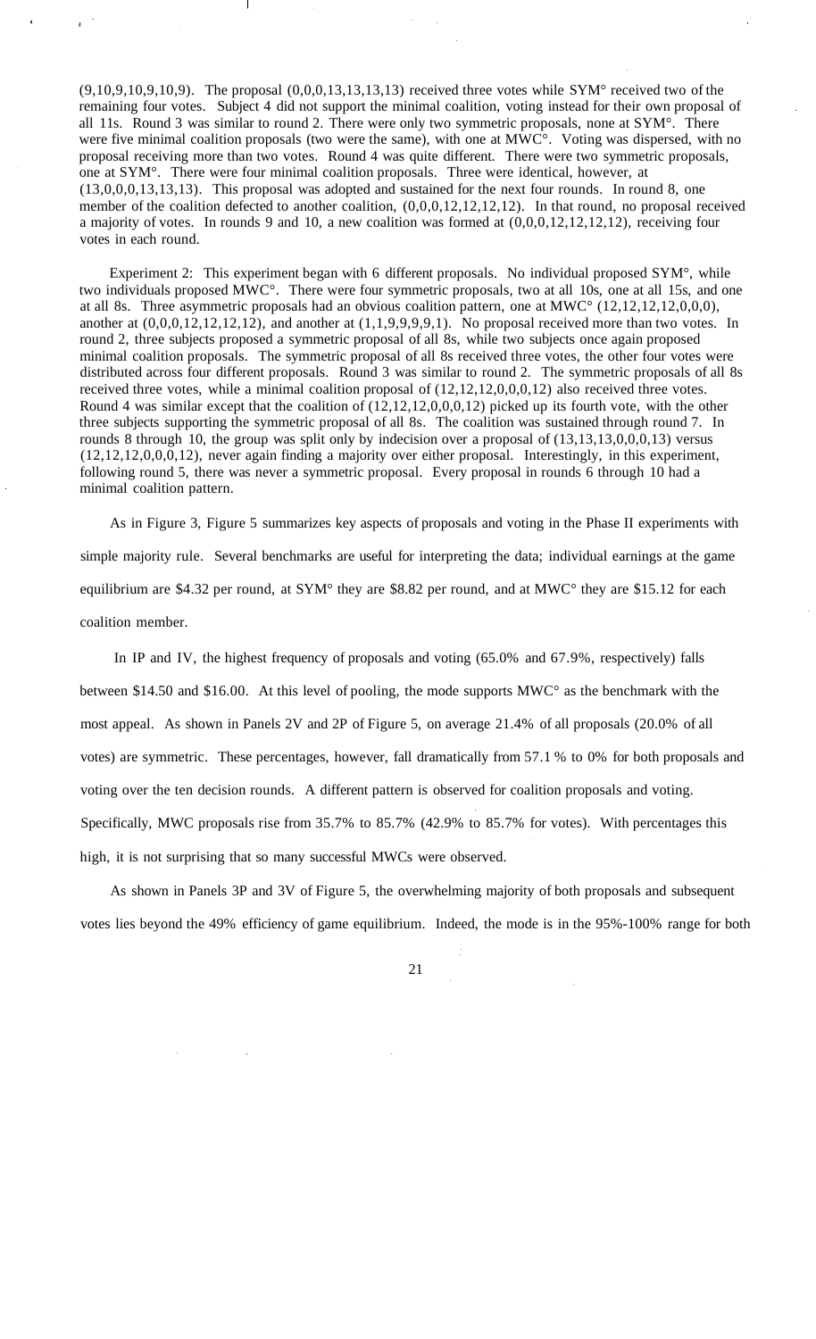(9,10,9,10,9,10,9). The proposal (0,0,0,13,13,13,13) received three votes while SYM° received two of the remaining four votes. Subject 4 did not support the minimal coalition, voting instead for their own proposal of all 11s. Round 3 was similar to round 2. There were only two symmetric proposals, none at SYM°. There were five minimal coalition proposals (two were the same), with one at MWC°. Voting was dispersed, with no proposal receiving more than two votes. Round 4 was quite different. There were two symmetric proposals, one at SYM°. There were four minimal coalition proposals. Three were identical, however, at (13,0,0,0,13,13,13). This proposal was adopted and sustained for the next four rounds. In round 8, one member of the coalition defected to another coalition, (0,0,0,12,12,12,12). In that round, no proposal received a majority of votes. In rounds 9 and 10, a new coalition was formed at (0,0,0,12,12,12,12), receiving four votes in each round.

Experiment 2: This experiment began with 6 different proposals. No individual proposed SYM°, while two individuals proposed MWC°. There were four symmetric proposals, two at all 10s, one at all 15s, and one at all 8s. Three asymmetric proposals had an obvious coalition pattern, one at MWC° (12,12,12,12,0,0,0), another at (0,0,0,12,12,12,12), and another at (1,1,9,9,9,9,1). No proposal received more than two votes. In round 2, three subjects proposed a symmetric proposal of all 8s, while two subjects once again proposed minimal coalition proposals. The symmetric proposal of all 8s received three votes, the other four votes were distributed across four different proposals. Round 3 was similar to round 2. The symmetric proposals of all 8s received three votes, while a minimal coalition proposal of (12,12,12,0,0,0,12) also received three votes. Round 4 was similar except that the coalition of (12,12,12,0,0,0,12) picked up its fourth vote, with the other three subjects supporting the symmetric proposal of all 8s. The coalition was sustained through round 7. In rounds 8 through 10, the group was split only by indecision over a proposal of (13,13,13,0,0,0,13) versus (12,12,12,0,0,0,12), never again finding a majority over either proposal. Interestingly, in this experiment, following round 5, there was never a symmetric proposal. Every proposal in rounds 6 through 10 had a minimal coalition pattern.

As in Figure 3, Figure 5 summarizes key aspects of proposals and voting in the Phase II experiments with simple majority rule. Several benchmarks are useful for interpreting the data; individual earnings at the game equilibrium are $4.32 per round, at SYM° they are $8.82 per round, and at MWC° they are $15.12 for each coalition member.

In IP and IV, the highest frequency of proposals and voting (65.0% and 67.9%, respectively) falls between $14.50 and $16.00. At this level of pooling, the mode supports MWC° as the benchmark with the most appeal. As shown in Panels 2V and 2P of Figure 5, on average 21.4% of all proposals (20.0% of all votes) are symmetric. These percentages, however, fall dramatically from 57.1% to 0% for both proposals and voting over the ten decision rounds. A different pattern is observed for coalition proposals and voting. Specifically, MWC proposals rise from 35.7% to 85.7% (42.9% to 85.7% for votes). With percentages this high, it is not surprising that so many successful MWCs were observed.

As shown in Panels 3P and 3V of Figure 5, the overwhelming majority of both proposals and subsequent votes lies beyond the 49% efficiency of game equilibrium. Indeed, the mode is in the 95%-100% range for both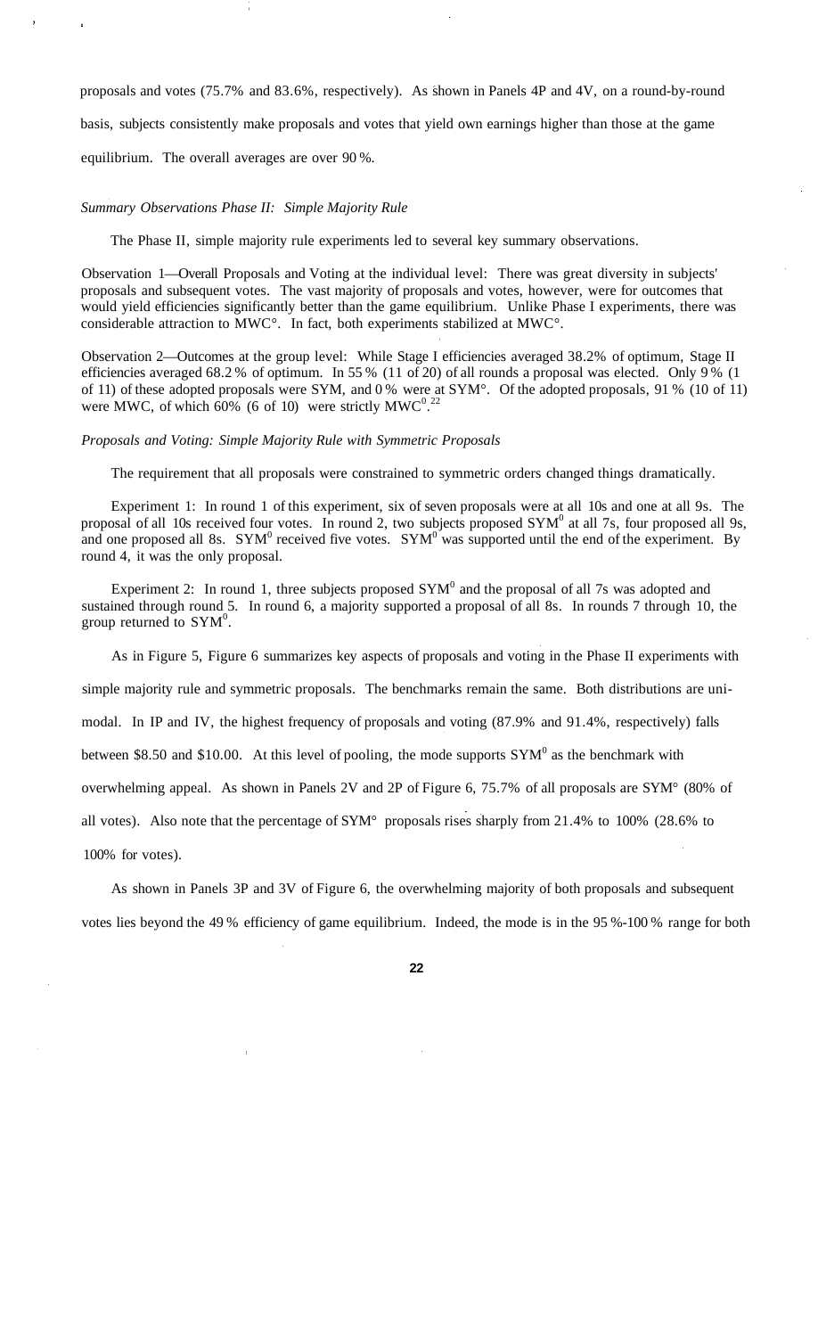proposals and votes (75.7% and 83.6%, respectively). As shown in Panels 4P and 4V, on a round-by-round basis, subjects consistently make proposals and votes that yield own earnings higher than those at the game equilibrium. The overall averages are over 90 %.

*Summary Observations Phase II: Simple Majority Rule*

The Phase II, simple majority rule experiments led to several key summary observations.

Observation 1—Overall Proposals and Voting at the individual level: There was great diversity in subjects' proposals and subsequent votes. The vast majority of proposals and votes, however, were for outcomes that would yield efficiencies significantly better than the game equilibrium. Unlike Phase I experiments, there was considerable attraction to MWC°. In fact, both experiments stabilized at MWC°.

Observation 2—Outcomes at the group level: While Stage I efficiencies averaged 38.2% of optimum, Stage II efficiencies averaged 68.2 % of optimum. In 55 % (11 of 20) of all rounds a proposal was elected. Only 9 % (1 of 11) of these adopted proposals were SYM, and 0 % were at SYM°. Of the adopted proposals, 91 % (10 of 11) were MWC, of which 60% (6 of 10) were strictly $MWC^0$.[22]

*Proposals and Voting: Simple Majority Rule with Symmetric Proposals*

The requirement that all proposals were constrained to symmetric orders changed things dramatically.

Experiment 1: In round 1 of this experiment, six of seven proposals were at all 10s and one at all 9s. The proposal of all 10s received four votes. In round 2, two subjects proposed $SYM^0$ at all 7s, four proposed all 9s, and one proposed all 8s. $SYM^0$ received five votes. $SYM^0$ was supported until the end of the experiment. By round 4, it was the only proposal.

Experiment 2: In round 1, three subjects proposed $SYM^0$ and the proposal of all 7s was adopted and sustained through round 5. In round 6, a majority supported a proposal of all 8s. In rounds 7 through 10, the group returned to $SYM^0$.

As in Figure 5, Figure 6 summarizes key aspects of proposals and voting in the Phase II experiments with simple majority rule and symmetric proposals. The benchmarks remain the same. Both distributions are uni-modal. In IP and IV, the highest frequency of proposals and voting (87.9% and 91.4%, respectively) falls between \$8.50 and \$10.00. At this level of pooling, the mode supports $SYM^0$ as the benchmark with overwhelming appeal. As shown in Panels 2V and 2P of Figure 6, 75.7% of all proposals are SYM° (80% of all votes). Also note that the percentage of SYM° proposals rises sharply from 21.4% to 100% (28.6% to 100% for votes).

As shown in Panels 3P and 3V of Figure 6, the overwhelming majority of both proposals and subsequent votes lies beyond the 49 % efficiency of game equilibrium. Indeed, the mode is in the 95 %-100 % range for both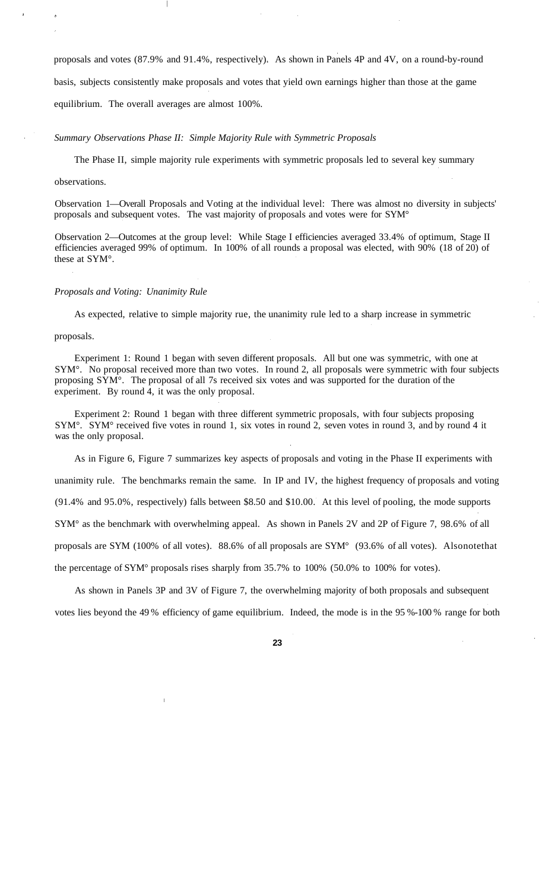proposals and votes (87.9% and 91.4%, respectively). As shown in Panels 4P and 4V, on a round-by-round basis, subjects consistently make proposals and votes that yield own earnings higher than those at the game equilibrium. The overall averages are almost 100%.

*Summary Observations Phase II: Simple Majority Rule with Symmetric Proposals*

The Phase II, simple majority rule experiments with symmetric proposals led to several key summary observations.

Observation 1—Overall Proposals and Voting at the individual level: There was almost no diversity in subjects' proposals and subsequent votes. The vast majority of proposals and votes were for SYM°

Observation 2—Outcomes at the group level: While Stage I efficiencies averaged 33.4% of optimum, Stage II efficiencies averaged 99% of optimum. In 100% of all rounds a proposal was elected, with 90% (18 of 20) of these at SYM°.

*Proposals and Voting: Unanimity Rule*

As expected, relative to simple majority rue, the unanimity rule led to a sharp increase in symmetric proposals.

Experiment 1: Round 1 began with seven different proposals. All but one was symmetric, with one at SYM°. No proposal received more than two votes. In round 2, all proposals were symmetric with four subjects proposing SYM°. The proposal of all 7s received six votes and was supported for the duration of the experiment. By round 4, it was the only proposal.

Experiment 2: Round 1 began with three different symmetric proposals, with four subjects proposing SYM°. SYM° received five votes in round 1, six votes in round 2, seven votes in round 3, and by round 4 it was the only proposal.

As in Figure 6, Figure 7 summarizes key aspects of proposals and voting in the Phase II experiments with unanimity rule. The benchmarks remain the same. In IP and IV, the highest frequency of proposals and voting (91.4% and 95.0%, respectively) falls between $8.50 and $10.00. At this level of pooling, the mode supports SYM° as the benchmark with overwhelming appeal. As shown in Panels 2V and 2P of Figure 7, 98.6% of all proposals are SYM (100% of all votes). 88.6% of all proposals are SYM° (93.6% of all votes). Alsonotethat the percentage of SYM° proposals rises sharply from 35.7% to 100% (50.0% to 100% for votes).

As shown in Panels 3P and 3V of Figure 7, the overwhelming majority of both proposals and subsequent votes lies beyond the 49 % efficiency of game equilibrium. Indeed, the mode is in the 95 %-100 % range for both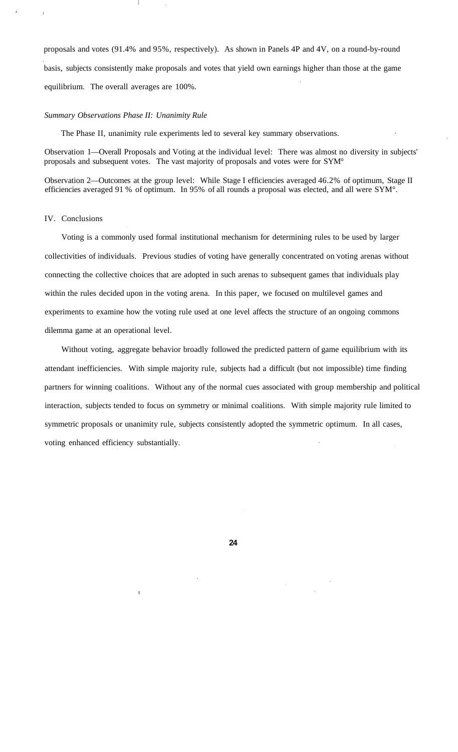proposals and votes (91.4% and 95%, respectively). As shown in Panels 4P and 4V, on a round-by-round basis, subjects consistently make proposals and votes that yield own earnings higher than those at the game equilibrium. The overall averages are 100%.

*Summary Observations Phase II: Unanimity Rule*

The Phase II, unanimity rule experiments led to several key summary observations.

Observation 1—Overall Proposals and Voting at the individual level: There was almost no diversity in subjects' proposals and subsequent votes. The vast majority of proposals and votes were for SYM°

Observation 2—Outcomes at the group level: While Stage I efficiencies averaged 46.2% of optimum, Stage II efficiencies averaged 91 % of optimum. In 95% of all rounds a proposal was elected, and all were SYM°.

## IV. Conclusions

Voting is a commonly used formal institutional mechanism for determining rules to be used by larger collectivities of individuals. Previous studies of voting have generally concentrated on voting arenas without connecting the collective choices that are adopted in such arenas to subsequent games that individuals play within the rules decided upon in the voting arena. In this paper, we focused on multilevel games and experiments to examine how the voting rule used at one level affects the structure of an ongoing commons dilemma game at an operational level.

Without voting, aggregate behavior broadly followed the predicted pattern of game equilibrium with its attendant inefficiencies. With simple majority rule, subjects had a difficult (but not impossible) time finding partners for winning coalitions. Without any of the normal cues associated with group membership and political interaction, subjects tended to focus on symmetry or minimal coalitions. With simple majority rule limited to symmetric proposals or unanimity rule, subjects consistently adopted the symmetric optimum. In all cases, voting enhanced efficiency substantially.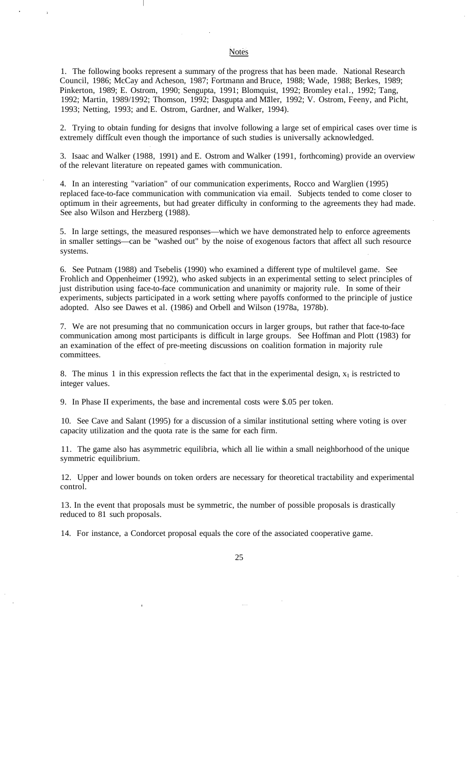## Notes

1. The following books represent a summary of the progress that has been made. National Research Council, 1986; McCay and Acheson, 1987; Fortmann and Bruce, 1988; Wade, 1988; Berkes, 1989; Pinkerton, 1989; E. Ostrom, 1990; Sengupta, 1991; Blomquist, 1992; Bromley etal., 1992; Tang, 1992; Martin, 1989/1992; Thomson, 1992; Dasgupta and Mäler, 1992; V. Ostrom, Feeny, and Picht, 1993; Netting, 1993; and E. Ostrom, Gardner, and Walker, 1994).

2. Trying to obtain funding for designs that involve following a large set of empirical cases over time is extremely difficult even though the importance of such studies is universally acknowledged.

3. Isaac and Walker (1988, 1991) and E. Ostrom and Walker (1991, forthcoming) provide an overview of the relevant literature on repeated games with communication.

4. In an interesting "variation" of our communication experiments, Rocco and Warglien (1995) replaced face-to-face communication with communication via email. Subjects tended to come closer to optimum in their agreements, but had greater difficulty in conforming to the agreements they had made. See also Wilson and Herzberg (1988).

5. In large settings, the measured responses—which we have demonstrated help to enforce agreements in smaller settings—can be "washed out" by the noise of exogenous factors that affect all such resource systems.

6. See Putnam (1988) and Tsebelis (1990) who examined a different type of multilevel game. See Frohlich and Oppenheimer (1992), who asked subjects in an experimental setting to select principles of just distribution using face-to-face communication and unanimity or majority rule. In some of their experiments, subjects participated in a work setting where payoffs conformed to the principle of justice adopted. Also see Dawes et al. (1986) and Orbell and Wilson (1978a, 1978b).

7. We are not presuming that no communication occurs in larger groups, but rather that face-to-face communication among most participants is difficult in large groups. See Hoffman and Plott (1983) for an examination of the effect of pre-meeting discussions on coalition formation in majority rule committees.

8. The minus 1 in this expression reflects the fact that in the experimental design, $x_1$ is restricted to integer values.

9. In Phase II experiments, the base and incremental costs were $.05 per token.

10. See Cave and Salant (1995) for a discussion of a similar institutional setting where voting is over capacity utilization and the quota rate is the same for each firm.

11. The game also has asymmetric equilibria, which all lie within a small neighborhood of the unique symmetric equilibrium.

12. Upper and lower bounds on token orders are necessary for theoretical tractability and experimental control.

13. In the event that proposals must be symmetric, the number of possible proposals is drastically reduced to 81 such proposals.

14. For instance, a Condorcet proposal equals the core of the associated cooperative game.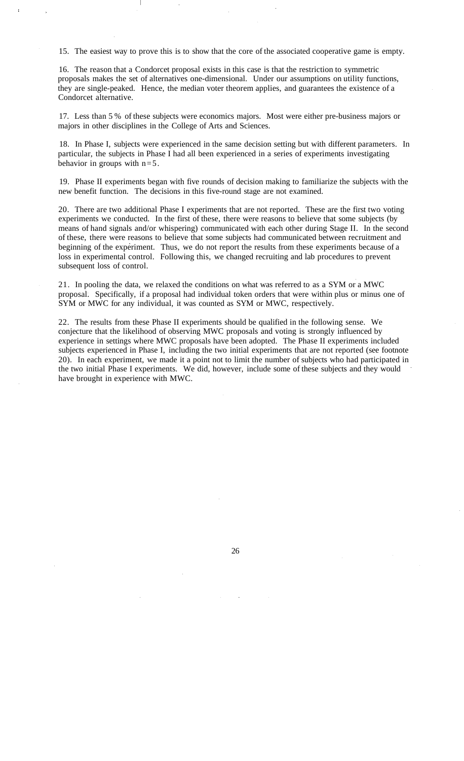15. The easiest way to prove this is to show that the core of the associated cooperative game is empty.

16. The reason that a Condorcet proposal exists in this case is that the restriction to symmetric proposals makes the set of alternatives one-dimensional. Under our assumptions on utility functions, they are single-peaked. Hence, the median voter theorem applies, and guarantees the existence of a Condorcet alternative.

17. Less than 5 % of these subjects were economics majors. Most were either pre-business majors or majors in other disciplines in the College of Arts and Sciences.

18. In Phase I, subjects were experienced in the same decision setting but with different parameters. In particular, the subjects in Phase I had all been experienced in a series of experiments investigating behavior in groups with $n = 5$.

19. Phase II experiments began with five rounds of decision making to familiarize the subjects with the new benefit function. The decisions in this five-round stage are not examined.

20. There are two additional Phase I experiments that are not reported. These are the first two voting experiments we conducted. In the first of these, there were reasons to believe that some subjects (by means of hand signals and/or whispering) communicated with each other during Stage II. In the second of these, there were reasons to believe that some subjects had communicated between recruitment and beginning of the experiment. Thus, we do not report the results from these experiments because of a loss in experimental control. Following this, we changed recruiting and lab procedures to prevent subsequent loss of control.

21. In pooling the data, we relaxed the conditions on what was referred to as a SYM or a MWC proposal. Specifically, if a proposal had individual token orders that were within plus or minus one of SYM or MWC for any individual, it was counted as SYM or MWC, respectively.

22. The results from these Phase II experiments should be qualified in the following sense. We conjecture that the likelihood of observing MWC proposals and voting is strongly influenced by experience in settings where MWC proposals have been adopted. The Phase II experiments included subjects experienced in Phase I, including the two initial experiments that are not reported (see footnote 20). In each experiment, we made it a point not to limit the number of subjects who had participated in the two initial Phase I experiments. We did, however, include some of these subjects and they would have brought in experience with MWC.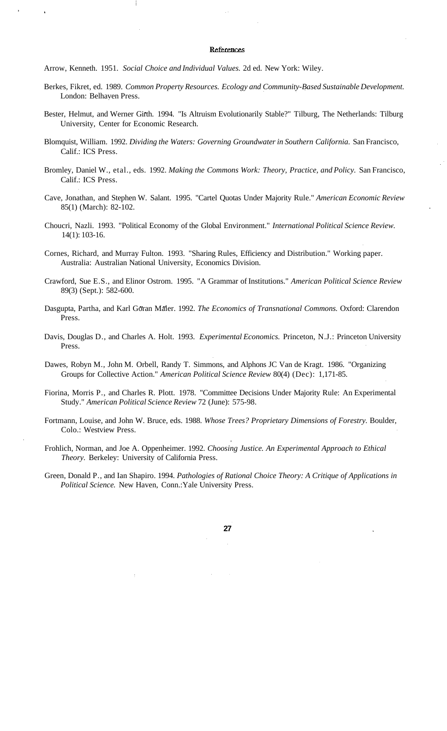## References

Arrow, Kenneth. 1951. *Social Choice and Individual Values.* 2d ed. New York: Wiley.

Berkes, Fikret, ed. 1989. *Common Property Resources. Ecology and Community-Based Sustainable Development.* London: Belhaven Press.

Bester, Helmut, and Werner Güth. 1994. "Is Altruism Evolutionarily Stable?" Tilburg, The Netherlands: Tilburg University, Center for Economic Research.

Blomquist, William. 1992. *Dividing the Waters: Governing Groundwater in Southern California.* San Francisco, Calif.: ICS Press.

Bromley, Daniel W., etal., eds. 1992. *Making the Commons Work: Theory, Practice, and Policy.* San Francisco, Calif.: ICS Press.

Cave, Jonathan, and Stephen W. Salant. 1995. "Cartel Quotas Under Majority Rule." *American Economic Review* 85(1) (March): 82-102.

Choucri, Nazli. 1993. "Political Economy of the Global Environment." *International Political Science Review.* 14(1): 103-16.

Cornes, Richard, and Murray Fulton. 1993. "Sharing Rules, Efficiency and Distribution." Working paper. Australia: Australian National University, Economics Division.

Crawford, Sue E.S., and Elinor Ostrom. 1995. "A Grammar of Institutions." *American Political Science Review* 89(3) (Sept.): 582-600.

Dasgupta, Partha, and Karl Göran Mäler. 1992. *The Economics of Transnational Commons.* Oxford: Clarendon Press.

Davis, Douglas D., and Charles A. Holt. 1993. *Experimental Economics.* Princeton, N.J.: Princeton University Press.

Dawes, Robyn M., John M. Orbell, Randy T. Simmons, and Alphons JC Van de Kragt. 1986. "Organizing Groups for Collective Action." *American Political Science Review* 80(4) (Dec): 1,171-85.

Fiorina, Morris P., and Charles R. Plott. 1978. "Committee Decisions Under Majority Rule: An Experimental Study." *American Political Science Review* 72 (June): 575-98.

Fortmann, Louise, and John W. Bruce, eds. 1988. *Whose Trees? Proprietary Dimensions of Forestry.* Boulder, Colo.: Westview Press.

Frohlich, Norman, and Joe A. Oppenheimer. 1992. *Choosing Justice. An Experimental Approach to Ethical Theory.* Berkeley: University of California Press.

Green, Donald P., and Ian Shapiro. 1994. *Pathologies of Rational Choice Theory: A Critique of Applications in Political Science.* New Haven, Conn.:Yale University Press.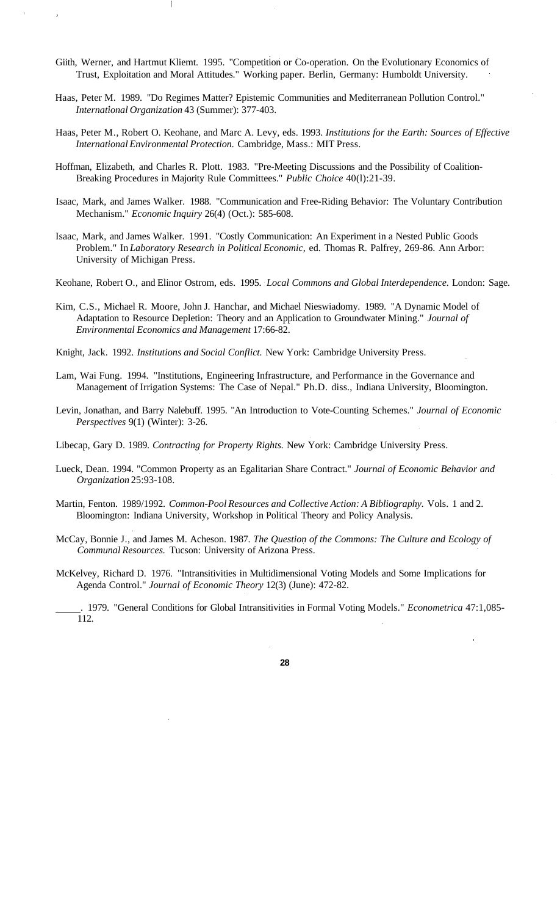Giith, Werner, and Hartmut Kliemt. 1995. "Competition or Co-operation. On the Evolutionary Economics of Trust, Exploitation and Moral Attitudes." Working paper. Berlin, Germany: Humboldt University.

Haas, Peter M. 1989. "Do Regimes Matter? Epistemic Communities and Mediterranean Pollution Control." *International Organization* 43 (Summer): 377-403.

Haas, Peter M., Robert O. Keohane, and Marc A. Levy, eds. 1993. *Institutions for the Earth: Sources of Effective International Environmental Protection.* Cambridge, Mass.: MIT Press.

Hoffman, Elizabeth, and Charles R. Plott. 1983. "Pre-Meeting Discussions and the Possibility of Coalition-Breaking Procedures in Majority Rule Committees." *Public Choice* 40(l):21-39.

Isaac, Mark, and James Walker. 1988. "Communication and Free-Riding Behavior: The Voluntary Contribution Mechanism." *Economic Inquiry* 26(4) (Oct.): 585-608.

Isaac, Mark, and James Walker. 1991. "Costly Communication: An Experiment in a Nested Public Goods Problem." In *Laboratory Research in Political Economic,* ed. Thomas R. Palfrey, 269-86. Ann Arbor: University of Michigan Press.

Keohane, Robert O., and Elinor Ostrom, eds. 1995. *Local Commons and Global Interdependence.* London: Sage.

Kim, C.S., Michael R. Moore, John J. Hanchar, and Michael Nieswiadomy. 1989. "A Dynamic Model of Adaptation to Resource Depletion: Theory and an Application to Groundwater Mining." *Journal of Environmental Economics and Management* 17:66-82.

Knight, Jack. 1992. *Institutions and Social Conflict.* New York: Cambridge University Press.

Lam, Wai Fung. 1994. "Institutions, Engineering Infrastructure, and Performance in the Governance and Management of Irrigation Systems: The Case of Nepal." Ph.D. diss., Indiana University, Bloomington.

Levin, Jonathan, and Barry Nalebuff. 1995. "An Introduction to Vote-Counting Schemes." *Journal of Economic Perspectives* 9(1) (Winter): 3-26.

Libecap, Gary D. 1989. *Contracting for Property Rights.* New York: Cambridge University Press.

Lueck, Dean. 1994. "Common Property as an Egalitarian Share Contract." *Journal of Economic Behavior and Organization* 25:93-108.

Martin, Fenton. 1989/1992. *Common-Pool Resources and Collective Action: A Bibliography.* Vols. 1 and 2. Bloomington: Indiana University, Workshop in Political Theory and Policy Analysis.

McCay, Bonnie J., and James M. Acheson. 1987. *The Question of the Commons: The Culture and Ecology of Communal Resources.* Tucson: University of Arizona Press.

McKelvey, Richard D. 1976. "Intransitivities in Multidimensional Voting Models and Some Implications for Agenda Control." *Journal of Economic Theory* 12(3) (June): 472-82.

\_\_\_\_\_. 1979. "General Conditions for Global Intransitivities in Formal Voting Models." *Econometrica* 47:1,085-112.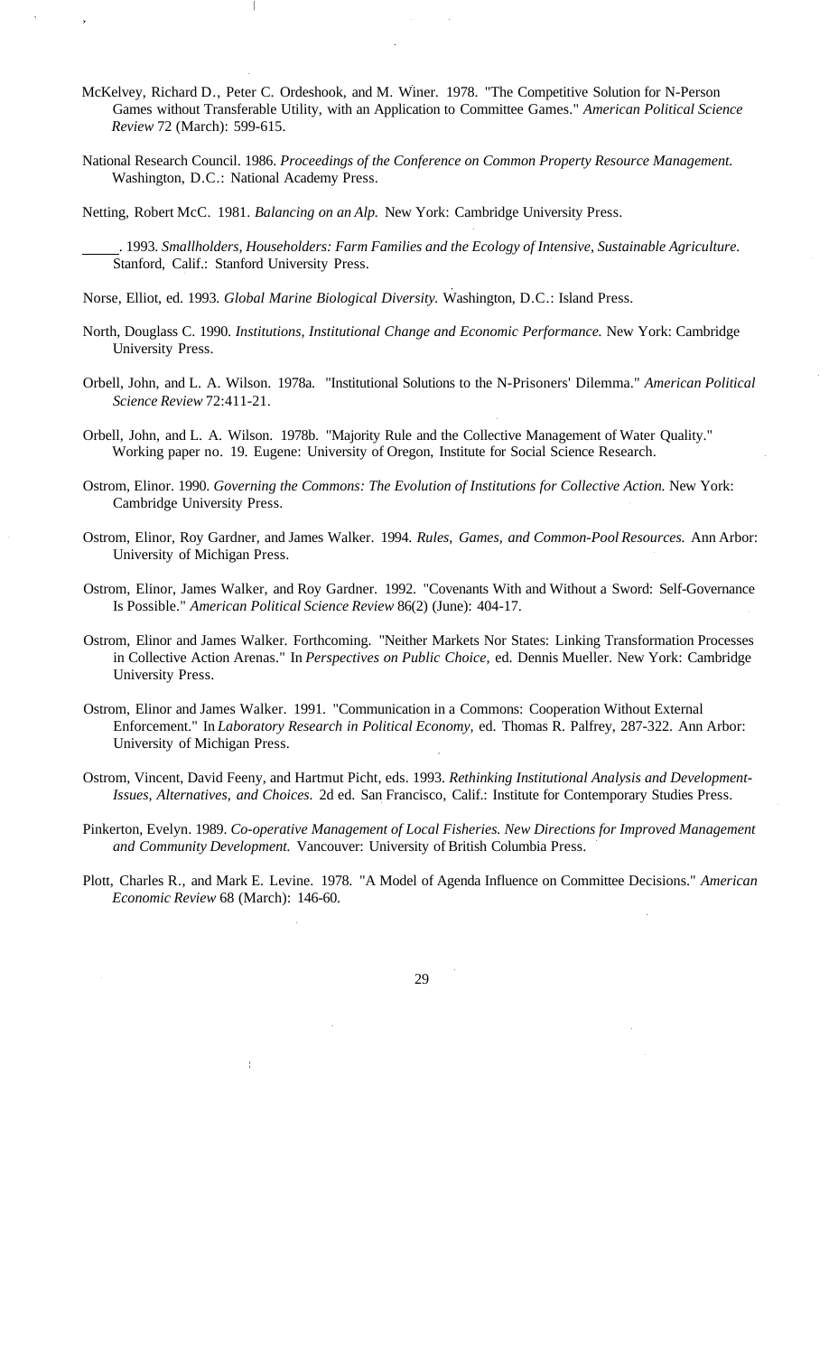McKelvey, Richard D., Peter C. Ordeshook, and M. Winer. 1978. "The Competitive Solution for N-Person Games without Transferable Utility, with an Application to Committee Games." *American Political Science Review* 72 (March): 599-615.

National Research Council. 1986. *Proceedings of the Conference on Common Property Resource Management.* Washington, D.C.: National Academy Press.

Netting, Robert McC. 1981. *Balancing on an Alp.* New York: Cambridge University Press.

\_\_\_\_\_. 1993. *Smallholders, Householders: Farm Families and the Ecology of Intensive, Sustainable Agriculture.* Stanford, Calif.: Stanford University Press.

Norse, Elliot, ed. 1993. *Global Marine Biological Diversity.* Washington, D.C.: Island Press.

North, Douglass C. 1990. *Institutions, Institutional Change and Economic Performance.* New York: Cambridge University Press.

Orbell, John, and L. A. Wilson. 1978a. "Institutional Solutions to the N-Prisoners' Dilemma." *American Political Science Review* 72:411-21.

Orbell, John, and L. A. Wilson. 1978b. "Majority Rule and the Collective Management of Water Quality." Working paper no. 19. Eugene: University of Oregon, Institute for Social Science Research.

Ostrom, Elinor. 1990. *Governing the Commons: The Evolution of Institutions for Collective Action.* New York: Cambridge University Press.

Ostrom, Elinor, Roy Gardner, and James Walker. 1994. *Rules, Games, and Common-Pool Resources.* Ann Arbor: University of Michigan Press.

Ostrom, Elinor, James Walker, and Roy Gardner. 1992. "Covenants With and Without a Sword: Self-Governance Is Possible." *American Political Science Review* 86(2) (June): 404-17.

Ostrom, Elinor and James Walker. Forthcoming. "Neither Markets Nor States: Linking Transformation Processes in Collective Action Arenas." In *Perspectives on Public Choice,* ed. Dennis Mueller. New York: Cambridge University Press.

Ostrom, Elinor and James Walker. 1991. "Communication in a Commons: Cooperation Without External Enforcement." In *Laboratory Research in Political Economy,* ed. Thomas R. Palfrey, 287-322. Ann Arbor: University of Michigan Press.

Ostrom, Vincent, David Feeny, and Hartmut Picht, eds. 1993. *Rethinking Institutional Analysis and Development-Issues, Alternatives, and Choices.* 2d ed. San Francisco, Calif.: Institute for Contemporary Studies Press.

Pinkerton, Evelyn. 1989. *Co-operative Management of Local Fisheries. New Directions for Improved Management and Community Development.* Vancouver: University of British Columbia Press.

Plott, Charles R., and Mark E. Levine. 1978. "A Model of Agenda Influence on Committee Decisions." *American Economic Review* 68 (March): 146-60.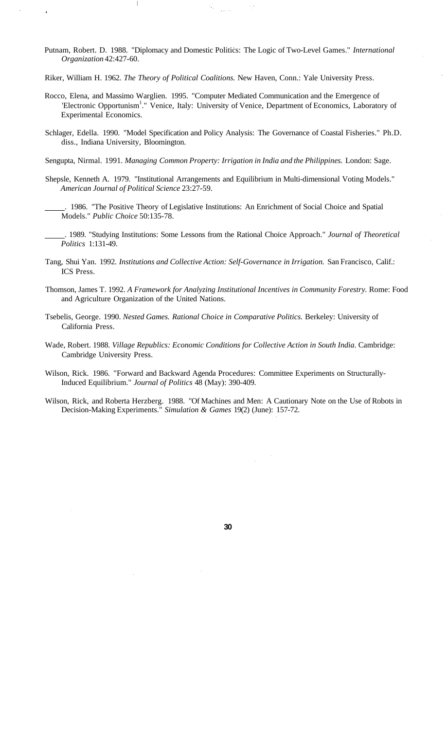Putnam, Robert. D. 1988. "Diplomacy and Domestic Politics: The Logic of Two-Level Games." *International Organization* 42:427-60.

Riker, William H. 1962. *The Theory of Political Coalitions.* New Haven, Conn.: Yale University Press.

Rocco, Elena, and Massimo Warglien. 1995. "Computer Mediated Communication and the Emergence of 'Electronic Opportunism[1].'" Venice, Italy: University of Venice, Department of Economics, Laboratory of Experimental Economics.

Schlager, Edella. 1990. "Model Specification and Policy Analysis: The Governance of Coastal Fisheries." Ph.D. diss., Indiana University, Bloomington.

Sengupta, Nirmal. 1991. *Managing Common Property: Irrigation in India and the Philippines.* London: Sage.

Shepsle, Kenneth A. 1979. "Institutional Arrangements and Equilibrium in Multi-dimensional Voting Models." *American Journal of Political Science* 23:27-59.

_____. 1986. "The Positive Theory of Legislative Institutions: An Enrichment of Social Choice and Spatial Models." *Public Choice* 50:135-78.

_____. 1989. "Studying Institutions: Some Lessons from the Rational Choice Approach." *Journal of Theoretical Politics* 1:131-49.

Tang, Shui Yan. 1992. *Institutions and Collective Action: Self-Governance in Irrigation.* San Francisco, Calif.: ICS Press.

Thomson, James T. 1992. *A Framework for Analyzing Institutional Incentives in Community Forestry.* Rome: Food and Agriculture Organization of the United Nations.

Tsebelis, George. 1990. *Nested Games. Rational Choice in Comparative Politics.* Berkeley: University of California Press.

Wade, Robert. 1988. *Village Republics: Economic Conditions for Collective Action in South India.* Cambridge: Cambridge University Press.

Wilson, Rick. 1986. "Forward and Backward Agenda Procedures: Committee Experiments on Structurally-Induced Equilibrium." *Journal of Politics* 48 (May): 390-409.

Wilson, Rick, and Roberta Herzberg. 1988. "Of Machines and Men: A Cautionary Note on the Use of Robots in Decision-Making Experiments." *Simulation & Games* 19(2) (June): 157-72.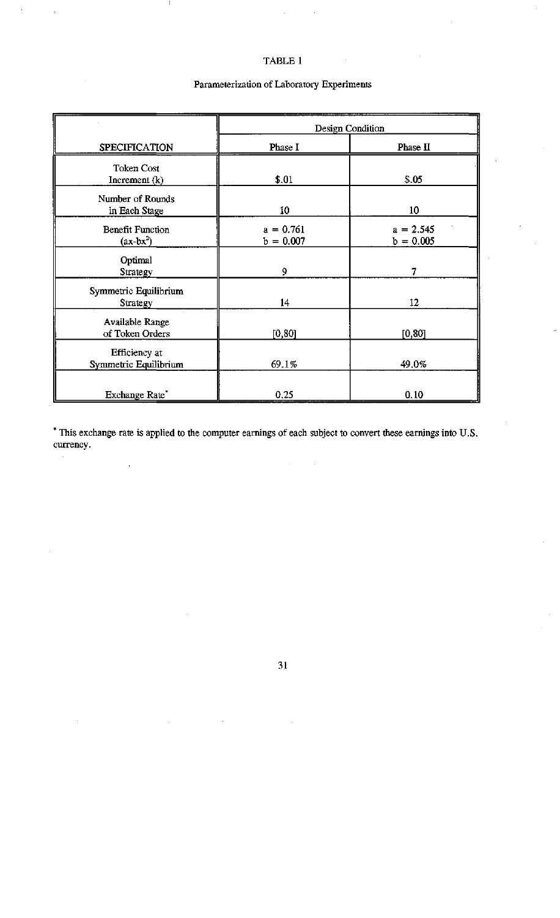TABLE 1

Parameterization of Laboratory Experiments

| SPECIFICATION | Design Condition | |
|---|---|---|
| | Phase I | Phase II |
| Token Cost Increment (k) | \$.01 | \$.05 |
| Number of Rounds in Each Stage | 10 | 10 |
| Benefit Function ($ax-bx^2$) | $a = 0.761$ $b = 0.007$ | $a = 2.545$ $b = 0.005$ |
| Optimal Strategy | 9 | 7 |
| Symmetric Equilibrium Strategy | 14 | 12 |
| Available Range of Token Orders | [0,80] | [0,80] |
| Efficiency at Symmetric Equilibrium | 69.1% | 49.0% |
| Exchange Rate* | 0.25 | 0.10 |

* This exchange rate is applied to the computer earnings of each subject to convert these earnings into U.S. currency.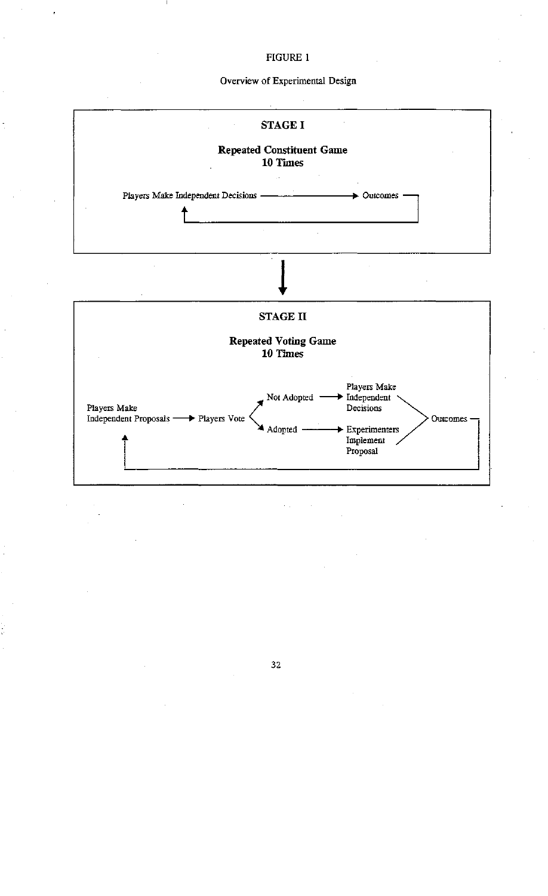FIGURE 1

Overview of Experimental Design

**STAGE I**

**Repeated Constituent Game**
**10 Times**

Players Make Independent Decisions → Outcomes

**STAGE II**

**Repeated Voting Game**
**10 Times**

Players Make Independent Proposals → Players Vote → Not Adopted → Players Make Independent Decisions → Outcomes

Players Vote → Adopted → Experimenters Implement Proposal → Outcomes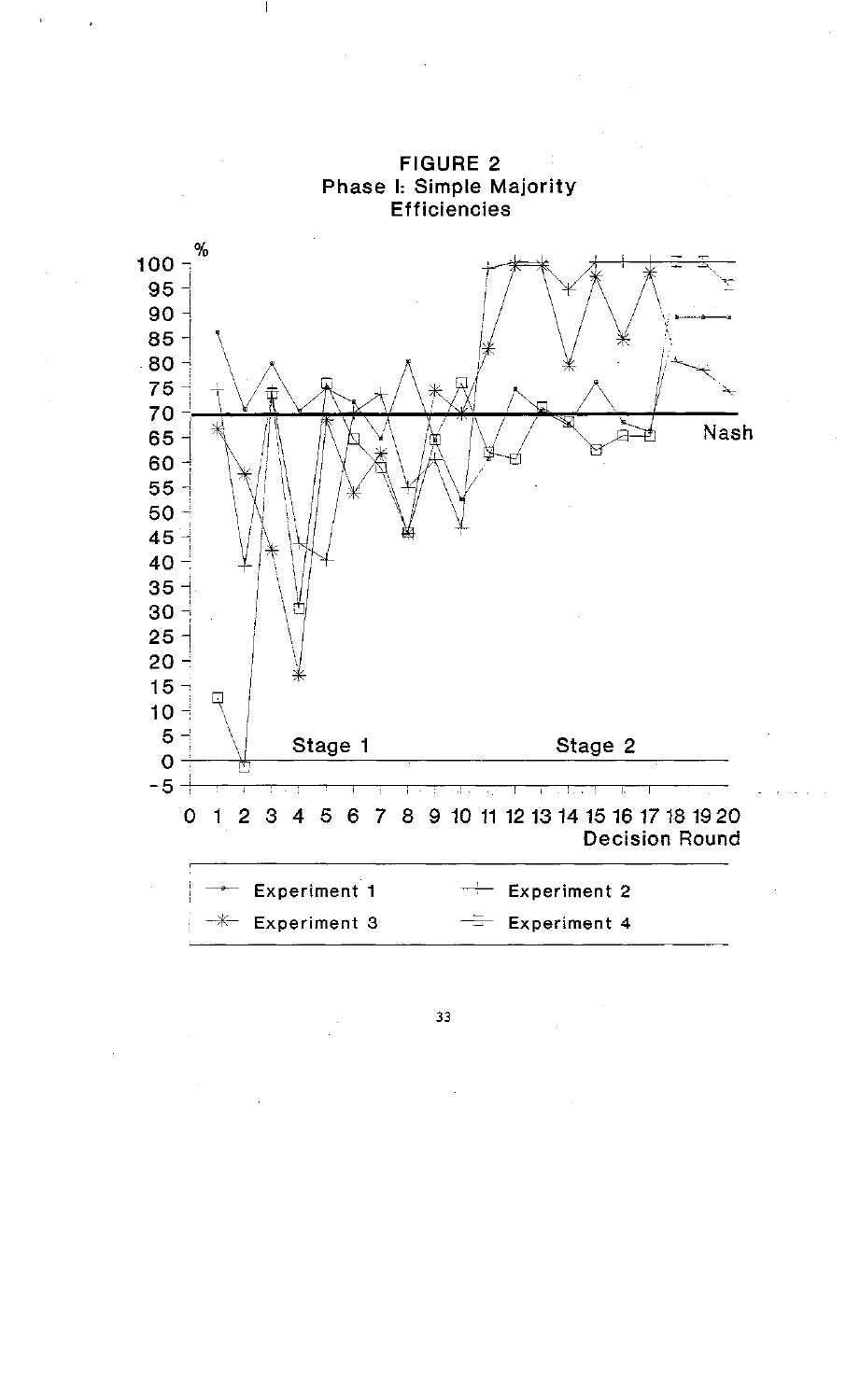**FIGURE 2**
**Phase I: Simple Majority Efficiencies**

%

100
95
90
85
80
75
70
65
60
55
50
45
40
35
30
25
20
15
10
5
0
-5

Nash

Stage 1

Stage 2

0 1 2 3 4 5 6 7 8 9 10 11 12 13 14 15 16 17 18 19 20
Decision Round

Experiment 1 | Experiment 2
Experiment 3 | Experiment 4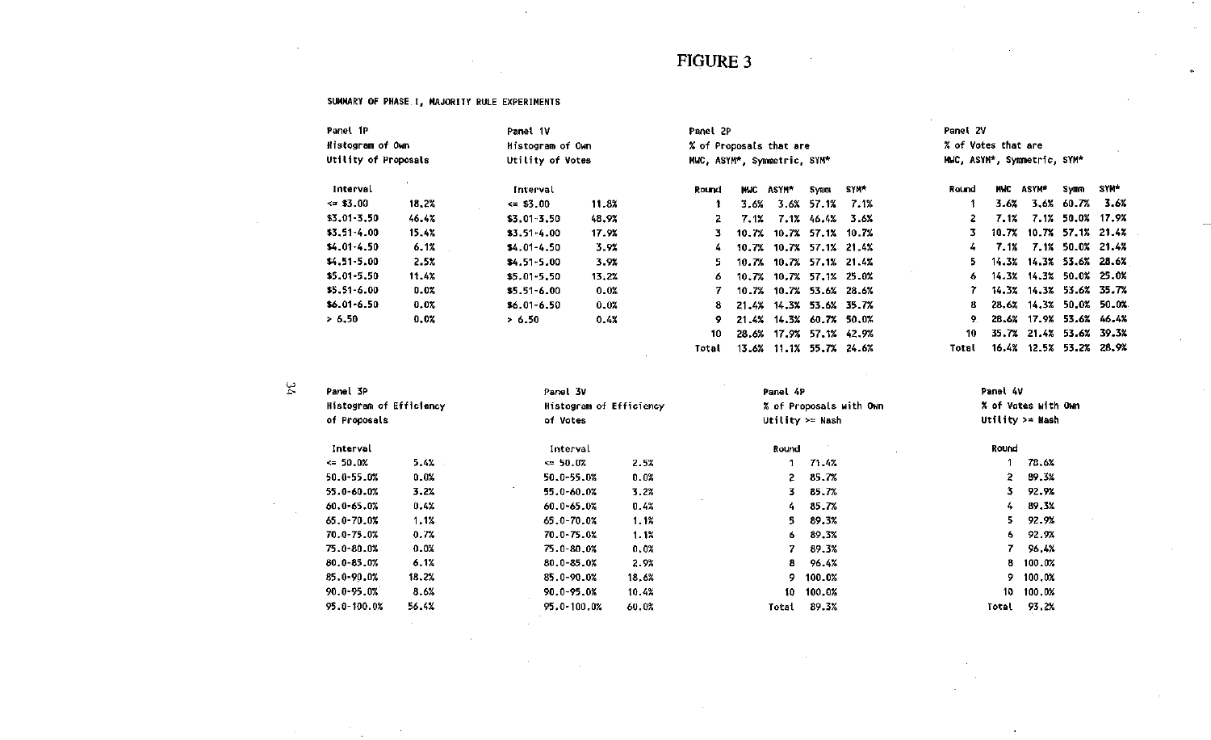# FIGURE 3

SUMMARY OF PHASE I, MAJORITY RULE EXPERIMENTS

Panel 1P
Histogram of Own
Utility of Proposals

| Interval | |
|---|---|
| <= $3.00 | 18.2% |
| $3.01-3.50 | 46.4% |
| $3.51-4.00 | 15.4% |
| $4.01-4.50 | 6.1% |
| $4.51-5.00 | 2.5% |
| $5.01-5.50 | 11.4% |
| $5.51-6.00 | 0.0% |
| $6.01-6.50 | 0.0% |
| > 6.50 | 0.0% |

Panel 1V
Histogram of Own
Utility of Votes

| Interval | |
|---|---|
| <= $3.00 | 11.8% |
| $3.01-3.50 | 48.9% |
| $3.51-4.00 | 17.9% |
| $4.01-4.50 | 3.9% |
| $4.51-5.00 | 3.9% |
| $5.01-5.50 | 13.2% |
| $5.51-6.00 | 0.0% |
| $6.01-6.50 | 0.0% |
| > 6.50 | 0.4% |

Panel 2P
% of Proposals that are
MWC, ASYM*, Symmetric, SYM*

| Round | MWC | ASYM* | Symm | SYM* |
|---|---|---|---|---|
| 1 | 3.6% | 3.6% | 57.1% | 7.1% |
| 2 | 7.1% | 7.1% | 46.4% | 3.6% |
| 3 | 10.7% | 10.7% | 57.1% | 10.7% |
| 4 | 10.7% | 10.7% | 57.1% | 21.4% |
| 5 | 10.7% | 10.7% | 57.1% | 21.4% |
| 6 | 10.7% | 10.7% | 57.1% | 25.0% |
| 7 | 10.7% | 10.7% | 53.6% | 28.6% |
| 8 | 21.4% | 14.3% | 53.6% | 35.7% |
| 9 | 21.4% | 14.3% | 60.7% | 50.0% |
| 10 | 28.6% | 17.9% | 57.1% | 42.9% |
| Total | 13.6% | 11.1% | 55.7% | 24.6% |

Panel 2V
% of Votes that are
MWC, ASYM*, Symmetric, SYM*

| Round | MWC | ASYM* | Symm | SYM* |
|---|---|---|---|---|
| 1 | 3.6% | 3.6% | 60.7% | 3.6% |
| 2 | 7.1% | 7.1% | 50.0% | 17.9% |
| 3 | 10.7% | 10.7% | 57.1% | 21.4% |
| 4 | 7.1% | 7.1% | 50.0% | 21.4% |
| 5 | 14.3% | 14.3% | 53.6% | 28.6% |
| 6 | 14.3% | 14.3% | 50.0% | 25.0% |
| 7 | 14.3% | 14.3% | 53.6% | 35.7% |
| 8 | 28.6% | 14.3% | 50.0% | 50.0% |
| 9 | 28.6% | 17.9% | 53.6% | 46.4% |
| 10 | 35.7% | 21.4% | 53.6% | 39.3% |
| Total | 16.4% | 12.5% | 53.2% | 28.9% |

Panel 3P
Histogram of Efficiency
of Proposals

| Interval | |
|---|---|
| <= 50.0% | 5.4% |
| 50.0-55.0% | 0.0% |
| 55.0-60.0% | 3.2% |
| 60.0-65.0% | 0.4% |
| 65.0-70.0% | 1.1% |
| 70.0-75.0% | 0.7% |
| 75.0-80.0% | 0.0% |
| 80.0-85.0% | 6.1% |
| 85.0-90.0% | 18.2% |
| 90.0-95.0% | 8.6% |
| 95.0-100.0% | 56.4% |

Panel 3V
Histogram of Efficiency
of Votes

| Interval | |
|---|---|
| <= 50.0% | 2.5% |
| 50.0-55.0% | 0.0% |
| 55.0-60.0% | 3.2% |
| 60.0-65.0% | 0.4% |
| 65.0-70.0% | 1.1% |
| 70.0-75.0% | 1.1% |
| 75.0-80.0% | 0.0% |
| 80.0-85.0% | 2.9% |
| 85.0-90.0% | 18.6% |
| 90.0-95.0% | 10.4% |
| 95.0-100.0% | 60.0% |

Panel 4P
% of Proposals with Own
Utility >= Nash

| Round | |
|---|---|
| 1 | 71.4% |
| 2 | 85.7% |
| 3 | 85.7% |
| 4 | 85.7% |
| 5 | 89.3% |
| 6 | 89.3% |
| 7 | 89.3% |
| 8 | 96.4% |
| 9 | 100.0% |
| 10 | 100.0% |
| Total | 89.3% |

Panel 4V
% of Votes with Own
Utility >= Nash

| Round | |
|---|---|
| 1 | 78.6% |
| 2 | 89.3% |
| 3 | 92.9% |
| 4 | 89.3% |
| 5 | 92.9% |
| 6 | 92.9% |
| 7 | 96.4% |
| 8 | 100.0% |
| 9 | 100.0% |
| 10 | 100.0% |
| Total | 93.2% |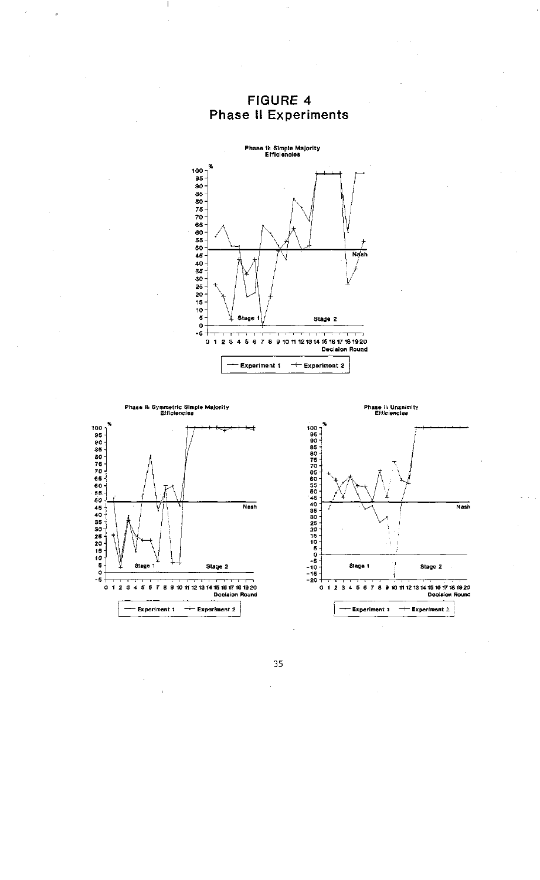# FIGURE 4
## Phase II Experiments

Phase II: Simple Majority Efficiencies

Phase II: Symmetric Simple Majority Efficiencies

Phase II: Unanimity Efficiencies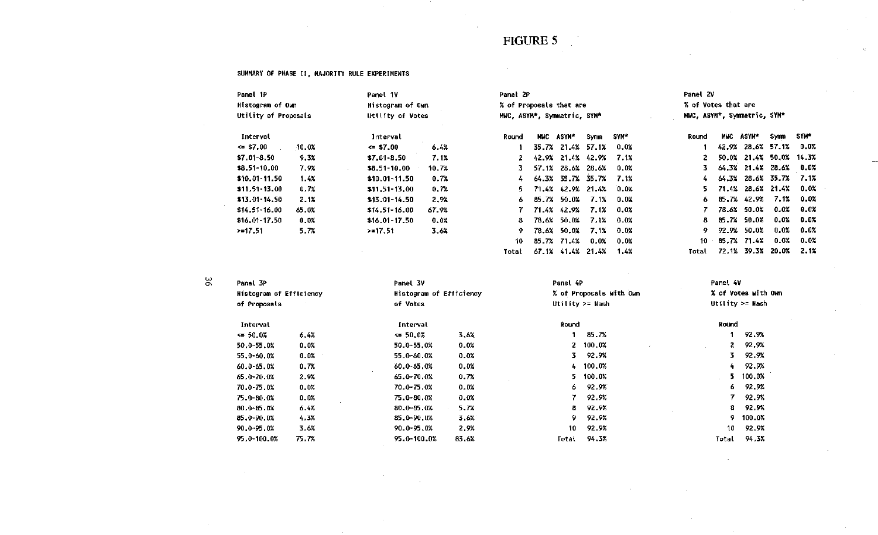# FIGURE 5

SUMMARY OF PHASE II, MAJORITY RULE EXPERIMENTS

**Panel 1P**
Histogram of Own Utility of Proposals

| Interval | |
|---|---|
| <= $7.00 | 10.0% |
| $7.01-8.50 | 9.3% |
| $8.51-10.00 | 7.9% |
| $10.01-11.50 | 1.4% |
| $11.51-13.00 | 0.7% |
| $13.01-14.50 | 2.1% |
| $14.51-16.00 | 65.0% |
| $16.01-17.50 | 0.0% |
| >=17.51 | 5.7% |

**Panel 1V**
Histogram of Own Utility of Votes

| Interval | |
|---|---|
| <= $7.00 | 6.4% |
| $7.01-8.50 | 7.1% |
| $8.51-10.00 | 10.7% |
| $10.01-11.50 | 0.7% |
| $11.51-13.00 | 0.7% |
| $13.01-14.50 | 2.9% |
| $14.51-16.00 | 67.9% |
| $16.01-17.50 | 0.0% |
| >=17.51 | 3.6% |

**Panel 2P**
% of Proposals that are MWC, ASYM*, Symmetric, SYM*

| Round | MWC | ASYM* | Symm | SYM* |
|---|---|---|---|---|
| 1 | 35.7% | 21.4% | 57.1% | 0.0% |
| 2 | 42.9% | 21.4% | 42.9% | 7.1% |
| 3 | 57.1% | 28.6% | 28.6% | 0.0% |
| 4 | 64.3% | 35.7% | 35.7% | 7.1% |
| 5 | 71.4% | 42.9% | 21.4% | 0.0% |
| 6 | 85.7% | 50.0% | 7.1% | 0.0% |
| 7 | 71.4% | 42.9% | 7.1% | 0.0% |
| 8 | 78.6% | 50.0% | 7.1% | 0.0% |
| 9 | 78.6% | 50.0% | 7.1% | 0.0% |
| 10 | 85.7% | 71.4% | 0.0% | 0.0% |
| Total | 67.1% | 41.4% | 21.4% | 1.4% |

**Panel 2V**
% of Votes that are MWC, ASYM*, Symmetric, SYM*

| Round | MWC | ASYM* | Symm | SYM* |
|---|---|---|---|---|
| 1 | 42.9% | 28.6% | 57.1% | 0.0% |
| 2 | 50.0% | 21.4% | 50.0% | 14.3% |
| 3 | 64.3% | 21.4% | 28.6% | 0.0% |
| 4 | 64.3% | 28.6% | 35.7% | 7.1% |
| 5 | 71.4% | 28.6% | 21.4% | 0.0% |
| 6 | 85.7% | 42.9% | 7.1% | 0.0% |
| 7 | 78.6% | 50.0% | 0.0% | 0.0% |
| 8 | 85.7% | 50.0% | 0.0% | 0.0% |
| 9 | 92.9% | 50.0% | 0.0% | 0.0% |
| 10 | 85.7% | 71.4% | 0.0% | 0.0% |
| Total | 72.1% | 39.3% | 20.0% | 2.1% |

**Panel 3P**
Histogram of Efficiency of Proposals

| Interval | |
|---|---|
| <= 50.0% | 6.4% |
| 50.0-55.0% | 0.0% |
| 55.0-60.0% | 0.0% |
| 60.0-65.0% | 0.7% |
| 65.0-70.0% | 2.9% |
| 70.0-75.0% | 0.0% |
| 75.0-80.0% | 0.0% |
| 80.0-85.0% | 6.4% |
| 85.0-90.0% | 4.3% |
| 90.0-95.0% | 3.6% |
| 95.0-100.0% | 75.7% |

**Panel 3V**
Histogram of Efficiency of Votes

| Interval | |
|---|---|
| <= 50.0% | 3.6% |
| 50.0-55.0% | 0.0% |
| 55.0-60.0% | 0.0% |
| 60.0-65.0% | 0.0% |
| 65.0-70.0% | 0.7% |
| 70.0-75.0% | 0.0% |
| 75.0-80.0% | 0.0% |
| 80.0-85.0% | 5.7% |
| 85.0-90.0% | 3.6% |
| 90.0-95.0% | 2.9% |
| 95.0-100.0% | 83.6% |

**Panel 4P**
% of Proposals with Own Utility >= Nash

| Round | |
|---|---|
| 1 | 85.7% |
| 2 | 100.0% |
| 3 | 92.9% |
| 4 | 100.0% |
| 5 | 100.0% |
| 6 | 92.9% |
| 7 | 92.9% |
| 8 | 92.9% |
| 9 | 92.9% |
| 10 | 92.9% |
| Total | 94.3% |

**Panel 4V**
% of Votes with Own Utility >= Nash

| Round | |
|---|---|
| 1 | 92.9% |
| 2 | 92.9% |
| 3 | 92.9% |
| 4 | 92.9% |
| 5 | 100.0% |
| 6 | 92.9% |
| 7 | 92.9% |
| 8 | 92.9% |
| 9 | 100.0% |
| 10 | 92.9% |
| Total | 94.3% |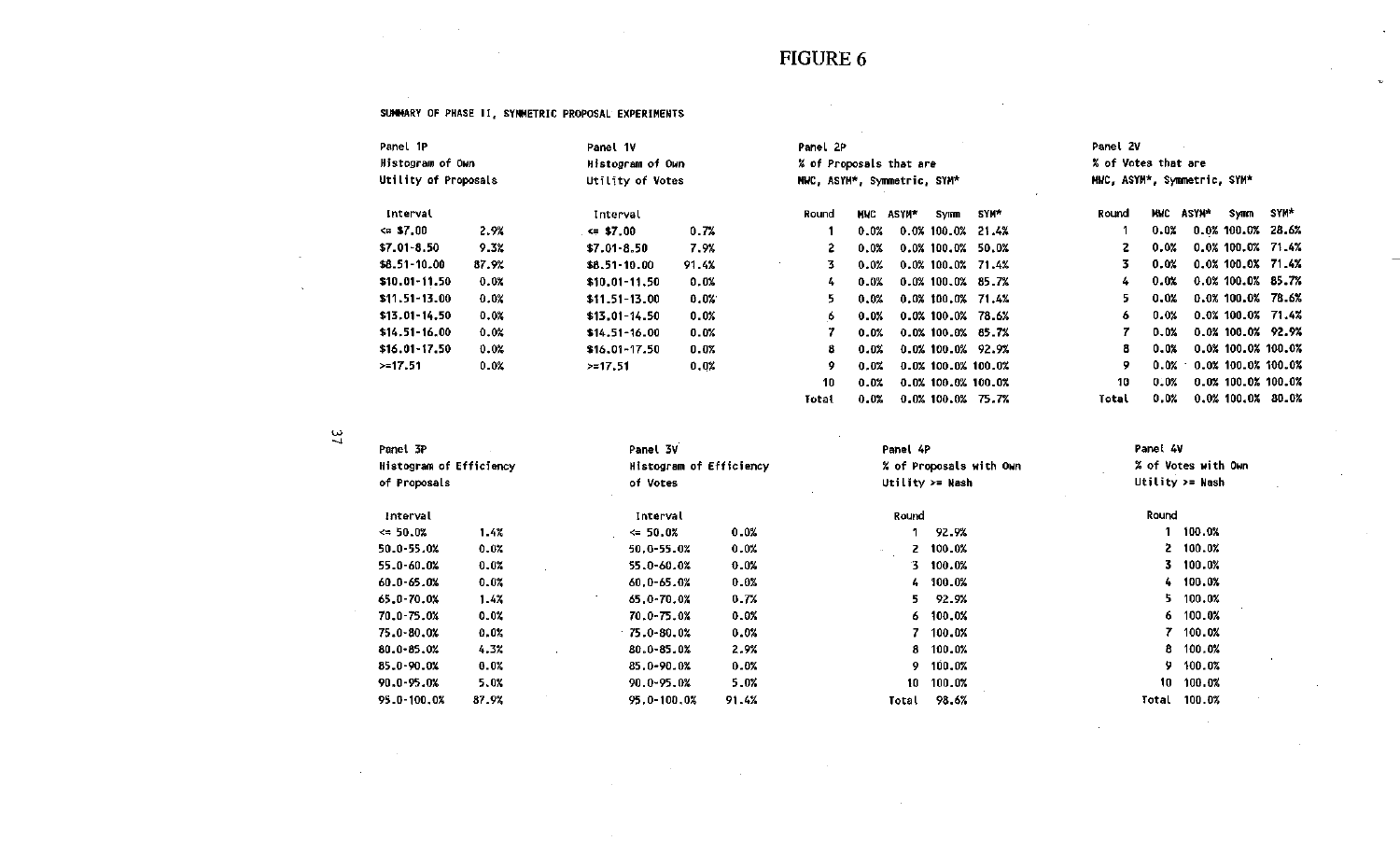# FIGURE 6

SUMMARY OF PHASE II, SYMMETRIC PROPOSAL EXPERIMENTS

Panel 1P
Histogram of Own
Utility of Proposals

| Interval | |
|---|---|
| <= $7.00 | 2.9% |
| $7.01-8.50 | 9.3% |
| $8.51-10.00 | 87.9% |
| $10.01-11.50 | 0.0% |
| $11.51-13.00 | 0.0% |
| $13.01-14.50 | 0.0% |
| $14.51-16.00 | 0.0% |
| $16.01-17.50 | 0.0% |
| >=17.51 | 0.0% |

Panel 1V
Histogram of Own
Utility of Votes

| Interval | |
|---|---|
| <= $7.00 | 0.7% |
| $7.01-8.50 | 7.9% |
| $8.51-10.00 | 91.4% |
| $10.01-11.50 | 0.0% |
| $11.51-13.00 | 0.0% |
| $13.01-14.50 | 0.0% |
| $14.51-16.00 | 0.0% |
| $16.01-17.50 | 0.0% |
| >=17.51 | 0.0% |

Panel 2P
% of Proposals that are
MWC, ASYM*, Symmetric, SYM*

| Round | MWC | ASYM* | Symm | SYM* |
|---|---|---|---|---|
| 1 | 0.0% | 0.0% | 100.0% | 21.4% |
| 2 | 0.0% | 0.0% | 100.0% | 50.0% |
| 3 | 0.0% | 0.0% | 100.0% | 71.4% |
| 4 | 0.0% | 0.0% | 100.0% | 85.7% |
| 5 | 0.0% | 0.0% | 100.0% | 71.4% |
| 6 | 0.0% | 0.0% | 100.0% | 78.6% |
| 7 | 0.0% | 0.0% | 100.0% | 85.7% |
| 8 | 0.0% | 0.0% | 100.0% | 92.9% |
| 9 | 0.0% | 0.0% | 100.0% | 100.0% |
| 10 | 0.0% | 0.0% | 100.0% | 100.0% |
| Total | 0.0% | 0.0% | 100.0% | 75.7% |

Panel 2V
% of Votes that are
MWC, ASYM*, Symmetric, SYM*

| Round | MWC | ASYM* | Symm | SYM* |
|---|---|---|---|---|
| 1 | 0.0% | 0.0% | 100.0% | 28.6% |
| 2 | 0.0% | 0.0% | 100.0% | 71.4% |
| 3 | 0.0% | 0.0% | 100.0% | 71.4% |
| 4 | 0.0% | 0.0% | 100.0% | 85.7% |
| 5 | 0.0% | 0.0% | 100.0% | 78.6% |
| 6 | 0.0% | 0.0% | 100.0% | 71.4% |
| 7 | 0.0% | 0.0% | 100.0% | 92.9% |
| 8 | 0.0% | 0.0% | 100.0% | 100.0% |
| 9 | 0.0% | 0.0% | 100.0% | 100.0% |
| 10 | 0.0% | 0.0% | 100.0% | 100.0% |
| Total | 0.0% | 0.0% | 100.0% | 80.0% |

Panel 3P
Histogram of Efficiency
of Proposals

| Interval | |
|---|---|
| <= 50.0% | 1.4% |
| 50.0-55.0% | 0.0% |
| 55.0-60.0% | 0.0% |
| 60.0-65.0% | 0.0% |
| 65.0-70.0% | 1.4% |
| 70.0-75.0% | 0.0% |
| 75.0-80.0% | 0.0% |
| 80.0-85.0% | 4.3% |
| 85.0-90.0% | 0.0% |
| 90.0-95.0% | 5.0% |
| 95.0-100.0% | 87.9% |

Panel 3V
Histogram of Efficiency
of Votes

| Interval | |
|---|---|
| <= 50.0% | 0.0% |
| 50.0-55.0% | 0.0% |
| 55.0-60.0% | 0.0% |
| 60.0-65.0% | 0.0% |
| 65.0-70.0% | 0.7% |
| 70.0-75.0% | 0.0% |
| 75.0-80.0% | 0.0% |
| 80.0-85.0% | 2.9% |
| 85.0-90.0% | 0.0% |
| 90.0-95.0% | 5.0% |
| 95.0-100.0% | 91.4% |

Panel 4P
% of Proposals with Own
Utility >= Nash

| Round | |
|---|---|
| 1 | 92.9% |
| 2 | 100.0% |
| 3 | 100.0% |
| 4 | 100.0% |
| 5 | 92.9% |
| 6 | 100.0% |
| 7 | 100.0% |
| 8 | 100.0% |
| 9 | 100.0% |
| 10 | 100.0% |
| Total | 98.6% |

Panel 4V
% of Votes with Own
Utility >= Nash

| Round | |
|---|---|
| 1 | 100.0% |
| 2 | 100.0% |
| 3 | 100.0% |
| 4 | 100.0% |
| 5 | 100.0% |
| 6 | 100.0% |
| 7 | 100.0% |
| 8 | 100.0% |
| 9 | 100.0% |
| 10 | 100.0% |
| Total | 100.0% |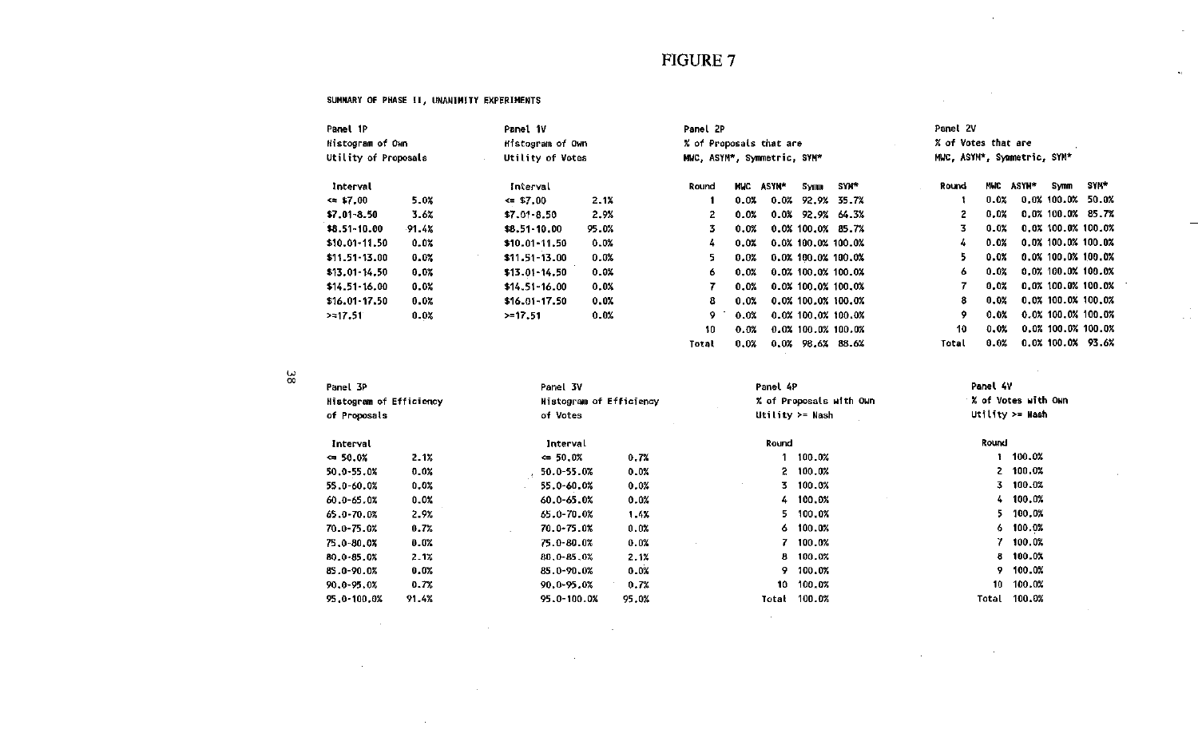# FIGURE 7

SUMMARY OF PHASE II, UNANIMITY EXPERIMENTS

Panel 1P
Histogram of Own
Utility of Proposals

| Interval | |
|---|---|
| <= $7.00 | 5.0% |
| $7.01-8.50 | 3.6% |
| $8.51-10.00 | 91.4% |
| $10.01-11.50 | 0.0% |
| $11.51-13.00 | 0.0% |
| $13.01-14.50 | 0.0% |
| $14.51-16.00 | 0.0% |
| $16.01-17.50 | 0.0% |
| >=17.51 | 0.0% |

Panel 1V
Histogram of Own
Utility of Votes

| Interval | |
|---|---|
| <= $7.00 | 2.1% |
| $7.01-8.50 | 2.9% |
| $8.51-10.00 | 95.0% |
| $10.01-11.50 | 0.0% |
| $11.51-13.00 | 0.0% |
| $13.01-14.50 | 0.0% |
| $14.51-16.00 | 0.0% |
| $16.01-17.50 | 0.0% |
| >=17.51 | 0.0% |

Panel 2P
% of Proposals that are
MWC, ASYM*, Symmetric, SYM*

| Round | MWC | ASYM* | Symm | SYM* |
|---|---|---|---|---|
| 1 | 0.0% | 0.0% | 92.9% | 35.7% |
| 2 | 0.0% | 0.0% | 92.9% | 64.3% |
| 3 | 0.0% | 0.0% | 100.0% | 85.7% |
| 4 | 0.0% | 0.0% | 100.0% | 100.0% |
| 5 | 0.0% | 0.0% | 100.0% | 100.0% |
| 6 | 0.0% | 0.0% | 100.0% | 100.0% |
| 7 | 0.0% | 0.0% | 100.0% | 100.0% |
| 8 | 0.0% | 0.0% | 100.0% | 100.0% |
| 9 | 0.0% | 0.0% | 100.0% | 100.0% |
| 10 | 0.0% | 0.0% | 100.0% | 100.0% |
| Total | 0.0% | 0.0% | 98.6% | 88.6% |

Panel 2V
% of Votes that are
MWC, ASYM*, Symmetric, SYM*

| Round | MWC | ASYM* | Symm | SYM* |
|---|---|---|---|---|
| 1 | 0.0% | 0.0% | 100.0% | 50.0% |
| 2 | 0.0% | 0.0% | 100.0% | 85.7% |
| 3 | 0.0% | 0.0% | 100.0% | 100.0% |
| 4 | 0.0% | 0.0% | 100.0% | 100.0% |
| 5 | 0.0% | 0.0% | 100.0% | 100.0% |
| 6 | 0.0% | 0.0% | 100.0% | 100.0% |
| 7 | 0.0% | 0.0% | 100.0% | 100.0% |
| 8 | 0.0% | 0.0% | 100.0% | 100.0% |
| 9 | 0.0% | 0.0% | 100.0% | 100.0% |
| 10 | 0.0% | 0.0% | 100.0% | 100.0% |
| Total | 0.0% | 0.0% | 100.0% | 93.6% |

Panel 3P
Histogram of Efficiency
of Proposals

| Interval | |
|---|---|
| <= 50.0% | 2.1% |
| 50.0-55.0% | 0.0% |
| 55.0-60.0% | 0.0% |
| 60.0-65.0% | 0.0% |
| 65.0-70.0% | 2.9% |
| 70.0-75.0% | 0.7% |
| 75.0-80.0% | 0.0% |
| 80.0-85.0% | 2.1% |
| 85.0-90.0% | 0.0% |
| 90.0-95.0% | 0.7% |
| 95.0-100.0% | 91.4% |

Panel 3V
Histogram of Efficiency
of Votes

| Interval | |
|---|---|
| <= 50.0% | 0.7% |
| 50.0-55.0% | 0.0% |
| 55.0-60.0% | 0.0% |
| 60.0-65.0% | 0.0% |
| 65.0-70.0% | 1.4% |
| 70.0-75.0% | 0.0% |
| 75.0-80.0% | 0.0% |
| 80.0-85.0% | 2.1% |
| 85.0-90.0% | 0.0% |
| 90.0-95.0% | 0.7% |
| 95.0-100.0% | 95.0% |

Panel 4P
% of Proposals with Own
Utility >= Nash

| Round | |
|---|---|
| 1 | 100.0% |
| 2 | 100.0% |
| 3 | 100.0% |
| 4 | 100.0% |
| 5 | 100.0% |
| 6 | 100.0% |
| 7 | 100.0% |
| 8 | 100.0% |
| 9 | 100.0% |
| 10 | 100.0% |
| Total | 100.0% |

Panel 4V
% of Votes with Own
Utility >= Nash

| Round | |
|---|---|
| 1 | 100.0% |
| 2 | 100.0% |
| 3 | 100.0% |
| 4 | 100.0% |
| 5 | 100.0% |
| 6 | 100.0% |
| 7 | 100.0% |
| 8 | 100.0% |
| 9 | 100.0% |
| 10 | 100.0% |
| Total | 100.0% |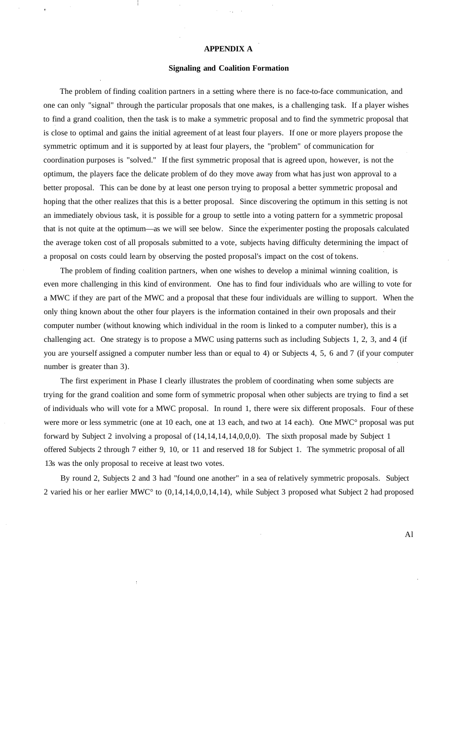## APPENDIX A

### Signaling and Coalition Formation

The problem of finding coalition partners in a setting where there is no face-to-face communication, and one can only "signal" through the particular proposals that one makes, is a challenging task. If a player wishes to find a grand coalition, then the task is to make a symmetric proposal and to find the symmetric proposal that is close to optimal and gains the initial agreement of at least four players. If one or more players propose the symmetric optimum and it is supported by at least four players, the "problem" of communication for coordination purposes is "solved." If the first symmetric proposal that is agreed upon, however, is not the optimum, the players face the delicate problem of do they move away from what has just won approval to a better proposal. This can be done by at least one person trying to proposal a better symmetric proposal and hoping that the other realizes that this is a better proposal. Since discovering the optimum in this setting is not an immediately obvious task, it is possible for a group to settle into a voting pattern for a symmetric proposal that is not quite at the optimum—as we will see below. Since the experimenter posting the proposals calculated the average token cost of all proposals submitted to a vote, subjects having difficulty determining the impact of a proposal on costs could learn by observing the posted proposal's impact on the cost of tokens.

The problem of finding coalition partners, when one wishes to develop a minimal winning coalition, is even more challenging in this kind of environment. One has to find four individuals who are willing to vote for a MWC if they are part of the MWC and a proposal that these four individuals are willing to support. When the only thing known about the other four players is the information contained in their own proposals and their computer number (without knowing which individual in the room is linked to a computer number), this is a challenging act. One strategy is to propose a MWC using patterns such as including Subjects 1, 2, 3, and 4 (if you are yourself assigned a computer number less than or equal to 4) or Subjects 4, 5, 6 and 7 (if your computer number is greater than 3).

The first experiment in Phase I clearly illustrates the problem of coordinating when some subjects are trying for the grand coalition and some form of symmetric proposal when other subjects are trying to find a set of individuals who will vote for a MWC proposal. In round 1, there were six different proposals. Four of these were more or less symmetric (one at 10 each, one at 13 each, and two at 14 each). One MWC° proposal was put forward by Subject 2 involving a proposal of (14,14,14,14,0,0,0). The sixth proposal made by Subject 1 offered Subjects 2 through 7 either 9, 10, or 11 and reserved 18 for Subject 1. The symmetric proposal of all 13s was the only proposal to receive at least two votes.

By round 2, Subjects 2 and 3 had "found one another" in a sea of relatively symmetric proposals. Subject 2 varied his or her earlier MWC° to (0,14,14,0,0,14,14), while Subject 3 proposed what Subject 2 had proposed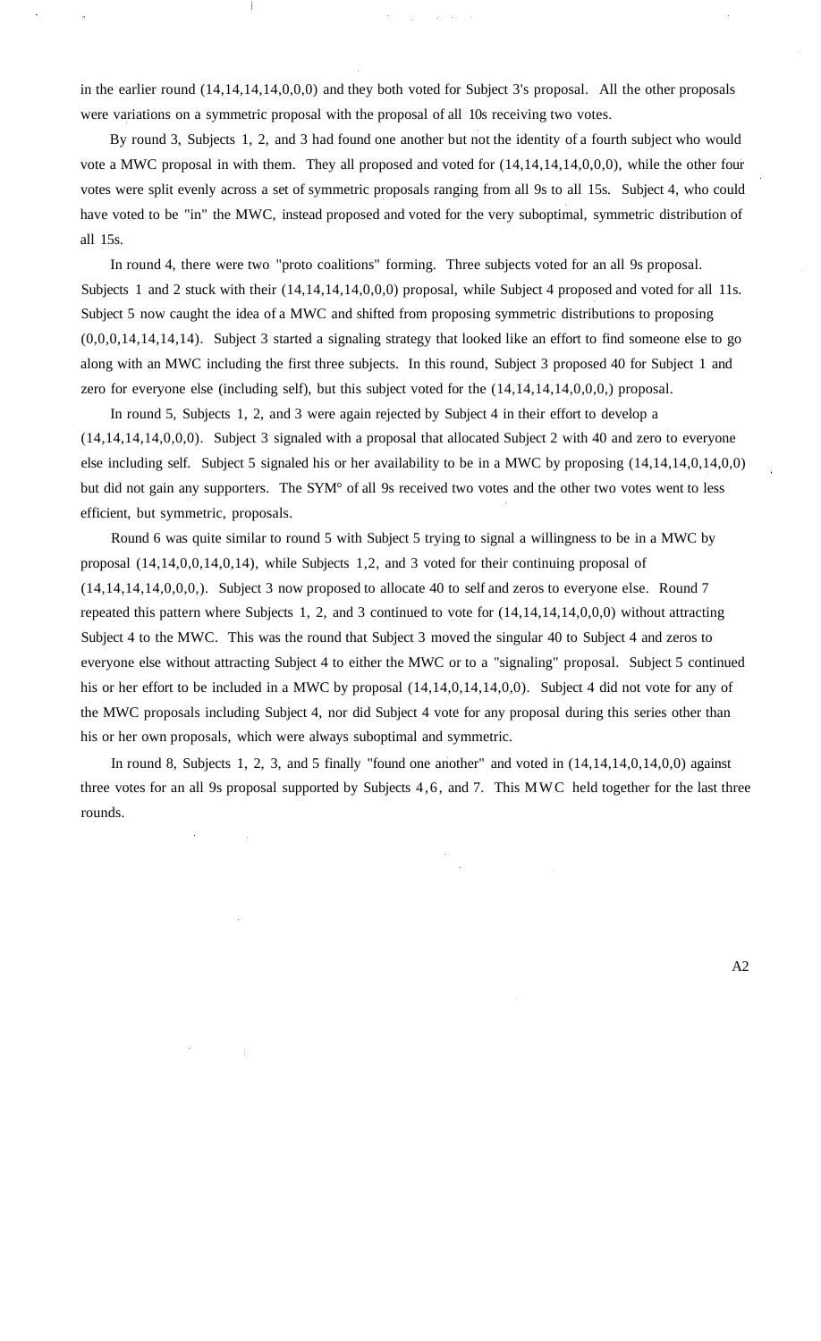in the earlier round (14,14,14,14,0,0,0) and they both voted for Subject 3's proposal. All the other proposals were variations on a symmetric proposal with the proposal of all 10s receiving two votes.

By round 3, Subjects 1, 2, and 3 had found one another but not the identity of a fourth subject who would vote a MWC proposal in with them. They all proposed and voted for (14,14,14,14,0,0,0), while the other four votes were split evenly across a set of symmetric proposals ranging from all 9s to all 15s. Subject 4, who could have voted to be "in" the MWC, instead proposed and voted for the very suboptimal, symmetric distribution of all 15s.

In round 4, there were two "proto coalitions" forming. Three subjects voted for an all 9s proposal. Subjects 1 and 2 stuck with their (14,14,14,14,0,0,0) proposal, while Subject 4 proposed and voted for all 11s. Subject 5 now caught the idea of a MWC and shifted from proposing symmetric distributions to proposing (0,0,0,14,14,14,14). Subject 3 started a signaling strategy that looked like an effort to find someone else to go along with an MWC including the first three subjects. In this round, Subject 3 proposed 40 for Subject 1 and zero for everyone else (including self), but this subject voted for the (14,14,14,14,0,0,) proposal.

In round 5, Subjects 1, 2, and 3 were again rejected by Subject 4 in their effort to develop a (14,14,14,14,0,0,0). Subject 3 signaled with a proposal that allocated Subject 2 with 40 and zero to everyone else including self. Subject 5 signaled his or her availability to be in a MWC by proposing (14,14,14,0,14,0,0) but did not gain any supporters. The SYM° of all 9s received two votes and the other two votes went to less efficient, but symmetric, proposals.

Round 6 was quite similar to round 5 with Subject 5 trying to signal a willingness to be in a MWC by proposal (14,14,0,0,14,0,14), while Subjects 1,2, and 3 voted for their continuing proposal of (14,14,14,14,0,0,0,). Subject 3 now proposed to allocate 40 to self and zeros to everyone else. Round 7 repeated this pattern where Subjects 1, 2, and 3 continued to vote for (14,14,14,14,0,0,0) without attracting Subject 4 to the MWC. This was the round that Subject 3 moved the singular 40 to Subject 4 and zeros to everyone else without attracting Subject 4 to either the MWC or to a "signaling" proposal. Subject 5 continued his or her effort to be included in a MWC by proposal (14,14,0,14,14,0,0). Subject 4 did not vote for any of the MWC proposals including Subject 4, nor did Subject 4 vote for any proposal during this series other than his or her own proposals, which were always suboptimal and symmetric.

In round 8, Subjects 1, 2, 3, and 5 finally "found one another" and voted in (14,14,14,0,14,0,0) against three votes for an all 9s proposal supported by Subjects 4, 6, and 7. This MWC held together for the last three rounds.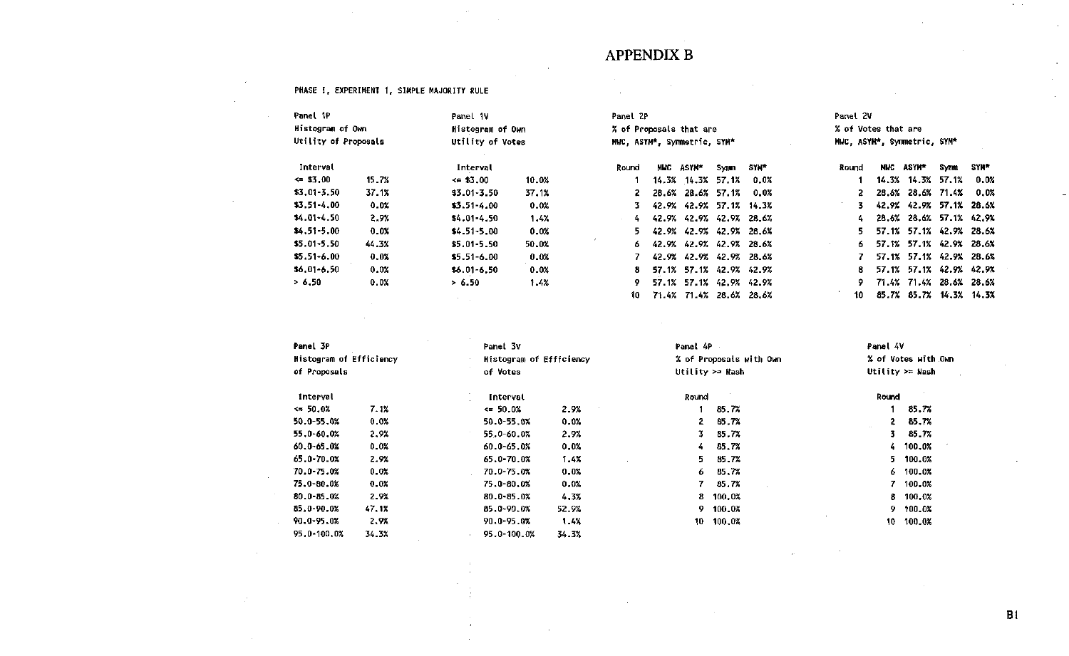# APPENDIX B

PHASE I, EXPERIMENT 1, SIMPLE MAJORITY RULE

Panel 1P
Histogram of Own
Utility of Proposals

| Interval | |
|---|---|
| <= $3.00 | 15.7% |
| $3.01-3.50 | 37.1% |
| $3.51-4.00 | 0.0% |
| $4.01-4.50 | 2.9% |
| $4.51-5.00 | 0.0% |
| $5.01-5.50 | 44.3% |
| $5.51-6.00 | 0.0% |
| $6.01-6.50 | 0.0% |
| > 6.50 | 0.0% |

Panel 1V
Histogram of Own
Utility of Votes

| Interval | |
|---|---|
| <= $3.00 | 10.0% |
| $3.01-3.50 | 37.1% |
| $3.51-4.00 | 0.0% |
| $4.01-4.50 | 1.4% |
| $4.51-5.00 | 0.0% |
| $5.01-5.50 | 50.0% |
| $5.51-6.00 | 0.0% |
| $6.01-6.50 | 0.0% |
| > 6.50 | 1.4% |

Panel 2P
% of Proposals that are
MWC, ASYM*, Symmetric, SYM*

| Round | MWC | ASYM* | Symm | SYM* |
|---|---|---|---|---|
| 1 | 14.3% | 14.3% | 57.1% | 0.0% |
| 2 | 28.6% | 28.6% | 57.1% | 0.0% |
| 3 | 42.9% | 42.9% | 57.1% | 14.3% |
| 4 | 42.9% | 42.9% | 42.9% | 28.6% |
| 5 | 42.9% | 42.9% | 42.9% | 28.6% |
| 6 | 42.9% | 42.9% | 42.9% | 28.6% |
| 7 | 42.9% | 42.9% | 42.9% | 28.6% |
| 8 | 57.1% | 57.1% | 42.9% | 42.9% |
| 9 | 57.1% | 57.1% | 42.9% | 42.9% |
| 10 | 71.4% | 71.4% | 28.6% | 28.6% |

Panel 2V
% of Votes that are
MWC, ASYM*, Symmetric, SYM*

| Round | MWC | ASYM* | Symm | SYM* |
|---|---|---|---|---|
| 1 | 14.3% | 14.3% | 57.1% | 0.0% |
| 2 | 28.6% | 28.6% | 71.4% | 0.0% |
| 3 | 42.9% | 42.9% | 57.1% | 28.6% |
| 4 | 28.6% | 28.6% | 57.1% | 42.9% |
| 5 | 57.1% | 57.1% | 42.9% | 28.6% |
| 6 | 57.1% | 57.1% | 42.9% | 28.6% |
| 7 | 57.1% | 57.1% | 42.9% | 28.6% |
| 8 | 57.1% | 57.1% | 42.9% | 42.9% |
| 9 | 71.4% | 71.4% | 28.6% | 28.6% |
| 10 | 85.7% | 85.7% | 14.3% | 14.3% |

Panel 3P
Histogram of Efficiency
of Proposals

| Interval | |
|---|---|
| <= 50.0% | 7.1% |
| 50.0-55.0% | 0.0% |
| 55.0-60.0% | 2.9% |
| 60.0-65.0% | 0.0% |
| 65.0-70.0% | 2.9% |
| 70.0-75.0% | 0.0% |
| 75.0-80.0% | 0.0% |
| 80.0-85.0% | 2.9% |
| 85.0-90.0% | 47.1% |
| 90.0-95.0% | 2.9% |
| 95.0-100.0% | 34.3% |

Panel 3V
Histogram of Efficiency
of Votes

| Interval | |
|---|---|
| <= 50.0% | 2.9% |
| 50.0-55.0% | 0.0% |
| 55.0-60.0% | 2.9% |
| 60.0-65.0% | 0.0% |
| 65.0-70.0% | 1.4% |
| 70.0-75.0% | 0.0% |
| 75.0-80.0% | 0.0% |
| 80.0-85.0% | 4.3% |
| 85.0-90.0% | 52.9% |
| 90.0-95.0% | 1.4% |
| 95.0-100.0% | 34.3% |

Panel 4P
% of Proposals with Own
Utility >= Nash

| Round | |
|---|---|
| 1 | 85.7% |
| 2 | 85.7% |
| 3 | 85.7% |
| 4 | 85.7% |
| 5 | 85.7% |
| 6 | 85.7% |
| 7 | 85.7% |
| 8 | 100.0% |
| 9 | 100.0% |
| 10 | 100.0% |

Panel 4V
% of Votes with Own
Utility >= Nash

| Round | |
|---|---|
| 1 | 85.7% |
| 2 | 85.7% |
| 3 | 85.7% |
| 4 | 100.0% |
| 5 | 100.0% |
| 6 | 100.0% |
| 7 | 100.0% |
| 8 | 100.0% |
| 9 | 100.0% |
| 10 | 100.0% |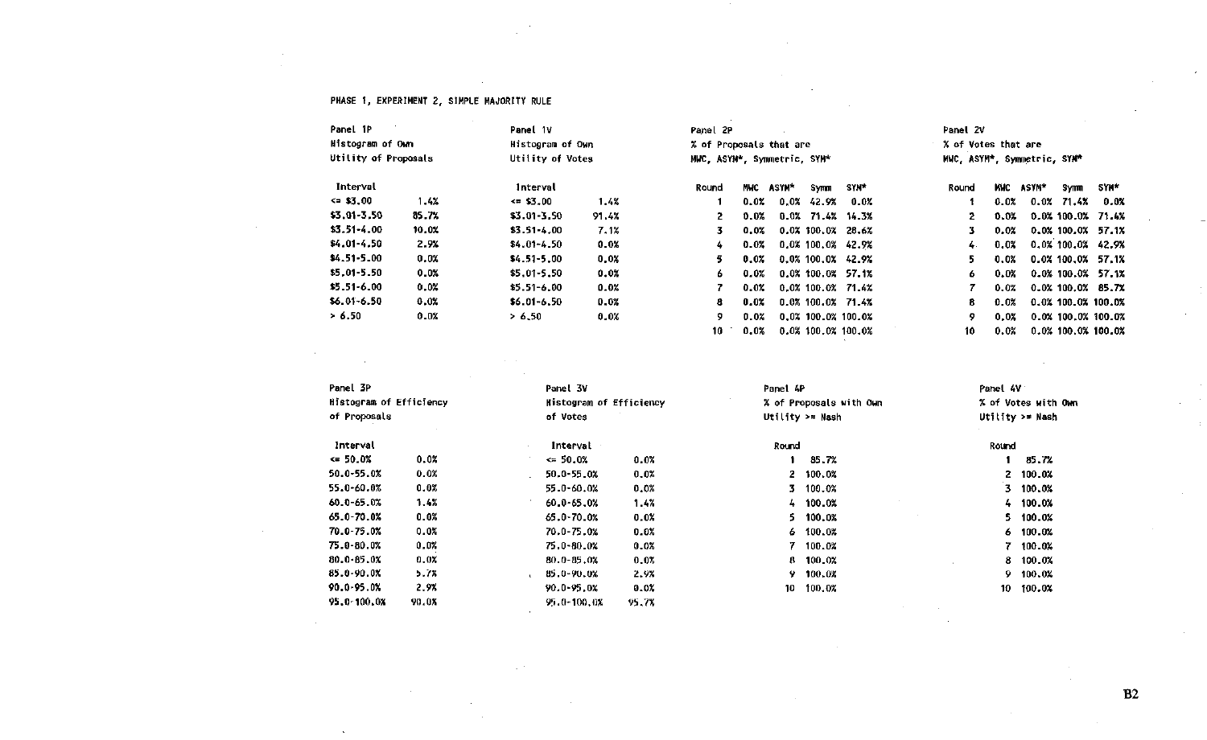PHASE 1, EXPERIMENT 2, SIMPLE MAJORITY RULE

Panel 1P
Histogram of Own
Utility of Proposals

| Interval | |
|---|---|
| <= $3.00 | 1.4% |
| $3.01-3.50 | 85.7% |
| $3.51-4.00 | 10.0% |
| $4.01-4.50 | 2.9% |
| $4.51-5.00 | 0.0% |
| $5.01-5.50 | 0.0% |
| $5.51-6.00 | 0.0% |
| $6.01-6.50 | 0.0% |
| > 6.50 | 0.0% |

Panel 1V
Histogram of Own
Utility of Votes

| Interval | |
|---|---|
| <= $3.00 | 1.4% |
| $3.01-3.50 | 91.4% |
| $3.51-4.00 | 7.1% |
| $4.01-4.50 | 0.0% |
| $4.51-5.00 | 0.0% |
| $5.01-5.50 | 0.0% |
| $5.51-6.00 | 0.0% |
| $6.01-6.50 | 0.0% |
| > 6.50 | 0.0% |

Panel 2P
% of Proposals that are
MWC, ASYM*, Symmetric, SYM*

| Round | MWC | ASYM* | Symm | SYM* |
|---|---|---|---|---|
| 1 | 0.0% | 0.0% | 42.9% | 0.0% |
| 2 | 0.0% | 0.0% | 71.4% | 14.3% |
| 3 | 0.0% | 0.0% | 100.0% | 28.6% |
| 4 | 0.0% | 0.0% | 100.0% | 42.9% |
| 5 | 0.0% | 0.0% | 100.0% | 42.9% |
| 6 | 0.0% | 0.0% | 100.0% | 57.1% |
| 7 | 0.0% | 0.0% | 100.0% | 71.4% |
| 8 | 0.0% | 0.0% | 100.0% | 71.4% |
| 9 | 0.0% | 0.0% | 100.0% | 100.0% |
| 10 | 0.0% | 0.0% | 100.0% | 100.0% |

Panel 2V
% of Votes that are
MWC, ASYM*, Symmetric, SYM*

| Round | MWC | ASYM* | Symm | SYM* |
|---|---|---|---|---|
| 1 | 0.0% | 0.0% | 71.4% | 0.0% |
| 2 | 0.0% | 0.0% | 100.0% | 71.4% |
| 3 | 0.0% | 0.0% | 100.0% | 57.1% |
| 4 | 0.0% | 0.0% | 100.0% | 42.9% |
| 5 | 0.0% | 0.0% | 100.0% | 57.1% |
| 6 | 0.0% | 0.0% | 100.0% | 57.1% |
| 7 | 0.0% | 0.0% | 100.0% | 85.7% |
| 8 | 0.0% | 0.0% | 100.0% | 100.0% |
| 9 | 0.0% | 0.0% | 100.0% | 100.0% |
| 10 | 0.0% | 0.0% | 100.0% | 100.0% |

Panel 3P
Histogram of Efficiency
of Proposals

| Interval | |
|---|---|
| <= 50.0% | 0.0% |
| 50.0-55.0% | 0.0% |
| 55.0-60.0% | 0.0% |
| 60.0-65.0% | 1.4% |
| 65.0-70.0% | 0.0% |
| 70.0-75.0% | 0.0% |
| 75.0-80.0% | 0.0% |
| 80.0-85.0% | 0.0% |
| 85.0-90.0% | 5.7% |
| 90.0-95.0% | 2.9% |
| 95.0-100.0% | 90.0% |

Panel 3V
Histogram of Efficiency
of Votes

| Interval | |
|---|---|
| <= 50.0% | 0.0% |
| 50.0-55.0% | 0.0% |
| 55.0-60.0% | 0.0% |
| 60.0-65.0% | 1.4% |
| 65.0-70.0% | 0.0% |
| 70.0-75.0% | 0.0% |
| 75.0-80.0% | 0.0% |
| 80.0-85.0% | 0.0% |
| 85.0-90.0% | 2.9% |
| 90.0-95.0% | 0.0% |
| 95.0-100.0% | 95.7% |

Panel 4P
% of Proposals with Own
Utility >= Nash

| Round | |
|---|---|
| 1 | 85.7% |
| 2 | 100.0% |
| 3 | 100.0% |
| 4 | 100.0% |
| 5 | 100.0% |
| 6 | 100.0% |
| 7 | 100.0% |
| 8 | 100.0% |
| 9 | 100.0% |
| 10 | 100.0% |

Panel 4V
% of Votes with Own
Utility >= Nash

| Round | |
|---|---|
| 1 | 85.7% |
| 2 | 100.0% |
| 3 | 100.0% |
| 4 | 100.0% |
| 5 | 100.0% |
| 6 | 100.0% |
| 7 | 100.0% |
| 8 | 100.0% |
| 9 | 100.0% |
| 10 | 100.0% |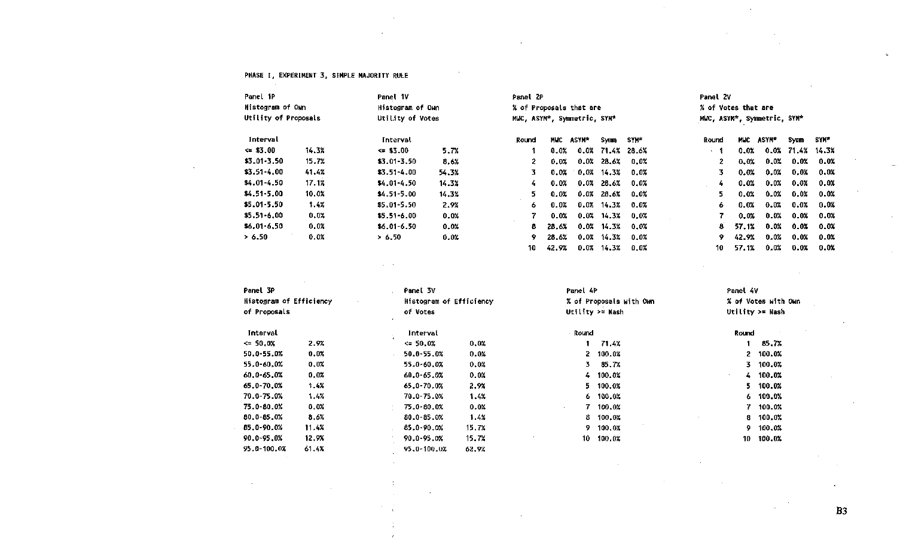PHASE I, EXPERIMENT 3, SIMPLE MAJORITY RULE

Panel 1P
Histogram of Own
Utility of Proposals

| Interval | |
|---|---|
| <= $3.00 | 14.3% |
| $3.01-3.50 | 15.7% |
| $3.51-4.00 | 41.4% |
| $4.01-4.50 | 17.1% |
| $4.51-5.00 | 10.0% |
| $5.01-5.50 | 1.4% |
| $5.51-6.00 | 0.0% |
| $6.01-6.50 | 0.0% |
| > 6.50 | 0.0% |

Panel 1V
Histogram of Own
Utility of Votes

| Interval | |
|---|---|
| <= $3.00 | 5.7% |
| $3.01-3.50 | 8.6% |
| $3.51-4.00 | 54.3% |
| $4.01-4.50 | 14.3% |
| $4.51-5.00 | 14.3% |
| $5.01-5.50 | 2.9% |
| $5.51-6.00 | 0.0% |
| $6.01-6.50 | 0.0% |
| > 6.50 | 0.0% |

Panel 2P
% of Proposals that are
MWC, ASYM*, Symmetric, SYM*

| Round | MWC | ASYM* | Symm | SYM* |
|---|---|---|---|---|
| 1 | 0.0% | 0.0% | 71.4% | 28.6% |
| 2 | 0.0% | 0.0% | 28.6% | 0.0% |
| 3 | 0.0% | 0.0% | 14.3% | 0.0% |
| 4 | 0.0% | 0.0% | 28.6% | 0.0% |
| 5 | 0.0% | 0.0% | 28.6% | 0.0% |
| 6 | 0.0% | 0.0% | 14.3% | 0.0% |
| 7 | 0.0% | 0.0% | 14.3% | 0.0% |
| 8 | 28.6% | 0.0% | 14.3% | 0.0% |
| 9 | 28.6% | 0.0% | 14.3% | 0.0% |
| 10 | 42.9% | 0.0% | 14.3% | 0.0% |

Panel 2V
% of Votes that are
MWC, ASYM*, Symmetric, SYM*

| Round | MWC | ASYM* | Symm | SYM* |
|---|---|---|---|---|
| 1 | 0.0% | 0.0% | 71.4% | 14.3% |
| 2 | 0.0% | 0.0% | 0.0% | 0.0% |
| 3 | 0.0% | 0.0% | 0.0% | 0.0% |
| 4 | 0.0% | 0.0% | 0.0% | 0.0% |
| 5 | 0.0% | 0.0% | 0.0% | 0.0% |
| 6 | 0.0% | 0.0% | 0.0% | 0.0% |
| 7 | 0.0% | 0.0% | 0.0% | 0.0% |
| 8 | 57.1% | 0.0% | 0.0% | 0.0% |
| 9 | 42.9% | 0.0% | 0.0% | 0.0% |
| 10 | 57.1% | 0.0% | 0.0% | 0.0% |

Panel 3P
Histogram of Efficiency
of Proposals

| Interval | |
|---|---|
| <= 50.0% | 2.9% |
| 50.0-55.0% | 0.0% |
| 55.0-60.0% | 0.0% |
| 60.0-65.0% | 0.0% |
| 65.0-70.0% | 1.4% |
| 70.0-75.0% | 1.4% |
| 75.0-80.0% | 0.0% |
| 80.0-85.0% | 8.6% |
| 85.0-90.0% | 11.4% |
| 90.0-95.0% | 12.9% |
| 95.0-100.0% | 61.4% |

Panel 3V
Histogram of Efficiency
of Votes

| Interval | |
|---|---|
| <= 50.0% | 0.0% |
| 50.0-55.0% | 0.0% |
| 55.0-60.0% | 0.0% |
| 60.0-65.0% | 0.0% |
| 65.0-70.0% | 2.9% |
| 70.0-75.0% | 1.4% |
| 75.0-80.0% | 0.0% |
| 80.0-85.0% | 1.4% |
| 85.0-90.0% | 15.7% |
| 90.0-95.0% | 15.7% |
| 95.0-100.0% | 62.9% |

Panel 4P
% of Proposals with Own
Utility >= Nash

| Round | |
|---|---|
| 1 | 71.4% |
| 2 | 100.0% |
| 3 | 85.7% |
| 4 | 100.0% |
| 5 | 100.0% |
| 6 | 100.0% |
| 7 | 100.0% |
| 8 | 100.0% |
| 9 | 100.0% |
| 10 | 100.0% |

Panel 4V
% of Votes with Own
Utility >= Nash

| Round | |
|---|---|
| 1 | 85.7% |
| 2 | 100.0% |
| 3 | 100.0% |
| 4 | 100.0% |
| 5 | 100.0% |
| 6 | 100.0% |
| 7 | 100.0% |
| 8 | 100.0% |
| 9 | 100.0% |
| 10 | 100.0% |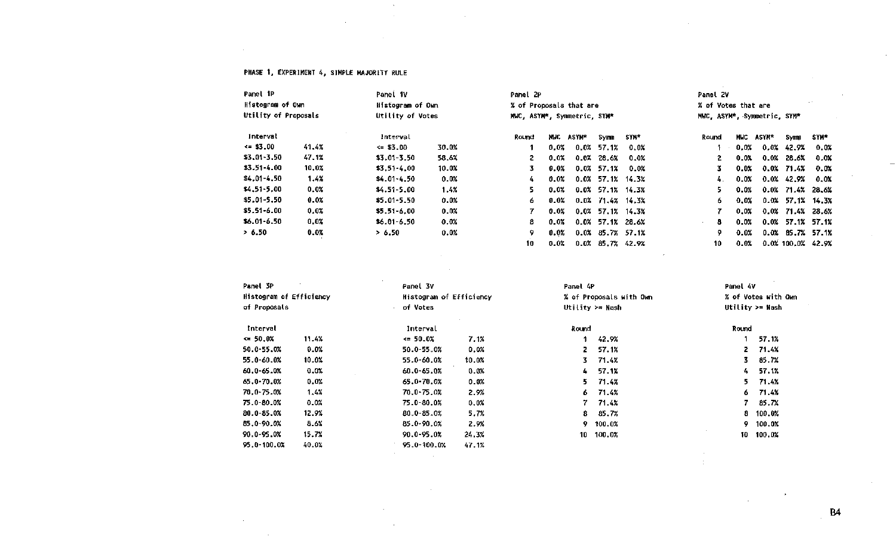PHASE 1, EXPERIMENT 4, SIMPLE MAJORITY RULE

Panel 1P
Histogram of Own
Utility of Proposals

| Interval | |
|---|---|
| <= $3.00 | 41.4% |
| $3.01-3.50 | 47.1% |
| $3.51-4.00 | 10.0% |
| $4.01-4.50 | 1.4% |
| $4.51-5.00 | 0.0% |
| $5.01-5.50 | 0.0% |
| $5.51-6.00 | 0.0% |
| $6.01-6.50 | 0.0% |
| > 6.50 | 0.0% |

Panel 1V
Histogram of Own
Utility of Votes

| Interval | |
|---|---|
| <= $3.00 | 30.0% |
| $3.01-3.50 | 58.6% |
| $3.51-4.00 | 10.0% |
| $4.01-4.50 | 0.0% |
| $4.51-5.00 | 1.4% |
| $5.01-5.50 | 0.0% |
| $5.51-6.00 | 0.0% |
| $6.01-6.50 | 0.0% |
| > 6.50 | 0.0% |

Panel 2P
% of Proposals that are
MWC, ASYM*, Symmetric, SYM*

| Round | MWC | ASYM* | Symm | SYM* |
|---|---|---|---|---|
| 1 | 0.0% | 0.0% | 57.1% | 0.0% |
| 2 | 0.0% | 0.0% | 28.6% | 0.0% |
| 3 | 0.0% | 0.0% | 57.1% | 0.0% |
| 4 | 0.0% | 0.0% | 57.1% | 14.3% |
| 5 | 0.0% | 0.0% | 57.1% | 14.3% |
| 6 | 0.0% | 0.0% | 71.4% | 14.3% |
| 7 | 0.0% | 0.0% | 57.1% | 14.3% |
| 8 | 0.0% | 0.0% | 57.1% | 28.6% |
| 9 | 0.0% | 0.0% | 85.7% | 57.1% |
| 10 | 0.0% | 0.0% | 85.7% | 42.9% |

Panel 2V
% of Votes that are
MWC, ASYM*, Symmetric, SYM*

| Round | MWC | ASYM* | Symm | SYM* |
|---|---|---|---|---|
| 1 | 0.0% | 0.0% | 42.9% | 0.0% |
| 2 | 0.0% | 0.0% | 28.6% | 0.0% |
| 3 | 0.0% | 0.0% | 71.4% | 0.0% |
| 4 | 0.0% | 0.0% | 42.9% | 0.0% |
| 5 | 0.0% | 0.0% | 71.4% | 28.6% |
| 6 | 0.0% | 0.0% | 57.1% | 14.3% |
| 7 | 0.0% | 0.0% | 71.4% | 28.6% |
| 8 | 0.0% | 0.0% | 57.1% | 57.1% |
| 9 | 0.0% | 0.0% | 85.7% | 57.1% |
| 10 | 0.0% | 0.0% | 100.0% | 42.9% |

Panel 3P
Histogram of Efficiency
of Proposals

| Interval | |
|---|---|
| <= 50.0% | 11.4% |
| 50.0-55.0% | 0.0% |
| 55.0-60.0% | 10.0% |
| 60.0-65.0% | 0.0% |
| 65.0-70.0% | 0.0% |
| 70.0-75.0% | 1.4% |
| 75.0-80.0% | 0.0% |
| 80.0-85.0% | 12.9% |
| 85.0-90.0% | 8.6% |
| 90.0-95.0% | 15.7% |
| 95.0-100.0% | 40.0% |

Panel 3V
Histogram of Efficiency
of Votes

| Interval | |
|---|---|
| <= 50.0% | 7.1% |
| 50.0-55.0% | 0.0% |
| 55.0-60.0% | 10.0% |
| 60.0-65.0% | 0.0% |
| 65.0-70.0% | 0.0% |
| 70.0-75.0% | 2.9% |
| 75.0-80.0% | 0.0% |
| 80.0-85.0% | 5.7% |
| 85.0-90.0% | 2.9% |
| 90.0-95.0% | 24.3% |
| 95.0-100.0% | 47.1% |

Panel 4P
% of Proposals with Own
Utility >= Nash

| Round | |
|---|---|
| 1 | 42.9% |
| 2 | 57.1% |
| 3 | 71.4% |
| 4 | 57.1% |
| 5 | 71.4% |
| 6 | 71.4% |
| 7 | 71.4% |
| 8 | 85.7% |
| 9 | 100.0% |
| 10 | 100.0% |

Panel 4V
% of Votes with Own
Utility >= Nash

| Round | |
|---|---|
| 1 | 57.1% |
| 2 | 71.4% |
| 3 | 85.7% |
| 4 | 57.1% |
| 5 | 71.4% |
| 6 | 71.4% |
| 7 | 85.7% |
| 8 | 100.0% |
| 9 | 100.0% |
| 10 | 100.0% |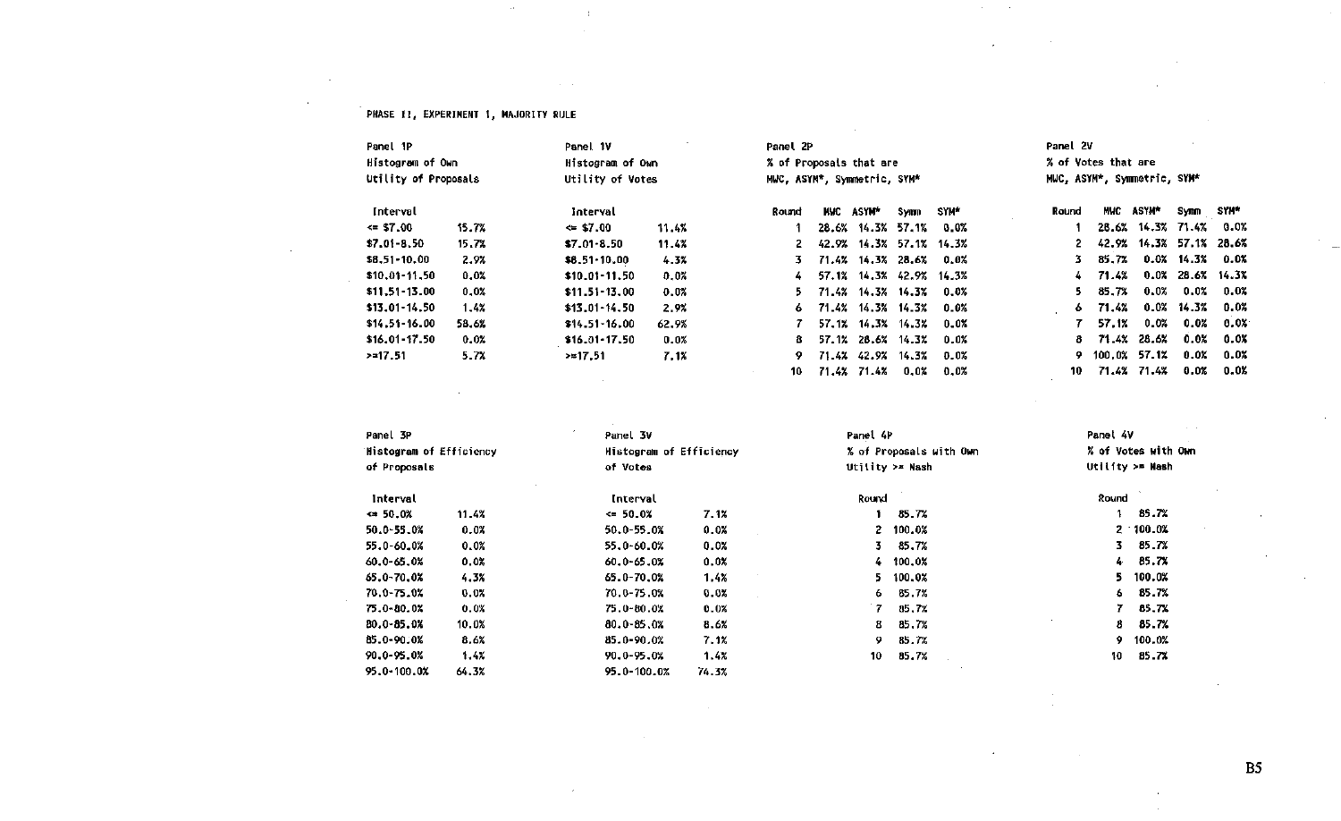PHASE II, EXPERIMENT 1, MAJORITY RULE

Panel 1P
Histogram of Own
Utility of Proposals

| Interval | |
|---|---|
| <= $7.00 | 15.7% |
| $7.01-8.50 | 15.7% |
| $8.51-10.00 | 2.9% |
| $10.01-11.50 | 0.0% |
| $11.51-13.00 | 0.0% |
| $13.01-14.50 | 1.4% |
| $14.51-16.00 | 58.6% |
| $16.01-17.50 | 0.0% |
| >=17.51 | 5.7% |

Panel 1V
Histogram of Own
Utility of Votes

| Interval | |
|---|---|
| <= $7.00 | 11.4% |
| $7.01-8.50 | 11.4% |
| $8.51-10.00 | 4.3% |
| $10.01-11.50 | 0.0% |
| $11.51-13.00 | 0.0% |
| $13.01-14.50 | 2.9% |
| $14.51-16.00 | 62.9% |
| $16.01-17.50 | 0.0% |
| >=17.51 | 7.1% |

Panel 2P
% of Proposals that are
MWC, ASYM*, Symmetric, SYM*

| Round | MWC | ASYM* | Symm | SYM* |
|---|---|---|---|---|
| 1 | 28.6% | 14.3% | 57.1% | 0.0% |
| 2 | 42.9% | 14.3% | 57.1% | 14.3% |
| 3 | 71.4% | 14.3% | 28.6% | 0.0% |
| 4 | 57.1% | 14.3% | 42.9% | 14.3% |
| 5 | 71.4% | 14.3% | 14.3% | 0.0% |
| 6 | 71.4% | 14.3% | 14.3% | 0.0% |
| 7 | 57.1% | 14.3% | 14.3% | 0.0% |
| 8 | 57.1% | 28.6% | 14.3% | 0.0% |
| 9 | 71.4% | 42.9% | 14.3% | 0.0% |
| 10 | 71.4% | 71.4% | 0.0% | 0.0% |

Panel 2V
% of Votes that are
MWC, ASYM*, Symmetric, SYM*

| Round | MWC | ASYM* | Symm | SYM* |
|---|---|---|---|---|
| 1 | 28.6% | 14.3% | 71.4% | 0.0% |
| 2 | 42.9% | 14.3% | 57.1% | 28.6% |
| 3 | 85.7% | 0.0% | 14.3% | 0.0% |
| 4 | 71.4% | 0.0% | 28.6% | 14.3% |
| 5 | 85.7% | 0.0% | 0.0% | 0.0% |
| 6 | 71.4% | 0.0% | 14.3% | 0.0% |
| 7 | 57.1% | 0.0% | 0.0% | 0.0% |
| 8 | 71.4% | 28.6% | 0.0% | 0.0% |
| 9 | 100.0% | 57.1% | 0.0% | 0.0% |
| 10 | 71.4% | 71.4% | 0.0% | 0.0% |

Panel 3P
Histogram of Efficiency
of Proposals

| Interval | |
|---|---|
| <= 50.0% | 11.4% |
| 50.0-55.0% | 0.0% |
| 55.0-60.0% | 0.0% |
| 60.0-65.0% | 0.0% |
| 65.0-70.0% | 4.3% |
| 70.0-75.0% | 0.0% |
| 75.0-80.0% | 0.0% |
| 80.0-85.0% | 10.0% |
| 85.0-90.0% | 8.6% |
| 90.0-95.0% | 1.4% |
| 95.0-100.0% | 64.3% |

Panel 3V
Histogram of Efficiency
of Votes

| Interval | |
|---|---|
| <= 50.0% | 7.1% |
| 50.0-55.0% | 0.0% |
| 55.0-60.0% | 0.0% |
| 60.0-65.0% | 0.0% |
| 65.0-70.0% | 1.4% |
| 70.0-75.0% | 0.0% |
| 75.0-80.0% | 0.0% |
| 80.0-85.0% | 8.6% |
| 85.0-90.0% | 7.1% |
| 90.0-95.0% | 1.4% |
| 95.0-100.0% | 74.3% |

Panel 4P
% of Proposals with Own
Utility >= Nash

| Round | |
|---|---|
| 1 | 85.7% |
| 2 | 100.0% |
| 3 | 85.7% |
| 4 | 100.0% |
| 5 | 100.0% |
| 6 | 85.7% |
| 7 | 85.7% |
| 8 | 85.7% |
| 9 | 85.7% |
| 10 | 85.7% |

Panel 4V
% of Votes with Own
Utility >= Nash

| Round | |
|---|---|
| 1 | 85.7% |
| 2 | 100.0% |
| 3 | 85.7% |
| 4 | 85.7% |
| 5 | 100.0% |
| 6 | 85.7% |
| 7 | 85.7% |
| 8 | 85.7% |
| 9 | 100.0% |
| 10 | 85.7% |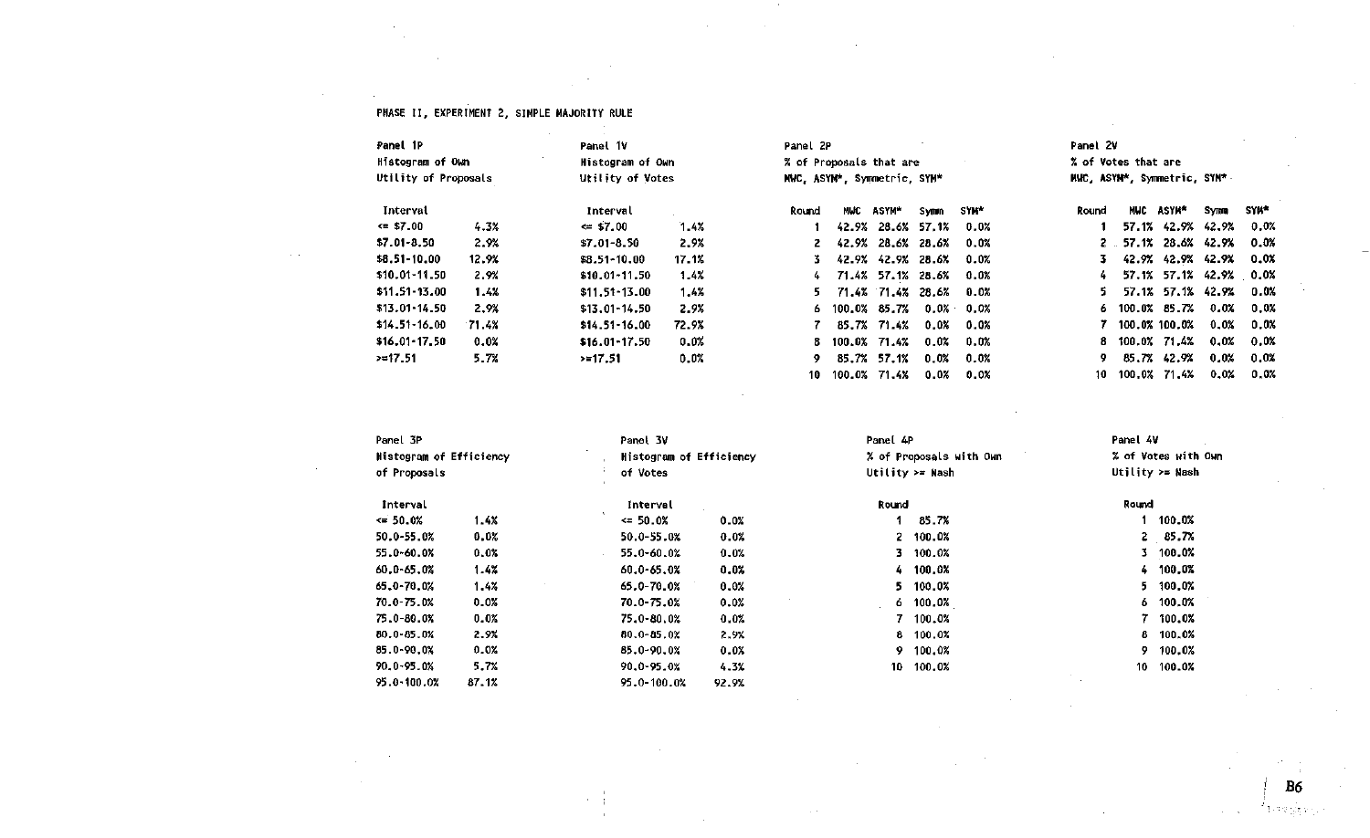PHASE II, EXPERIMENT 2, SIMPLE MAJORITY RULE

Panel 1P
Histogram of Own
Utility of Proposals

| Interval | |
|---|---|
| <= $7.00 | 4.3% |
| $7.01-8.50 | 2.9% |
| $8.51-10.00 | 12.9% |
| $10.01-11.50 | 2.9% |
| $11.51-13.00 | 1.4% |
| $13.01-14.50 | 2.9% |
| $14.51-16.00 | 71.4% |
| $16.01-17.50 | 0.0% |
| >=17.51 | 5.7% |

Panel 1V
Histogram of Own
Utility of Votes

| Interval | |
|---|---|
| <= $7.00 | 1.4% |
| $7.01-8.50 | 2.9% |
| $8.51-10.00 | 17.1% |
| $10.01-11.50 | 1.4% |
| $11.51-13.00 | 1.4% |
| $13.01-14.50 | 2.9% |
| $14.51-16.00 | 72.9% |
| $16.01-17.50 | 0.0% |
| >=17.51 | 0.0% |

Panel 2P
% of Proposals that are
MWC, ASYM*, Symmetric, SYM*

| Round | MWC | ASYM* | Symm | SYM* |
|---|---|---|---|---|
| 1 | 42.9% | 28.6% | 57.1% | 0.0% |
| 2 | 42.9% | 28.6% | 28.6% | 0.0% |
| 3 | 42.9% | 42.9% | 28.6% | 0.0% |
| 4 | 71.4% | 57.1% | 28.6% | 0.0% |
| 5 | 71.4% | 71.4% | 28.6% | 0.0% |
| 6 | 100.0% | 85.7% | 0.0% | 0.0% |
| 7 | 85.7% | 71.4% | 0.0% | 0.0% |
| 8 | 100.0% | 71.4% | 0.0% | 0.0% |
| 9 | 85.7% | 57.1% | 0.0% | 0.0% |
| 10 | 100.0% | 71.4% | 0.0% | 0.0% |

Panel 2V
% of Votes that are
MWC, ASYM*, Symmetric, SYM*

| Round | MWC | ASYM* | Symm | SYM* |
|---|---|---|---|---|
| 1 | 57.1% | 42.9% | 42.9% | 0.0% |
| 2 | 57.1% | 28.6% | 42.9% | 0.0% |
| 3 | 42.9% | 42.9% | 42.9% | 0.0% |
| 4 | 57.1% | 57.1% | 42.9% | 0.0% |
| 5 | 57.1% | 57.1% | 42.9% | 0.0% |
| 6 | 100.0% | 85.7% | 0.0% | 0.0% |
| 7 | 100.0% | 100.0% | 0.0% | 0.0% |
| 8 | 100.0% | 71.4% | 0.0% | 0.0% |
| 9 | 85.7% | 42.9% | 0.0% | 0.0% |
| 10 | 100.0% | 71.4% | 0.0% | 0.0% |

Panel 3P
Histogram of Efficiency
of Proposals

| Interval | |
|---|---|
| <= 50.0% | 1.4% |
| 50.0-55.0% | 0.0% |
| 55.0-60.0% | 0.0% |
| 60.0-65.0% | 1.4% |
| 65.0-70.0% | 1.4% |
| 70.0-75.0% | 0.0% |
| 75.0-80.0% | 0.0% |
| 80.0-85.0% | 2.9% |
| 85.0-90.0% | 0.0% |
| 90.0-95.0% | 5.7% |
| 95.0-100.0% | 87.1% |

Panel 3V
Histogram of Efficiency
of Votes

| Interval | |
|---|---|
| <= 50.0% | 0.0% |
| 50.0-55.0% | 0.0% |
| 55.0-60.0% | 0.0% |
| 60.0-65.0% | 0.0% |
| 65.0-70.0% | 0.0% |
| 70.0-75.0% | 0.0% |
| 75.0-80.0% | 0.0% |
| 80.0-85.0% | 2.9% |
| 85.0-90.0% | 0.0% |
| 90.0-95.0% | 4.3% |
| 95.0-100.0% | 92.9% |

Panel 4P
% of Proposals with Own
Utility >= Nash

| Round | |
|---|---|
| 1 | 85.7% |
| 2 | 100.0% |
| 3 | 100.0% |
| 4 | 100.0% |
| 5 | 100.0% |
| 6 | 100.0% |
| 7 | 100.0% |
| 8 | 100.0% |
| 9 | 100.0% |
| 10 | 100.0% |

Panel 4V
% of Votes with Own
Utility >= Nash

| Round | |
|---|---|
| 1 | 100.0% |
| 2 | 85.7% |
| 3 | 100.0% |
| 4 | 100.0% |
| 5 | 100.0% |
| 6 | 100.0% |
| 7 | 100.0% |
| 8 | 100.0% |
| 9 | 100.0% |
| 10 | 100.0% |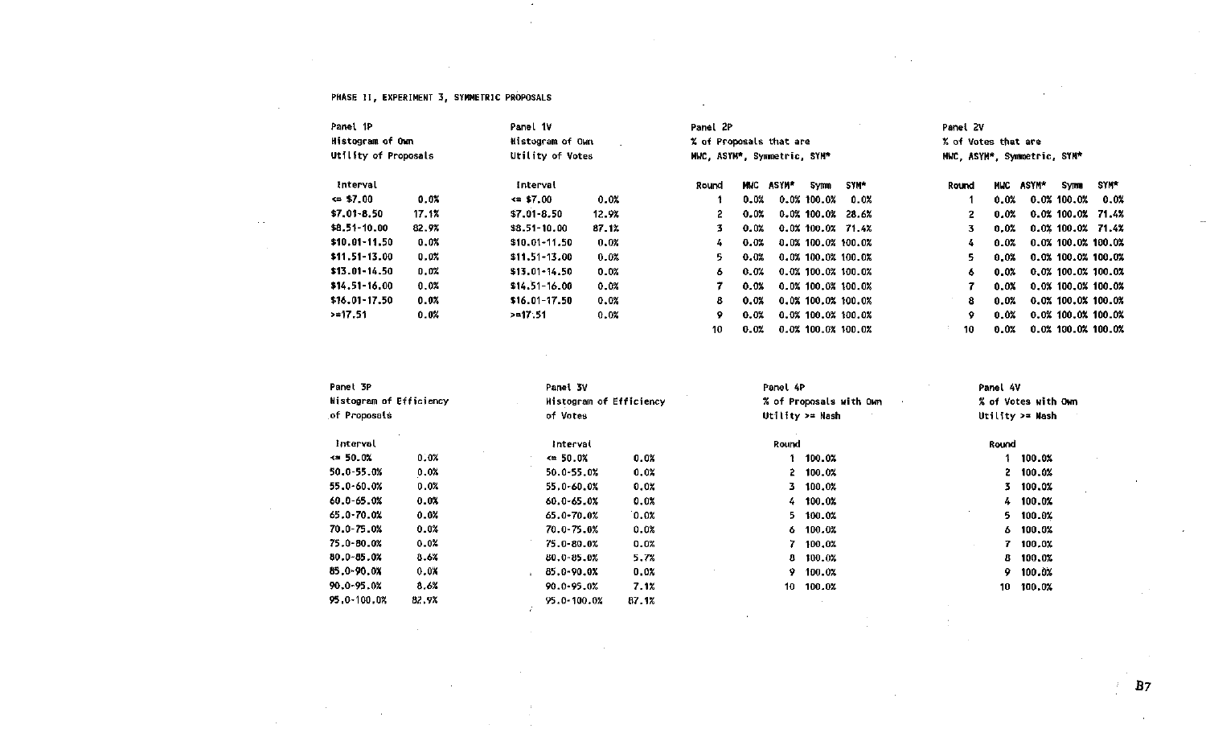PHASE II, EXPERIMENT 3, SYMMETRIC PROPOSALS

Panel 1P
Histogram of Own
Utility of Proposals

| Interval | |
|---|---|
| <= $7.00 | 0.0% |
| $7.01-8.50 | 17.1% |
| $8.51-10.00 | 82.9% |
| $10.01-11.50 | 0.0% |
| $11.51-13.00 | 0.0% |
| $13.01-14.50 | 0.0% |
| $14.51-16.00 | 0.0% |
| $16.01-17.50 | 0.0% |
| >=17.51 | 0.0% |

Panel 1V
Histogram of Own
Utility of Votes

| Interval | |
|---|---|
| <= $7.00 | 0.0% |
| $7.01-8.50 | 12.9% |
| $8.51-10.00 | 87.1% |
| $10.01-11.50 | 0.0% |
| $11.51-13.00 | 0.0% |
| $13.01-14.50 | 0.0% |
| $14.51-16.00 | 0.0% |
| $16.01-17.50 | 0.0% |
| >=17.51 | 0.0% |

Panel 2P
% of Proposals that are
MWC, ASYM*, Symmetric, SYM*

| Round | MWC | ASYM* | Symm | SYM* |
|---|---|---|---|---|
| 1 | 0.0% | 0.0% | 100.0% | 0.0% |
| 2 | 0.0% | 0.0% | 100.0% | 28.6% |
| 3 | 0.0% | 0.0% | 100.0% | 71.4% |
| 4 | 0.0% | 0.0% | 100.0% | 100.0% |
| 5 | 0.0% | 0.0% | 100.0% | 100.0% |
| 6 | 0.0% | 0.0% | 100.0% | 100.0% |
| 7 | 0.0% | 0.0% | 100.0% | 100.0% |
| 8 | 0.0% | 0.0% | 100.0% | 100.0% |
| 9 | 0.0% | 0.0% | 100.0% | 100.0% |
| 10 | 0.0% | 0.0% | 100.0% | 100.0% |

Panel 2V
% of Votes that are
MWC, ASYM*, Symmetric, SYM*

| Round | MWC | ASYM* | Symm | SYM* |
|---|---|---|---|---|
| 1 | 0.0% | 0.0% | 100.0% | 0.0% |
| 2 | 0.0% | 0.0% | 100.0% | 71.4% |
| 3 | 0.0% | 0.0% | 100.0% | 71.4% |
| 4 | 0.0% | 0.0% | 100.0% | 100.0% |
| 5 | 0.0% | 0.0% | 100.0% | 100.0% |
| 6 | 0.0% | 0.0% | 100.0% | 100.0% |
| 7 | 0.0% | 0.0% | 100.0% | 100.0% |
| 8 | 0.0% | 0.0% | 100.0% | 100.0% |
| 9 | 0.0% | 0.0% | 100.0% | 100.0% |
| 10 | 0.0% | 0.0% | 100.0% | 100.0% |

Panel 3P
Histogram of Efficiency
of Proposals

| Interval | |
|---|---|
| <= 50.0% | 0.0% |
| 50.0-55.0% | 0.0% |
| 55.0-60.0% | 0.0% |
| 60.0-65.0% | 0.0% |
| 65.0-70.0% | 0.0% |
| 70.0-75.0% | 0.0% |
| 75.0-80.0% | 0.0% |
| 80.0-85.0% | 8.6% |
| 85.0-90.0% | 0.0% |
| 90.0-95.0% | 8.6% |
| 95.0-100.0% | 82.9% |

Panel 3V
Histogram of Efficiency
of Votes

| Interval | |
|---|---|
| <= 50.0% | 0.0% |
| 50.0-55.0% | 0.0% |
| 55.0-60.0% | 0.0% |
| 60.0-65.0% | 0.0% |
| 65.0-70.0% | 0.0% |
| 70.0-75.0% | 0.0% |
| 75.0-80.0% | 0.0% |
| 80.0-85.0% | 5.7% |
| 85.0-90.0% | 0.0% |
| 90.0-95.0% | 7.1% |
| 95.0-100.0% | 87.1% |

Panel 4P
% of Proposals with Own
Utility >= Nash

| Round | |
|---|---|
| 1 | 100.0% |
| 2 | 100.0% |
| 3 | 100.0% |
| 4 | 100.0% |
| 5 | 100.0% |
| 6 | 100.0% |
| 7 | 100.0% |
| 8 | 100.0% |
| 9 | 100.0% |
| 10 | 100.0% |

Panel 4V
% of Votes with Own
Utility >= Nash

| Round | |
|---|---|
| 1 | 100.0% |
| 2 | 100.0% |
| 3 | 100.0% |
| 4 | 100.0% |
| 5 | 100.0% |
| 6 | 100.0% |
| 7 | 100.0% |
| 8 | 100.0% |
| 9 | 100.0% |
| 10 | 100.0% |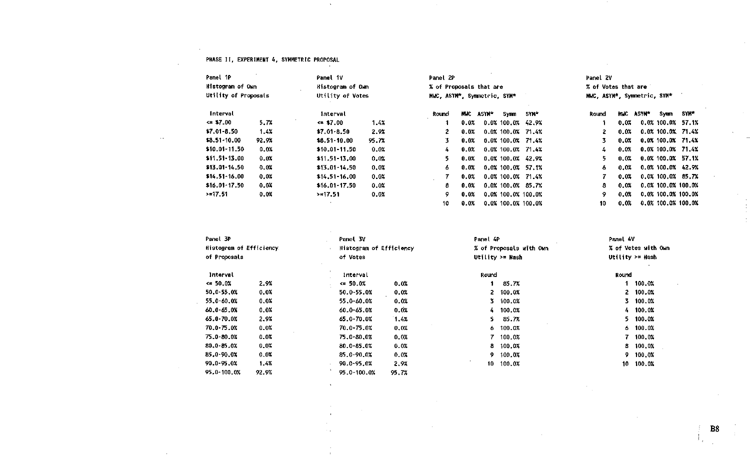PHASE II, EXPERIMENT 4, SYMMETRIC PROPOSAL

Panel 1P
Histogram of Own
Utility of Proposals

| Interval | |
|---|---|
| <= $7.00 | 5.7% |
| $7.01-8.50 | 1.4% |
| $8.51-10.00 | 92.9% |
| $10.01-11.50 | 0.0% |
| $11.51-13.00 | 0.0% |
| $13.01-14.50 | 0.0% |
| $14.51-16.00 | 0.0% |
| $16.01-17.50 | 0.0% |
| >=17.51 | 0.0% |

Panel 1V
Histogram of Own
Utility of Votes

| Interval | |
|---|---|
| <= $7.00 | 1.4% |
| $7.01-8.50 | 2.9% |
| $8.51-10.00 | 95.7% |
| $10.01-11.50 | 0.0% |
| $11.51-13.00 | 0.0% |
| $13.01-14.50 | 0.0% |
| $14.51-16.00 | 0.0% |
| $16.01-17.50 | 0.0% |
| >=17.51 | 0.0% |

Panel 2P
% of Proposals that are
MWC, ASYM*, Symmetric, SYM*

| Round | MWC | ASYM* | Symm | SYM* |
|---|---|---|---|---|
| 1 | 0.0% | 0.0% | 100.0% | 42.9% |
| 2 | 0.0% | 0.0% | 100.0% | 71.4% |
| 3 | 0.0% | 0.0% | 100.0% | 71.4% |
| 4 | 0.0% | 0.0% | 100.0% | 71.4% |
| 5 | 0.0% | 0.0% | 100.0% | 42.9% |
| 6 | 0.0% | 0.0% | 100.0% | 57.1% |
| 7 | 0.0% | 0.0% | 100.0% | 71.4% |
| 8 | 0.0% | 0.0% | 100.0% | 85.7% |
| 9 | 0.0% | 0.0% | 100.0% | 100.0% |
| 10 | 0.0% | 0.0% | 100.0% | 100.0% |

Panel 2V
% of Votes that are
MWC, ASYM*, Symmetric, SYM*

| Round | MWC | ASYM* | Symm | SYM* |
|---|---|---|---|---|
| 1 | 0.0% | 0.0% | 100.0% | 57.1% |
| 2 | 0.0% | 0.0% | 100.0% | 71.4% |
| 3 | 0.0% | 0.0% | 100.0% | 71.4% |
| 4 | 0.0% | 0.0% | 100.0% | 71.4% |
| 5 | 0.0% | 0.0% | 100.0% | 57.1% |
| 6 | 0.0% | 0.0% | 100.0% | 42.9% |
| 7 | 0.0% | 0.0% | 100.0% | 85.7% |
| 8 | 0.0% | 0.0% | 100.0% | 100.0% |
| 9 | 0.0% | 0.0% | 100.0% | 100.0% |
| 10 | 0.0% | 0.0% | 100.0% | 100.0% |

Panel 3P
Histogram of Efficiency
of Proposals

| Interval | |
|---|---|
| <= 50.0% | 2.9% |
| 50.0-55.0% | 0.0% |
| 55.0-60.0% | 0.0% |
| 60.0-65.0% | 0.0% |
| 65.0-70.0% | 2.9% |
| 70.0-75.0% | 0.0% |
| 75.0-80.0% | 0.0% |
| 80.0-85.0% | 0.0% |
| 85.0-90.0% | 0.0% |
| 90.0-95.0% | 1.4% |
| 95.0-100.0% | 92.9% |

Panel 3V
Histogram of Efficiency
of Votes

| Interval | |
|---|---|
| <= 50.0% | 0.0% |
| 50.0-55.0% | 0.0% |
| 55.0-60.0% | 0.0% |
| 60.0-65.0% | 0.0% |
| 65.0-70.0% | 1.4% |
| 70.0-75.0% | 0.0% |
| 75.0-80.0% | 0.0% |
| 80.0-85.0% | 0.0% |
| 85.0-90.0% | 0.0% |
| 90.0-95.0% | 2.9% |
| 95.0-100.0% | 95.7% |

Panel 4P
% of Proposals with Own
Utility >= Nash

| Round | |
|---|---|
| 1 | 85.7% |
| 2 | 100.0% |
| 3 | 100.0% |
| 4 | 100.0% |
| 5 | 85.7% |
| 6 | 100.0% |
| 7 | 100.0% |
| 8 | 100.0% |
| 9 | 100.0% |
| 10 | 100.0% |

Panel 4V
% of Votes with Own
Utility >= Nash

| Round | |
|---|---|
| 1 | 100.0% |
| 2 | 100.0% |
| 3 | 100.0% |
| 4 | 100.0% |
| 5 | 100.0% |
| 6 | 100.0% |
| 7 | 100.0% |
| 8 | 100.0% |
| 9 | 100.0% |
| 10 | 100.0% |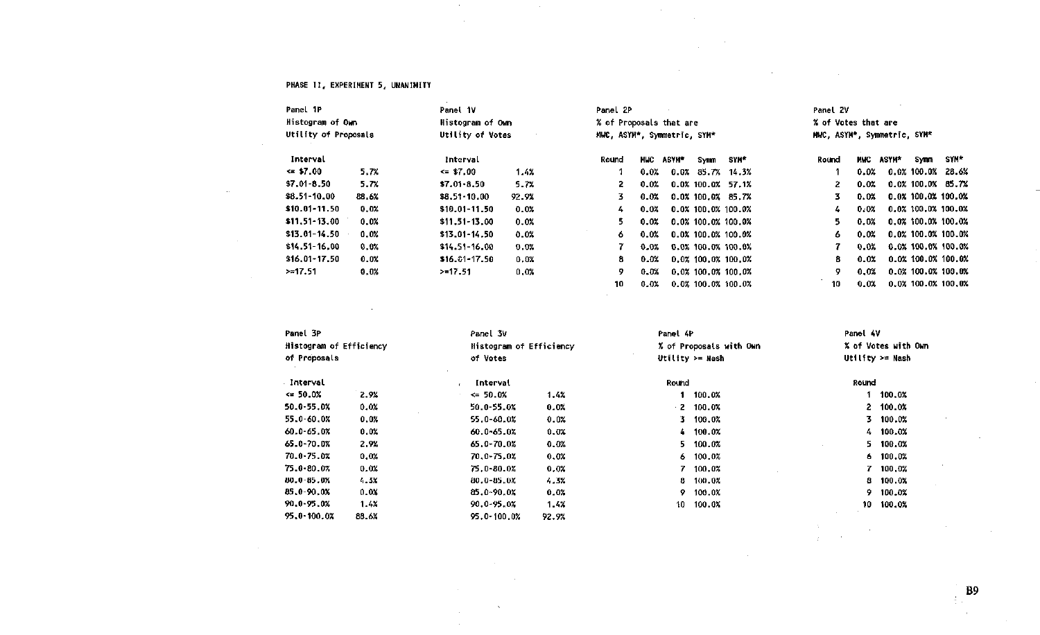PHASE II, EXPERIMENT 5, UNANIMITY

Panel 1P
Histogram of Own
Utility of Proposals

| Interval | |
|---|---|
| <= $7.00 | 5.7% |
| $7.01-8.50 | 5.7% |
| $8.51-10.00 | 88.6% |
| $10.01-11.50 | 0.0% |
| $11.51-13.00 | 0.0% |
| $13.01-14.50 | 0.0% |
| $14.51-16.00 | 0.0% |
| $16.01-17.50 | 0.0% |
| >=17.51 | 0.0% |

Panel 1V
Histogram of Own
Utility of Votes

| Interval | |
|---|---|
| <= $7.00 | 1.4% |
| $7.01-8.50 | 5.7% |
| $8.51-10.00 | 92.9% |
| $10.01-11.50 | 0.0% |
| $11.51-13.00 | 0.0% |
| $13.01-14.50 | 0.0% |
| $14.51-16.00 | 0.0% |
| $16.01-17.50 | 0.0% |
| >=17.51 | 0.0% |

Panel 2P
% of Proposals that are
MWC, ASYM*, Symmetric, SYM*

| Round | MWC | ASYM* | Symm | SYM* |
|---|---|---|---|---|
| 1 | 0.0% | 0.0% | 85.7% | 14.3% |
| 2 | 0.0% | 0.0% | 100.0% | 57.1% |
| 3 | 0.0% | 0.0% | 100.0% | 85.7% |
| 4 | 0.0% | 0.0% | 100.0% | 100.0% |
| 5 | 0.0% | 0.0% | 100.0% | 100.0% |
| 6 | 0.0% | 0.0% | 100.0% | 100.0% |
| 7 | 0.0% | 0.0% | 100.0% | 100.0% |
| 8 | 0.0% | 0.0% | 100.0% | 100.0% |
| 9 | 0.0% | 0.0% | 100.0% | 100.0% |
| 10 | 0.0% | 0.0% | 100.0% | 100.0% |

Panel 2V
% of Votes that are
MWC, ASYM*, Symmetric, SYM*

| Round | MWC | ASYM* | Symm | SYM* |
|---|---|---|---|---|
| 1 | 0.0% | 0.0% | 100.0% | 28.6% |
| 2 | 0.0% | 0.0% | 100.0% | 85.7% |
| 3 | 0.0% | 0.0% | 100.0% | 100.0% |
| 4 | 0.0% | 0.0% | 100.0% | 100.0% |
| 5 | 0.0% | 0.0% | 100.0% | 100.0% |
| 6 | 0.0% | 0.0% | 100.0% | 100.0% |
| 7 | 0.0% | 0.0% | 100.0% | 100.0% |
| 8 | 0.0% | 0.0% | 100.0% | 100.0% |
| 9 | 0.0% | 0.0% | 100.0% | 100.0% |
| 10 | 0.0% | 0.0% | 100.0% | 100.0% |

Panel 3P
Histogram of Efficiency
of Proposals

| Interval | |
|---|---|
| <= 50.0% | 2.9% |
| 50.0-55.0% | 0.0% |
| 55.0-60.0% | 0.0% |
| 60.0-65.0% | 0.0% |
| 65.0-70.0% | 2.9% |
| 70.0-75.0% | 0.0% |
| 75.0-80.0% | 0.0% |
| 80.0-85.0% | 4.3% |
| 85.0-90.0% | 0.0% |
| 90.0-95.0% | 1.4% |
| 95.0-100.0% | 88.6% |

Panel 3V
Histogram of Efficiency
of Votes

| Interval | |
|---|---|
| <= 50.0% | 1.4% |
| 50.0-55.0% | 0.0% |
| 55.0-60.0% | 0.0% |
| 60.0-65.0% | 0.0% |
| 65.0-70.0% | 0.0% |
| 70.0-75.0% | 0.0% |
| 75.0-80.0% | 0.0% |
| 80.0-85.0% | 4.3% |
| 85.0-90.0% | 0.0% |
| 90.0-95.0% | 1.4% |
| 95.0-100.0% | 92.9% |

Panel 4P
% of Proposals with Own
Utility >= Nash

| Round | |
|---|---|
| 1 | 100.0% |
| 2 | 100.0% |
| 3 | 100.0% |
| 4 | 100.0% |
| 5 | 100.0% |
| 6 | 100.0% |
| 7 | 100.0% |
| 8 | 100.0% |
| 9 | 100.0% |
| 10 | 100.0% |

Panel 4V
% of Votes with Own
Utility >= Nash

| Round | |
|---|---|
| 1 | 100.0% |
| 2 | 100.0% |
| 3 | 100.0% |
| 4 | 100.0% |
| 5 | 100.0% |
| 6 | 100.0% |
| 7 | 100.0% |
| 8 | 100.0% |
| 9 | 100.0% |
| 10 | 100.0% |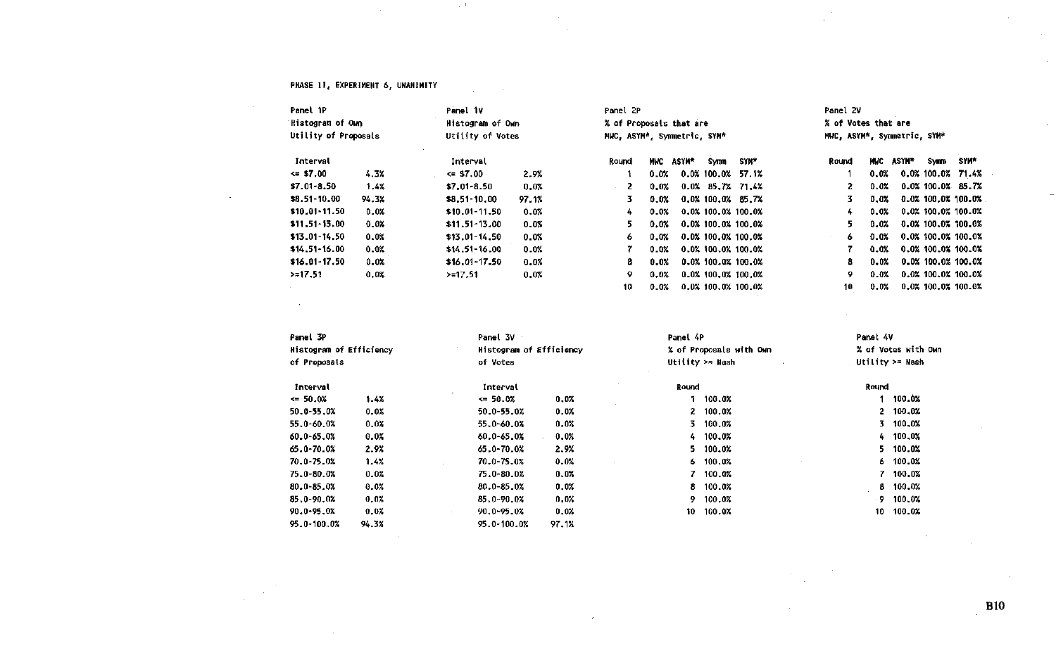PHASE II, EXPERIMENT 6, UNANIMITY

Panel 1P
Histogram of Own
Utility of Proposals

| Interval | |
|---|---|
| <= $7.00 | 4.3% |
| $7.01-8.50 | 1.4% |
| $8.51-10.00 | 94.3% |
| $10.01-11.50 | 0.0% |
| $11.51-13.00 | 0.0% |
| $13.01-14.50 | 0.0% |
| $14.51-16.00 | 0.0% |
| $16.01-17.50 | 0.0% |
| >=17.51 | 0.0% |

Panel 1V
Histogram of Own
Utility of Votes

| Interval | |
|---|---|
| <= $7.00 | 2.9% |
| $7.01-8.50 | 0.0% |
| $8.51-10.00 | 97.1% |
| $10.01-11.50 | 0.0% |
| $11.51-13.00 | 0.0% |
| $13.01-14.50 | 0.0% |
| $14.51-16.00 | 0.0% |
| $16.01-17.50 | 0.0% |
| >=17.51 | 0.0% |

Panel 2P
% of Proposals that are
MWC, ASYM*, Symmetric, SYM*

| Round | MWC | ASYM* | Symm | SYM* |
|---|---|---|---|---|
| 1 | 0.0% | 0.0% | 100.0% | 57.1% |
| 2 | 0.0% | 0.0% | 85.7% | 71.4% |
| 3 | 0.0% | 0.0% | 100.0% | 85.7% |
| 4 | 0.0% | 0.0% | 100.0% | 100.0% |
| 5 | 0.0% | 0.0% | 100.0% | 100.0% |
| 6 | 0.0% | 0.0% | 100.0% | 100.0% |
| 7 | 0.0% | 0.0% | 100.0% | 100.0% |
| 8 | 0.0% | 0.0% | 100.0% | 100.0% |
| 9 | 0.0% | 0.0% | 100.0% | 100.0% |
| 10 | 0.0% | 0.0% | 100.0% | 100.0% |

Panel 2V
% of Votes that are
MWC, ASYM*, Symmetric, SYM*

| Round | MWC | ASYM* | Symm | SYM* |
|---|---|---|---|---|
| 1 | 0.0% | 0.0% | 100.0% | 71.4% |
| 2 | 0.0% | 0.0% | 100.0% | 85.7% |
| 3 | 0.0% | 0.0% | 100.0% | 100.0% |
| 4 | 0.0% | 0.0% | 100.0% | 100.0% |
| 5 | 0.0% | 0.0% | 100.0% | 100.0% |
| 6 | 0.0% | 0.0% | 100.0% | 100.0% |
| 7 | 0.0% | 0.0% | 100.0% | 100.0% |
| 8 | 0.0% | 0.0% | 100.0% | 100.0% |
| 9 | 0.0% | 0.0% | 100.0% | 100.0% |
| 10 | 0.0% | 0.0% | 100.0% | 100.0% |

Panel 3P
Histogram of Efficiency
of Proposals

| Interval | |
|---|---|
| <= 50.0% | 1.4% |
| 50.0-55.0% | 0.0% |
| 55.0-60.0% | 0.0% |
| 60.0-65.0% | 0.0% |
| 65.0-70.0% | 2.9% |
| 70.0-75.0% | 1.4% |
| 75.0-80.0% | 0.0% |
| 80.0-85.0% | 0.0% |
| 85.0-90.0% | 0.0% |
| 90.0-95.0% | 0.0% |
| 95.0-100.0% | 94.3% |

Panel 3V
Histogram of Efficiency
of Votes

| Interval | |
|---|---|
| <= 50.0% | 0.0% |
| 50.0-55.0% | 0.0% |
| 55.0-60.0% | 0.0% |
| 60.0-65.0% | 0.0% |
| 65.0-70.0% | 2.9% |
| 70.0-75.0% | 0.0% |
| 75.0-80.0% | 0.0% |
| 80.0-85.0% | 0.0% |
| 85.0-90.0% | 0.0% |
| 90.0-95.0% | 0.0% |
| 95.0-100.0% | 97.1% |

Panel 4P
% of Proposals with Own
Utility >= Nash

| Round | |
|---|---|
| 1 | 100.0% |
| 2 | 100.0% |
| 3 | 100.0% |
| 4 | 100.0% |
| 5 | 100.0% |
| 6 | 100.0% |
| 7 | 100.0% |
| 8 | 100.0% |
| 9 | 100.0% |
| 10 | 100.0% |

Panel 4V
% of Votes with Own
Utility >= Nash

| Round | |
|---|---|
| 1 | 100.0% |
| 2 | 100.0% |
| 3 | 100.0% |
| 4 | 100.0% |
| 5 | 100.0% |
| 6 | 100.0% |
| 7 | 100.0% |
| 8 | 100.0% |
| 9 | 100.0% |
| 10 | 100.0% |